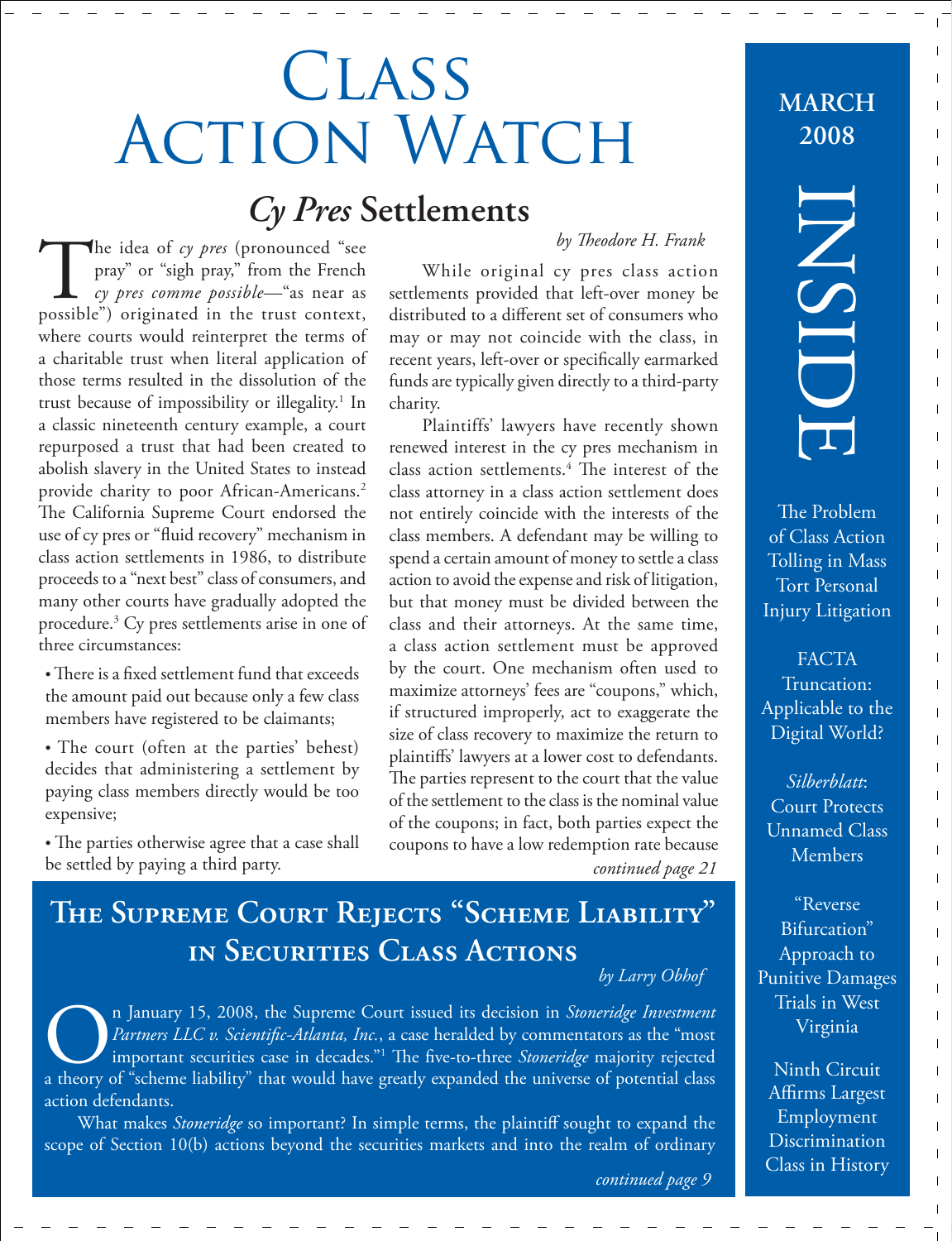# Class Action Watch

**March 2008**

## *Cy Pres* Settlements

*by Theodore H. Frank*

The idea of *cy pres* (pronounced "see pray" or "sigh pray," from the French *cy pres comme possible*—"as near as possible") originated in the trust context, where courts would reinterpret the terms of a charitable trust when literal application of those terms resulted in the dissolution of the trust because of impossibility or illegality.[1] In a classic nineteenth century example, a court repurposed a trust that had been created to abolish slavery in the United States to instead provide charity to poor African-Americans.[2] The California Supreme Court endorsed the use of cy pres or "fluid recovery" mechanism in class action settlements in 1986, to distribute proceeds to a "next best" class of consumers, and many other courts have gradually adopted the procedure.[3] Cy pres settlements arise in one of three circumstances:

- There is a fixed settlement fund that exceeds the amount paid out because only a few class members have registered to be claimants;
- The court (often at the parties' behest) decides that administering a settlement by paying class members directly would be too expensive;
- The parties otherwise agree that a case shall be settled by paying a third party.

While original cy pres class action settlements provided that left-over money be distributed to a different set of consumers who may or may not coincide with the class, in recent years, left-over or specifically earmarked funds are typically given directly to a third-party charity.

Plaintiffs' lawyers have recently shown renewed interest in the cy pres mechanism in class action settlements.[4] The interest of the class attorney in a class action settlement does not entirely coincide with the interests of the class members. A defendant may be willing to spend a certain amount of money to settle a class action to avoid the expense and risk of litigation, but that money must be divided between the class and their attorneys. At the same time, a class action settlement must be approved by the court. One mechanism often used to maximize attorneys' fees are "coupons," which, if structured improperly, act to exaggerate the size of class recovery to maximize the return to plaintiffs' lawyers at a lower cost to defendants. The parties represent to the court that the value of the settlement to the class is the nominal value of the coupons; in fact, both parties expect the coupons to have a low redemption rate because

*continued page 21*

## The Supreme Court Rejects "Scheme Liability" in Securities Class Actions

*by Larry Obhof*

On January 15, 2008, the Supreme Court issued its decision in *Stoneridge Investment Partners LLC v. Scientific-Atlanta, Inc.*, a case heralded by commentators as the "most important securities case in decades."[1] The five-to-three *Stoneridge* majority rejected a theory of "scheme liability" that would have greatly expanded the universe of potential class action defendants.

What makes *Stoneridge* so important? In simple terms, the plaintiff sought to expand the scope of Section 10(b) actions beyond the securities markets and into the realm of ordinary

*continued page 9*

## Inside

The Problem of Class Action Tolling in Mass Tort Personal Injury Litigation

FACTA Truncation: Applicable to the Digital World?

*Silberblatt*: Court Protects Unnamed Class Members

"Reverse Bifurcation" Approach to Punitive Damages Trials in West Virginia

Ninth Circuit Affirms Largest Employment Discrimination Class in History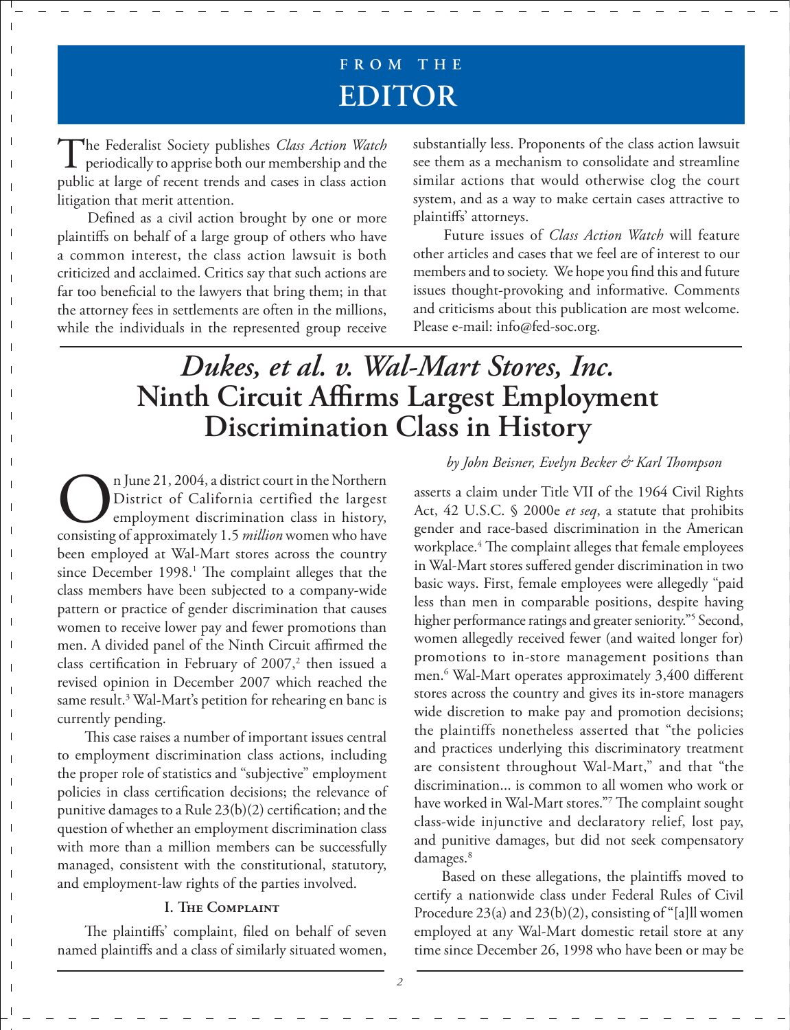# FROM THE EDITOR

The Federalist Society publishes *Class Action Watch* periodically to apprise both our membership and the public at large of recent trends and cases in class action litigation that merit attention.

Defined as a civil action brought by one or more plaintiffs on behalf of a large group of others who have a common interest, the class action lawsuit is both criticized and acclaimed. Critics say that such actions are far too beneficial to the lawyers that bring them; in that the attorney fees in settlements are often in the millions, while the individuals in the represented group receive substantially less. Proponents of the class action lawsuit see them as a mechanism to consolidate and streamline similar actions that would otherwise clog the court system, and as a way to make certain cases attractive to plaintiffs' attorneys.

Future issues of *Class Action Watch* will feature other articles and cases that we feel are of interest to our members and to society. We hope you find this and future issues thought-provoking and informative. Comments and criticisms about this publication are most welcome. Please e-mail: info@fed-soc.org.

# *Dukes, et al. v. Wal-Mart Stores, Inc.* Ninth Circuit Affirms Largest Employment Discrimination Class in History

*by John Beisner, Evelyn Becker & Karl Thompson*

On June 21, 2004, a district court in the Northern District of California certified the largest employment discrimination class in history, consisting of approximately 1.5 *million* women who have been employed at Wal-Mart stores across the country since December 1998.[1] The complaint alleges that the class members have been subjected to a company-wide pattern or practice of gender discrimination that causes women to receive lower pay and fewer promotions than men. A divided panel of the Ninth Circuit affirmed the class certification in February of 2007,[2] then issued a revised opinion in December 2007 which reached the same result.[3] Wal-Mart's petition for rehearing en banc is currently pending.

This case raises a number of important issues central to employment discrimination class actions, including the proper role of statistics and "subjective" employment policies in class certification decisions; the relevance of punitive damages to a Rule 23(b)(2) certification; and the question of whether an employment discrimination class with more than a million members can be successfully managed, consistent with the constitutional, statutory, and employment-law rights of the parties involved.

### I. The Complaint

The plaintiffs' complaint, filed on behalf of seven named plaintiffs and a class of similarly situated women, asserts a claim under Title VII of the 1964 Civil Rights Act, 42 U.S.C. § 2000e *et seq*, a statute that prohibits gender and race-based discrimination in the American workplace.[4] The complaint alleges that female employees in Wal-Mart stores suffered gender discrimination in two basic ways. First, female employees were allegedly "paid less than men in comparable positions, despite having higher performance ratings and greater seniority."[5] Second, women allegedly received fewer (and waited longer for) promotions to in-store management positions than men.[6] Wal-Mart operates approximately 3,400 different stores across the country and gives its in-store managers wide discretion to make pay and promotion decisions; the plaintiffs nonetheless asserted that "the policies and practices underlying this discriminatory treatment are consistent throughout Wal-Mart," and that "the discrimination... is common to all women who work or have worked in Wal-Mart stores."[7] The complaint sought class-wide injunctive and declaratory relief, lost pay, and punitive damages, but did not seek compensatory damages.[8]

Based on these allegations, the plaintiffs moved to certify a nationwide class under Federal Rules of Civil Procedure 23(a) and 23(b)(2), consisting of "[a]ll women employed at any Wal-Mart domestic retail store at any time since December 26, 1998 who have been or may be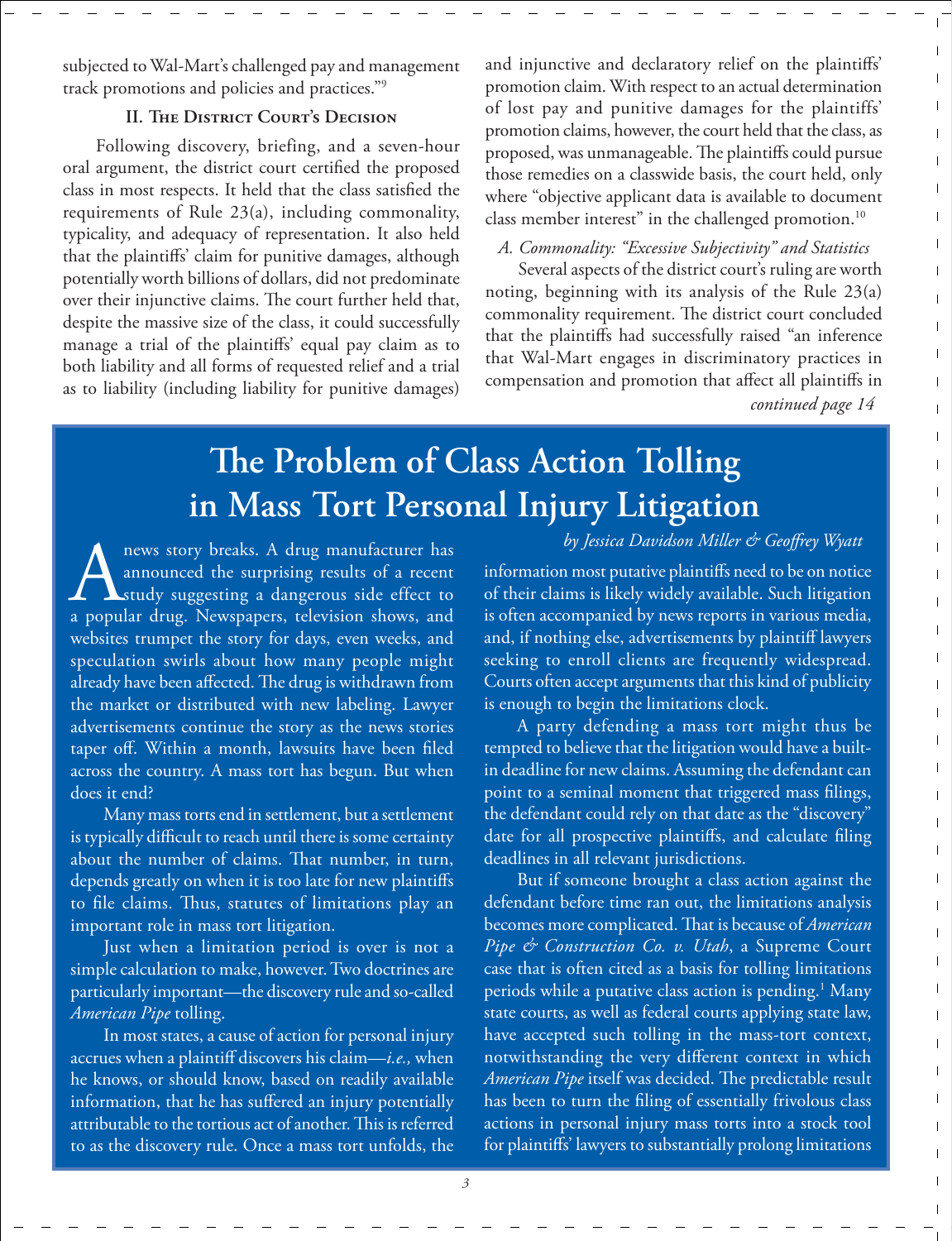subjected to Wal-Mart's challenged pay and management track promotions and policies and practices."[9]

### II. The District Court's Decision

Following discovery, briefing, and a seven-hour oral argument, the district court certified the proposed class in most respects. It held that the class satisfied the requirements of Rule 23(a), including commonality, typicality, and adequacy of representation. It also held that the plaintiffs' claim for punitive damages, although potentially worth billions of dollars, did not predominate over their injunctive claims. The court further held that, despite the massive size of the class, it could successfully manage a trial of the plaintiffs' equal pay claim as to both liability and all forms of requested relief and a trial as to liability (including liability for punitive damages) and injunctive and declaratory relief on the plaintiffs' promotion claim. With respect to an actual determination of lost pay and punitive damages for the plaintiffs' promotion claims, however, the court held that the class, as proposed, was unmanageable. The plaintiffs could pursue those remedies on a classwide basis, the court held, only where "objective applicant data is available to document class member interest" in the challenged promotion.[10]

*A. Commonality: "Excessive Subjectivity" and Statistics*

Several aspects of the district court's ruling are worth noting, beginning with its analysis of the Rule 23(a) commonality requirement. The district court concluded that the plaintiffs had successfully raised "an inference that Wal-Mart engages in discriminatory practices in compensation and promotion that affect all plaintiffs in

*continued page 14*

# The Problem of Class Action Tolling in Mass Tort Personal Injury Litigation

*by Jessica Davidson Miller & Geoffrey Wyatt*

A news story breaks. A drug manufacturer has announced the surprising results of a recent study suggesting a dangerous side effect to a popular drug. Newspapers, television shows, and websites trumpet the story for days, even weeks, and speculation swirls about how many people might already have been affected. The drug is withdrawn from the market or distributed with new labeling. Lawyer advertisements continue the story as the news stories taper off. Within a month, lawsuits have been filed across the country. A mass tort has begun. But when does it end?

Many mass torts end in settlement, but a settlement is typically difficult to reach until there is some certainty about the number of claims. That number, in turn, depends greatly on when it is too late for new plaintiffs to file claims. Thus, statutes of limitations play an important role in mass tort litigation.

Just when a limitation period is over is not a simple calculation to make, however. Two doctrines are particularly important—the discovery rule and so-called *American Pipe* tolling.

In most states, a cause of action for personal injury accrues when a plaintiff discovers his claim—*i.e.,* when he knows, or should know, based on readily available information, that he has suffered an injury potentially attributable to the tortious act of another. This is referred to as the discovery rule. Once a mass tort unfolds, the information most putative plaintiffs need to be on notice of their claims is likely widely available. Such litigation is often accompanied by news reports in various media, and, if nothing else, advertisements by plaintiff lawyers seeking to enroll clients are frequently widespread. Courts often accept arguments that this kind of publicity is enough to begin the limitations clock.

A party defending a mass tort might thus be tempted to believe that the litigation would have a built-in deadline for new claims. Assuming the defendant can point to a seminal moment that triggered mass filings, the defendant could rely on that date as the "discovery" date for all prospective plaintiffs, and calculate filing deadlines in all relevant jurisdictions.

But if someone brought a class action against the defendant before time ran out, the limitations analysis becomes more complicated. That is because of *American Pipe & Construction Co. v. Utah*, a Supreme Court case that is often cited as a basis for tolling limitations periods while a putative class action is pending.[1] Many state courts, as well as federal courts applying state law, have accepted such tolling in the mass-tort context, notwithstanding the very different context in which *American Pipe* itself was decided. The predictable result has been to turn the filing of essentially frivolous class actions in personal injury mass torts into a stock tool for plaintiffs' lawyers to substantially prolong limitations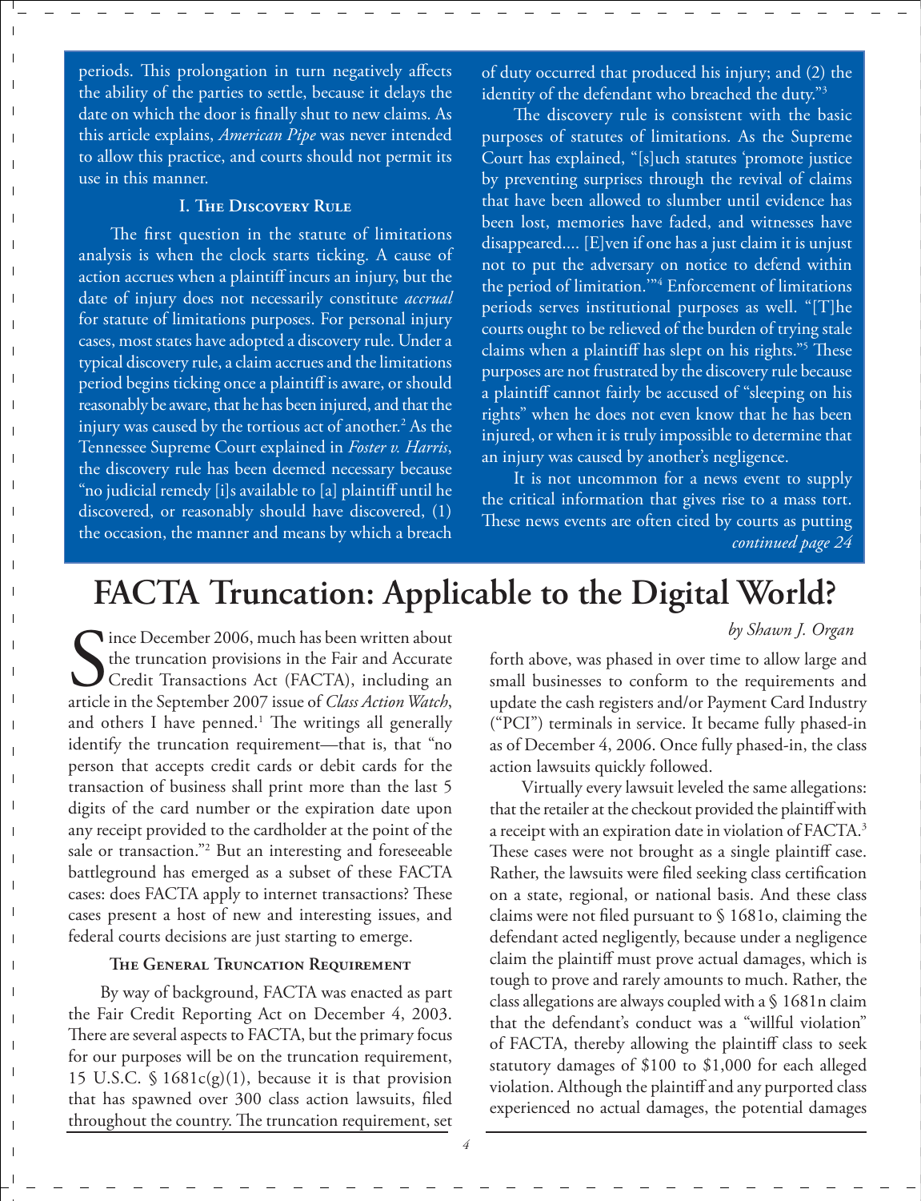periods. This prolongation in turn negatively affects the ability of the parties to settle, because it delays the date on which the door is finally shut to new claims. As this article explains, *American Pipe* was never intended to allow this practice, and courts should not permit its use in this manner.

### I. The Discovery Rule

The first question in the statute of limitations analysis is when the clock starts ticking. A cause of action accrues when a plaintiff incurs an injury, but the date of injury does not necessarily constitute *accrual* for statute of limitations purposes. For personal injury cases, most states have adopted a discovery rule. Under a typical discovery rule, a claim accrues and the limitations period begins ticking once a plaintiff is aware, or should reasonably be aware, that he has been injured, and that the injury was caused by the tortious act of another.[2] As the Tennessee Supreme Court explained in *Foster v. Harris*, the discovery rule has been deemed necessary because "no judicial remedy [i]s available to [a] plaintiff until he discovered, or reasonably should have discovered, (1) the occasion, the manner and means by which a breach of duty occurred that produced his injury; and (2) the identity of the defendant who breached the duty."[3]

The discovery rule is consistent with the basic purposes of statutes of limitations. As the Supreme Court has explained, "[s]uch statutes 'promote justice by preventing surprises through the revival of claims that have been allowed to slumber until evidence has been lost, memories have faded, and witnesses have disappeared.... [E]ven if one has a just claim it is unjust not to put the adversary on notice to defend within the period of limitation.'"[4] Enforcement of limitations periods serves institutional purposes as well. "[T]he courts ought to be relieved of the burden of trying stale claims when a plaintiff has slept on his rights."[5] These purposes are not frustrated by the discovery rule because a plaintiff cannot fairly be accused of "sleeping on his rights" when he does not even know that he has been injured, or when it is truly impossible to determine that an injury was caused by another's negligence.

It is not uncommon for a news event to supply the critical information that gives rise to a mass tort. These news events are often cited by courts as putting

*continued page 24*

# FACTA Truncation: Applicable to the Digital World?

*by Shawn J. Organ*

Since December 2006, much has been written about the truncation provisions in the Fair and Accurate Credit Transactions Act (FACTA), including an article in the September 2007 issue of *Class Action Watch*, and others I have penned.[1] The writings all generally identify the truncation requirement—that is, that "no person that accepts credit cards or debit cards for the transaction of business shall print more than the last 5 digits of the card number or the expiration date upon any receipt provided to the cardholder at the point of the sale or transaction."[2] But an interesting and foreseeable battleground has emerged as a subset of these FACTA cases: does FACTA apply to internet transactions? These cases present a host of new and interesting issues, and federal courts decisions are just starting to emerge.

### The General Truncation Requirement

By way of background, FACTA was enacted as part the Fair Credit Reporting Act on December 4, 2003. There are several aspects to FACTA, but the primary focus for our purposes will be on the truncation requirement, 15 U.S.C. § 1681c(g)(1), because it is that provision that has spawned over 300 class action lawsuits, filed throughout the country. The truncation requirement, set forth above, was phased in over time to allow large and small businesses to conform to the requirements and update the cash registers and/or Payment Card Industry ("PCI") terminals in service. It became fully phased-in as of December 4, 2006. Once fully phased-in, the class action lawsuits quickly followed.

Virtually every lawsuit leveled the same allegations: that the retailer at the checkout provided the plaintiff with a receipt with an expiration date in violation of FACTA.[3] These cases were not brought as a single plaintiff case. Rather, the lawsuits were filed seeking class certification on a state, regional, or national basis. And these class claims were not filed pursuant to § 1681o, claiming the defendant acted negligently, because under a negligence claim the plaintiff must prove actual damages, which is tough to prove and rarely amounts to much. Rather, the class allegations are always coupled with a § 1681n claim that the defendant's conduct was a "willful violation" of FACTA, thereby allowing the plaintiff class to seek statutory damages of $100 to $1,000 for each alleged violation. Although the plaintiff and any purported class experienced no actual damages, the potential damages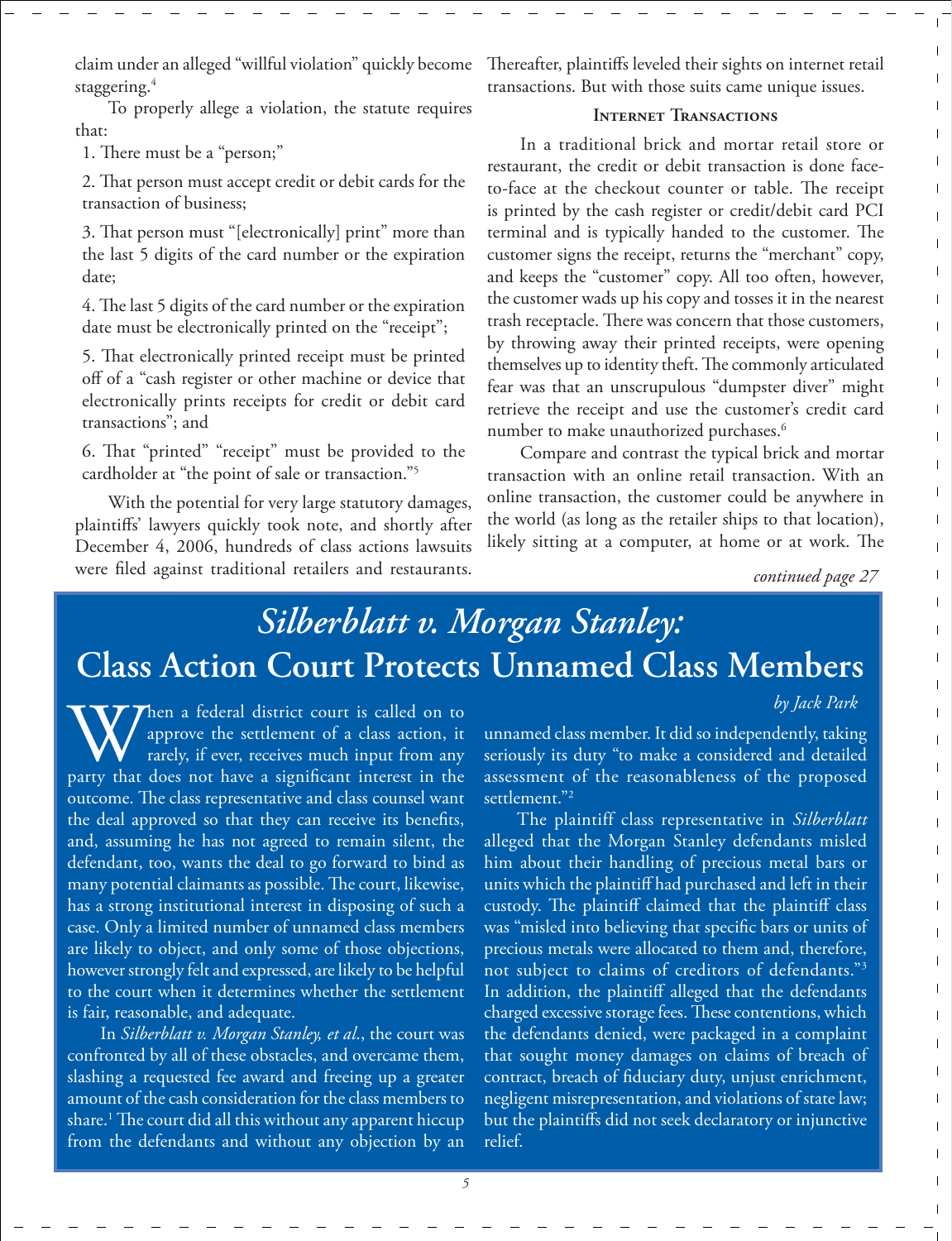claim under an alleged "willful violation" quickly become staggering.[4]

To properly allege a violation, the statute requires that:

1. There must be a "person;"

2. That person must accept credit or debit cards for the transaction of business;

3. That person must "[electronically] print" more than the last 5 digits of the card number or the expiration date;

4. The last 5 digits of the card number or the expiration date must be electronically printed on the "receipt";

5. That electronically printed receipt must be printed off of a "cash register or other machine or device that electronically prints receipts for credit or debit card transactions"; and

6. That "printed" "receipt" must be provided to the cardholder at "the point of sale or transaction."[5]

With the potential for very large statutory damages, plaintiffs' lawyers quickly took note, and shortly after December 4, 2006, hundreds of class actions lawsuits were filed against traditional retailers and restaurants. Thereafter, plaintiffs leveled their sights on internet retail transactions. But with those suits came unique issues.

### Internet Transactions

In a traditional brick and mortar retail store or restaurant, the credit or debit transaction is done face-to-face at the checkout counter or table. The receipt is printed by the cash register or credit/debit card PCI terminal and is typically handed to the customer. The customer signs the receipt, returns the "merchant" copy, and keeps the "customer" copy. All too often, however, the customer wads up his copy and tosses it in the nearest trash receptacle. There was concern that those customers, by throwing away their printed receipts, were opening themselves up to identity theft. The commonly articulated fear was that an unscrupulous "dumpster diver" might retrieve the receipt and use the customer's credit card number to make unauthorized purchases.[6]

Compare and contrast the typical brick and mortar transaction with an online retail transaction. With an online transaction, the customer could be anywhere in the world (as long as the retailer ships to that location), likely sitting at a computer, at home or at work. The

*continued page 27*

# *Silberblatt v. Morgan Stanley:* Class Action Court Protects Unnamed Class Members

*by Jack Park*

When a federal district court is called on to approve the settlement of a class action, it rarely, if ever, receives much input from any party that does not have a significant interest in the outcome. The class representative and class counsel want the deal approved so that they can receive its benefits, and, assuming he has not agreed to remain silent, the defendant, too, wants the deal to go forward to bind as many potential claimants as possible. The court, likewise, has a strong institutional interest in disposing of such a case. Only a limited number of unnamed class members are likely to object, and only some of those objections, however strongly felt and expressed, are likely to be helpful to the court when it determines whether the settlement is fair, reasonable, and adequate.

In *Silberblatt v. Morgan Stanley, et al*., the court was confronted by all of these obstacles, and overcame them, slashing a requested fee award and freeing up a greater amount of the cash consideration for the class members to share.[1] The court did all this without any apparent hiccup from the defendants and without any objection by an unnamed class member. It did so independently, taking seriously its duty "to make a considered and detailed assessment of the reasonableness of the proposed settlement."[2]

The plaintiff class representative in *Silberblatt* alleged that the Morgan Stanley defendants misled him about their handling of precious metal bars or units which the plaintiff had purchased and left in their custody. The plaintiff claimed that the plaintiff class was "misled into believing that specific bars or units of precious metals were allocated to them and, therefore, not subject to claims of creditors of defendants."[3] In addition, the plaintiff alleged that the defendants charged excessive storage fees. These contentions, which the defendants denied, were packaged in a complaint that sought money damages on claims of breach of contract, breach of fiduciary duty, unjust enrichment, negligent misrepresentation, and violations of state law; but the plaintiffs did not seek declaratory or injunctive relief.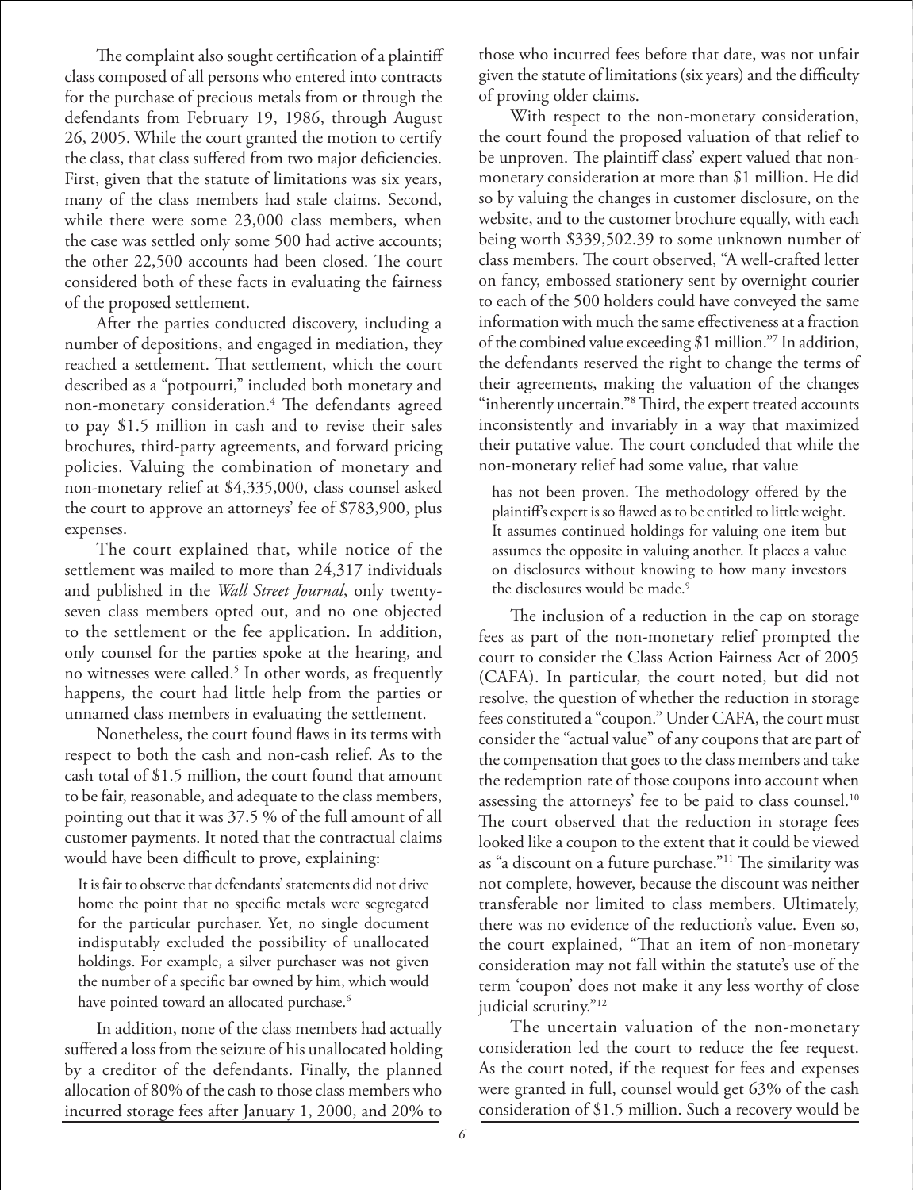The complaint also sought certification of a plaintiff class composed of all persons who entered into contracts for the purchase of precious metals from or through the defendants from February 19, 1986, through August 26, 2005. While the court granted the motion to certify the class, that class suffered from two major deficiencies. First, given that the statute of limitations was six years, many of the class members had stale claims. Second, while there were some 23,000 class members, when the case was settled only some 500 had active accounts; the other 22,500 accounts had been closed. The court considered both of these facts in evaluating the fairness of the proposed settlement.

After the parties conducted discovery, including a number of depositions, and engaged in mediation, they reached a settlement. That settlement, which the court described as a "potpourri," included both monetary and non-monetary consideration.[4] The defendants agreed to pay $1.5 million in cash and to revise their sales brochures, third-party agreements, and forward pricing policies. Valuing the combination of monetary and non-monetary relief at $4,335,000, class counsel asked the court to approve an attorneys' fee of $783,900, plus expenses.

The court explained that, while notice of the settlement was mailed to more than 24,317 individuals and published in the *Wall Street Journal*, only twenty-seven class members opted out, and no one objected to the settlement or the fee application. In addition, only counsel for the parties spoke at the hearing, and no witnesses were called.[5] In other words, as frequently happens, the court had little help from the parties or unnamed class members in evaluating the settlement.

Nonetheless, the court found flaws in its terms with respect to both the cash and non-cash relief. As to the cash total of $1.5 million, the court found that amount to be fair, reasonable, and adequate to the class members, pointing out that it was 37.5 % of the full amount of all customer payments. It noted that the contractual claims would have been difficult to prove, explaining:

> It is fair to observe that defendants' statements did not drive home the point that no specific metals were segregated for the particular purchaser. Yet, no single document indisputably excluded the possibility of unallocated holdings. For example, a silver purchaser was not given the number of a specific bar owned by him, which would have pointed toward an allocated purchase.[6]

In addition, none of the class members had actually suffered a loss from the seizure of his unallocated holding by a creditor of the defendants. Finally, the planned allocation of 80% of the cash to those class members who incurred storage fees after January 1, 2000, and 20% to those who incurred fees before that date, was not unfair given the statute of limitations (six years) and the difficulty of proving older claims.

With respect to the non-monetary consideration, the court found the proposed valuation of that relief to be unproven. The plaintiff class' expert valued that non-monetary consideration at more than $1 million. He did so by valuing the changes in customer disclosure, on the website, and to the customer brochure equally, with each being worth $339,502.39 to some unknown number of class members. The court observed, "A well-crafted letter on fancy, embossed stationery sent by overnight courier to each of the 500 holders could have conveyed the same information with much the same effectiveness at a fraction of the combined value exceeding $1 million."[7] In addition, the defendants reserved the right to change the terms of their agreements, making the valuation of the changes "inherently uncertain."[8] Third, the expert treated accounts inconsistently and invariably in a way that maximized their putative value. The court concluded that while the non-monetary relief had some value, that value

> has not been proven. The methodology offered by the plaintiff's expert is so flawed as to be entitled to little weight. It assumes continued holdings for valuing one item but assumes the opposite in valuing another. It places a value on disclosures without knowing to how many investors the disclosures would be made.[9]

The inclusion of a reduction in the cap on storage fees as part of the non-monetary relief prompted the court to consider the Class Action Fairness Act of 2005 (CAFA). In particular, the court noted, but did not resolve, the question of whether the reduction in storage fees constituted a "coupon." Under CAFA, the court must consider the "actual value" of any coupons that are part of the compensation that goes to the class members and take the redemption rate of those coupons into account when assessing the attorneys' fee to be paid to class counsel.[10] The court observed that the reduction in storage fees looked like a coupon to the extent that it could be viewed as "a discount on a future purchase."[11] The similarity was not complete, however, because the discount was neither transferable nor limited to class members. Ultimately, there was no evidence of the reduction's value. Even so, the court explained, "That an item of non-monetary consideration may not fall within the statute's use of the term 'coupon' does not make it any less worthy of close judicial scrutiny."[12]

The uncertain valuation of the non-monetary consideration led the court to reduce the fee request. As the court noted, if the request for fees and expenses were granted in full, counsel would get 63% of the cash consideration of $1.5 million. Such a recovery would be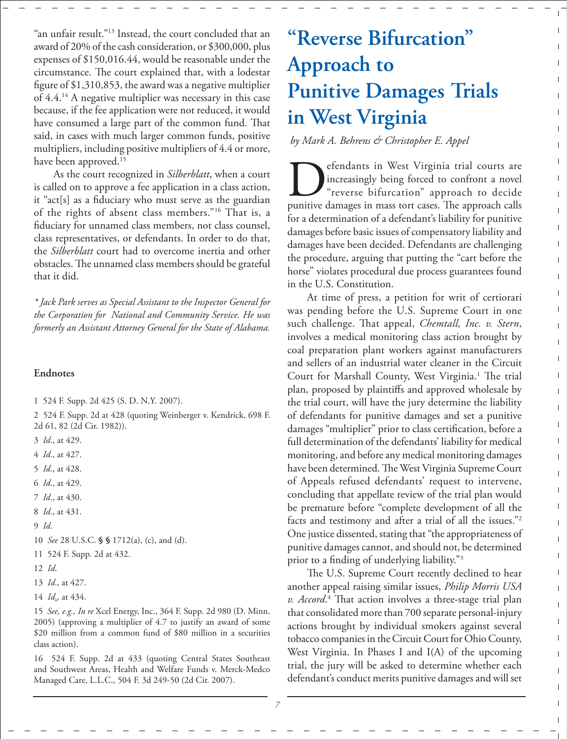"an unfair result."[13] Instead, the court concluded that an award of 20% of the cash consideration, or $300,000, plus expenses of $150,016.44, would be reasonable under the circumstance. The court explained that, with a lodestar figure of $1,310,853, the award was a negative multiplier of 4.4.[14] A negative multiplier was necessary in this case because, if the fee application were not reduced, it would have consumed a large part of the common fund. That said, in cases with much larger common funds, positive multipliers, including positive multipliers of 4.4 or more, have been approved.[15]

As the court recognized in *Silberblatt*, when a court is called on to approve a fee application in a class action, it "act[s] as a fiduciary who must serve as the guardian of the rights of absent class members."[16] That is, a fiduciary for unnamed class members, not class counsel, class representatives, or defendants. In order to do that, the *Silberblatt* court had to overcome inertia and other obstacles. The unnamed class members should be grateful that it did.

*\* Jack Park serves as Special Assistant to the Inspector General for the Corporation for National and Community Service. He was formerly an Assistant Attorney General for the State of Alabama.*

**Endnotes**

1 524 F. Supp. 2d 425 (S. D. N.Y. 2007).

2 524 F. Supp. 2d at 428 (quoting Weinberger v. Kendrick, 698 F. 2d 61, 82 (2d Cir. 1982)).

3 *Id*., at 429.

4 *Id*., at 427.

5 *Id*., at 428.

6 *Id*., at 429.

7 *Id*., at 430.

8 *Id*., at 431.

9 *Id*.

10 *See* 28 U.S.C. §§ 1712(a), (c), and (d).

11 524 F. Supp. 2d at 432.

12 *Id*.

13 *Id*., at 427.

14 *Id*., at 434.

15 *See, e.g., In re* Xcel Energy, Inc., 364 F. Supp. 2d 980 (D. Minn. 2005) (approving a multiplier of 4.7 to justify an award of some $20 million from a common fund of $80 million in a securities class action).

16 524 F. Supp. 2d at 433 (quoting Central States Southeast and Southwest Areas, Health and Welfare Funds v. Merck-Medco Managed Care, L.L.C., 504 F. 3d 249-50 (2d Cir. 2007).

# "Reverse Bifurcation" Approach to Punitive Damages Trials in West Virginia

*by Mark A. Behrens & Christopher E. Appel*

Defendants in West Virginia trial courts are increasingly being forced to confront a novel "reverse bifurcation" approach to decide punitive damages in mass tort cases. The approach calls for a determination of a defendant's liability for punitive damages before basic issues of compensatory liability and damages have been decided. Defendants are challenging the procedure, arguing that putting the "cart before the horse" violates procedural due process guarantees found in the U.S. Constitution.

At time of press, a petition for writ of certiorari was pending before the U.S. Supreme Court in one such challenge. That appeal, *Chemtall, Inc. v. Stern*, involves a medical monitoring class action brought by coal preparation plant workers against manufacturers and sellers of an industrial water cleaner in the Circuit Court for Marshall County, West Virginia.[1] The trial plan, proposed by plaintiffs and approved wholesale by the trial court, will have the jury determine the liability of defendants for punitive damages and set a punitive damages "multiplier" prior to class certification, before a full determination of the defendants' liability for medical monitoring, and before any medical monitoring damages have been determined. The West Virginia Supreme Court of Appeals refused defendants' request to intervene, concluding that appellate review of the trial plan would be premature before "complete development of all the facts and testimony and after a trial of all the issues."[2] One justice dissented, stating that "the appropriateness of punitive damages cannot, and should not, be determined prior to a finding of underlying liability."[3]

The U.S. Supreme Court recently declined to hear another appeal raising similar issues, *Philip Morris USA v. Accord*.[4] That action involves a three-stage trial plan that consolidated more than 700 separate personal-injury actions brought by individual smokers against several tobacco companies in the Circuit Court for Ohio County, West Virginia. In Phases I and I(A) of the upcoming trial, the jury will be asked to determine whether each defendant's conduct merits punitive damages and will set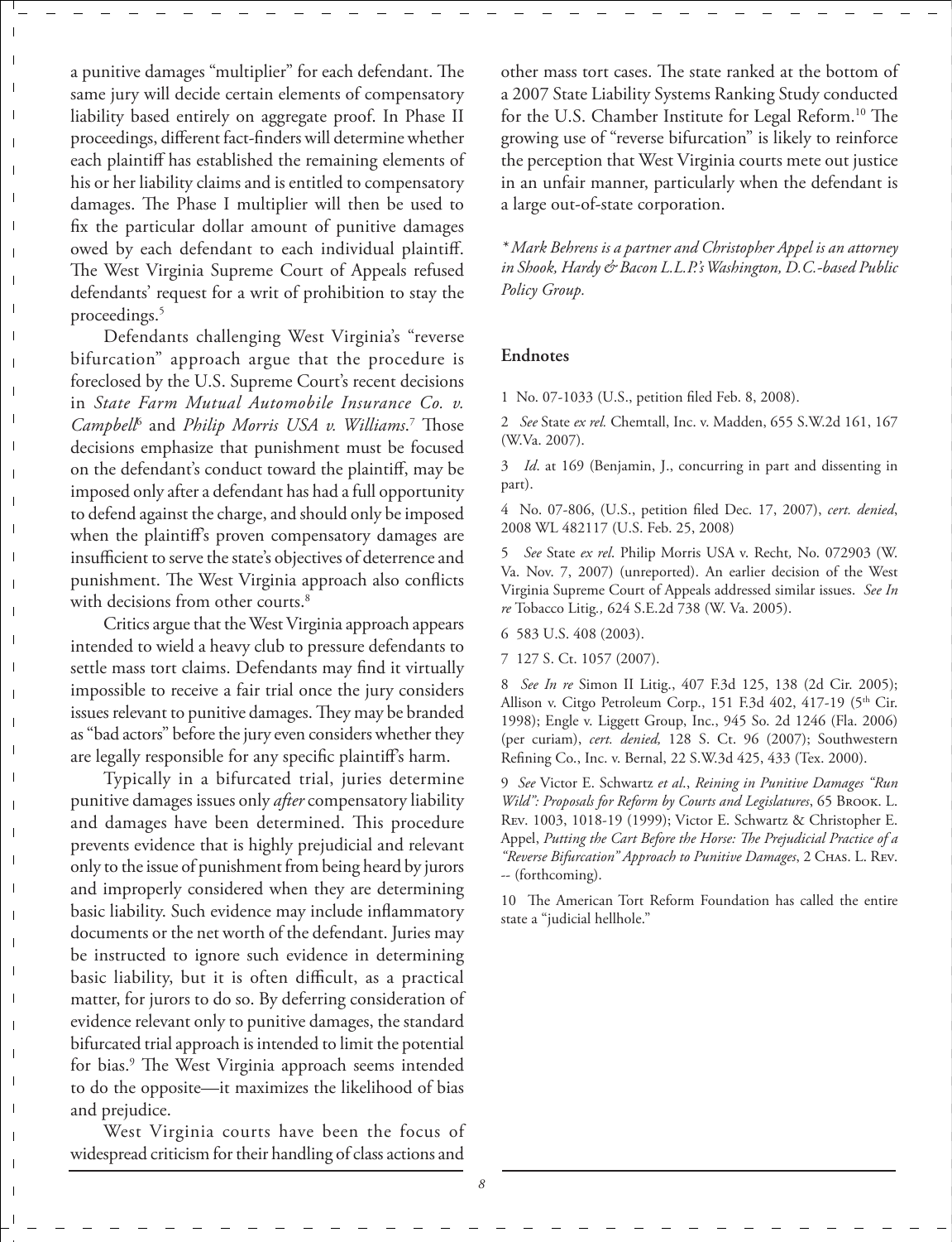a punitive damages "multiplier" for each defendant. The same jury will decide certain elements of compensatory liability based entirely on aggregate proof. In Phase II proceedings, different fact-finders will determine whether each plaintiff has established the remaining elements of his or her liability claims and is entitled to compensatory damages. The Phase I multiplier will then be used to fix the particular dollar amount of punitive damages owed by each defendant to each individual plaintiff. The West Virginia Supreme Court of Appeals refused defendants' request for a writ of prohibition to stay the proceedings.[5]

Defendants challenging West Virginia's "reverse bifurcation" approach argue that the procedure is foreclosed by the U.S. Supreme Court's recent decisions in *State Farm Mutual Automobile Insurance Co. v. Campbell*[6] and *Philip Morris USA v. Williams*.[7] Those decisions emphasize that punishment must be focused on the defendant's conduct toward the plaintiff, may be imposed only after a defendant has had a full opportunity to defend against the charge, and should only be imposed when the plaintiff's proven compensatory damages are insufficient to serve the state's objectives of deterrence and punishment. The West Virginia approach also conflicts with decisions from other courts.[8]

Critics argue that the West Virginia approach appears intended to wield a heavy club to pressure defendants to settle mass tort claims. Defendants may find it virtually impossible to receive a fair trial once the jury considers issues relevant to punitive damages. They may be branded as "bad actors" before the jury even considers whether they are legally responsible for any specific plaintiff's harm.

Typically in a bifurcated trial, juries determine punitive damages issues only *after* compensatory liability and damages have been determined. This procedure prevents evidence that is highly prejudicial and relevant only to the issue of punishment from being heard by jurors and improperly considered when they are determining basic liability. Such evidence may include inflammatory documents or the net worth of the defendant. Juries may be instructed to ignore such evidence in determining basic liability, but it is often difficult, as a practical matter, for jurors to do so. By deferring consideration of evidence relevant only to punitive damages, the standard bifurcated trial approach is intended to limit the potential for bias.[9] The West Virginia approach seems intended to do the opposite—it maximizes the likelihood of bias and prejudice.

West Virginia courts have been the focus of widespread criticism for their handling of class actions and other mass tort cases. The state ranked at the bottom of a 2007 State Liability Systems Ranking Study conducted for the U.S. Chamber Institute for Legal Reform.[10] The growing use of "reverse bifurcation" is likely to reinforce the perception that West Virginia courts mete out justice in an unfair manner, particularly when the defendant is a large out-of-state corporation.

*\* Mark Behrens is a partner and Christopher Appel is an attorney in Shook, Hardy & Bacon L.L.P.'s Washington, D.C.-based Public Policy Group.*

### Endnotes

1 No. 07-1033 (U.S., petition filed Feb. 8, 2008).

2 *See* State *ex rel.* Chemtall, Inc. v. Madden, 655 S.W.2d 161, 167 (W.Va. 2007).

3 *Id*. at 169 (Benjamin, J., concurring in part and dissenting in part).

4 No. 07-806, (U.S., petition filed Dec. 17, 2007), *cert. denied*, 2008 WL 482117 (U.S. Feb. 25, 2008)

5 *See* State *ex rel.* Philip Morris USA v. Recht, No. 072903 (W. Va. Nov. 7, 2007) (unreported). An earlier decision of the West Virginia Supreme Court of Appeals addressed similar issues. *See In re* Tobacco Litig., 624 S.E.2d 738 (W. Va. 2005).

6 583 U.S. 408 (2003).

7 127 S. Ct. 1057 (2007).

8 *See In re* Simon II Litig., 407 F.3d 125, 138 (2d Cir. 2005); Allison v. Citgo Petroleum Corp., 151 F.3d 402, 417-19 (5th Cir. 1998); Engle v. Liggett Group, Inc., 945 So. 2d 1246 (Fla. 2006) (per curiam), *cert. denied,* 128 S. Ct. 96 (2007); Southwestern Refining Co., Inc. v. Bernal, 22 S.W.3d 425, 433 (Tex. 2000).

9 *See* Victor E. Schwartz *et al.*, *Reining in Punitive Damages "Run Wild": Proposals for Reform by Courts and Legislatures*, 65 Brook. L. Rev. 1003, 1018-19 (1999); Victor E. Schwartz & Christopher E. Appel, *Putting the Cart Before the Horse: The Prejudicial Practice of a "Reverse Bifurcation" Approach to Punitive Damages*, 2 Chas. L. Rev. -- (forthcoming).

10 The American Tort Reform Foundation has called the entire state a "judicial hellhole."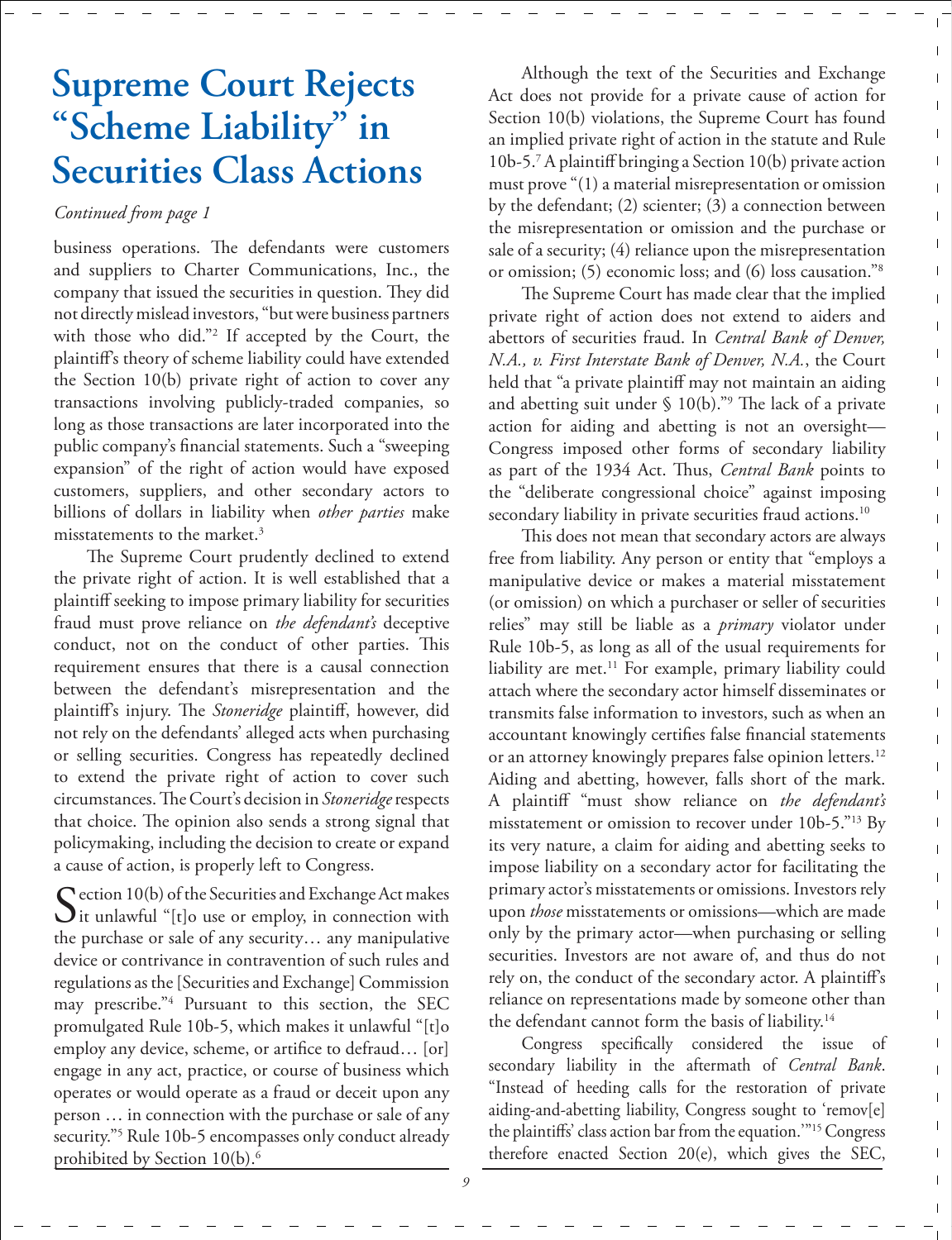# Supreme Court Rejects "Scheme Liability" in Securities Class Actions

*Continued from page 1*

business operations. The defendants were customers and suppliers to Charter Communications, Inc., the company that issued the securities in question. They did not directly mislead investors, "but were business partners with those who did."[2] If accepted by the Court, the plaintiff's theory of scheme liability could have extended the Section 10(b) private right of action to cover any transactions involving publicly-traded companies, so long as those transactions are later incorporated into the public company's financial statements. Such a "sweeping expansion" of the right of action would have exposed customers, suppliers, and other secondary actors to billions of dollars in liability when *other parties* make misstatements to the market.[3]

The Supreme Court prudently declined to extend the private right of action. It is well established that a plaintiff seeking to impose primary liability for securities fraud must prove reliance on *the defendant's* deceptive conduct, not on the conduct of other parties. This requirement ensures that there is a causal connection between the defendant's misrepresentation and the plaintiff's injury. The *Stoneridge* plaintiff, however, did not rely on the defendants' alleged acts when purchasing or selling securities. Congress has repeatedly declined to extend the private right of action to cover such circumstances. The Court's decision in *Stoneridge* respects that choice. The opinion also sends a strong signal that policymaking, including the decision to create or expand a cause of action, is properly left to Congress.

Section 10(b) of the Securities and Exchange Act makes it unlawful "[t]o use or employ, in connection with the purchase or sale of any security… any manipulative device or contrivance in contravention of such rules and regulations as the [Securities and Exchange] Commission may prescribe."[4] Pursuant to this section, the SEC promulgated Rule 10b-5, which makes it unlawful "[t]o employ any device, scheme, or artifice to defraud… [or] engage in any act, practice, or course of business which operates or would operate as a fraud or deceit upon any person … in connection with the purchase or sale of any security."[5] Rule 10b-5 encompasses only conduct already prohibited by Section 10(b).[6]

Although the text of the Securities and Exchange Act does not provide for a private cause of action for Section 10(b) violations, the Supreme Court has found an implied private right of action in the statute and Rule 10b-5.[7] A plaintiff bringing a Section 10(b) private action must prove "(1) a material misrepresentation or omission by the defendant; (2) scienter; (3) a connection between the misrepresentation or omission and the purchase or sale of a security; (4) reliance upon the misrepresentation or omission; (5) economic loss; and (6) loss causation."[8]

The Supreme Court has made clear that the implied private right of action does not extend to aiders and abettors of securities fraud. In *Central Bank of Denver, N.A., v. First Interstate Bank of Denver, N.A.*, the Court held that "a private plaintiff may not maintain an aiding and abetting suit under § 10(b)."[9] The lack of a private action for aiding and abetting is not an oversight—Congress imposed other forms of secondary liability as part of the 1934 Act. Thus, *Central Bank* points to the "deliberate congressional choice" against imposing secondary liability in private securities fraud actions.[10]

This does not mean that secondary actors are always free from liability. Any person or entity that "employs a manipulative device or makes a material misstatement (or omission) on which a purchaser or seller of securities relies" may still be liable as a *primary* violator under Rule 10b-5, as long as all of the usual requirements for liability are met.[11] For example, primary liability could attach where the secondary actor himself disseminates or transmits false information to investors, such as when an accountant knowingly certifies false financial statements or an attorney knowingly prepares false opinion letters.[12] Aiding and abetting, however, falls short of the mark. A plaintiff "must show reliance on *the defendant's* misstatement or omission to recover under 10b-5."[13] By its very nature, a claim for aiding and abetting seeks to impose liability on a secondary actor for facilitating the primary actor's misstatements or omissions. Investors rely upon *those* misstatements or omissions—which are made only by the primary actor—when purchasing or selling securities. Investors are not aware of, and thus do not rely on, the conduct of the secondary actor. A plaintiff's reliance on representations made by someone other than the defendant cannot form the basis of liability.[14]

Congress specifically considered the issue of secondary liability in the aftermath of *Central Bank*. "Instead of heeding calls for the restoration of private aiding-and-abetting liability, Congress sought to 'remov[e] the plaintiffs' class action bar from the equation.'"[15] Congress therefore enacted Section 20(e), which gives the SEC,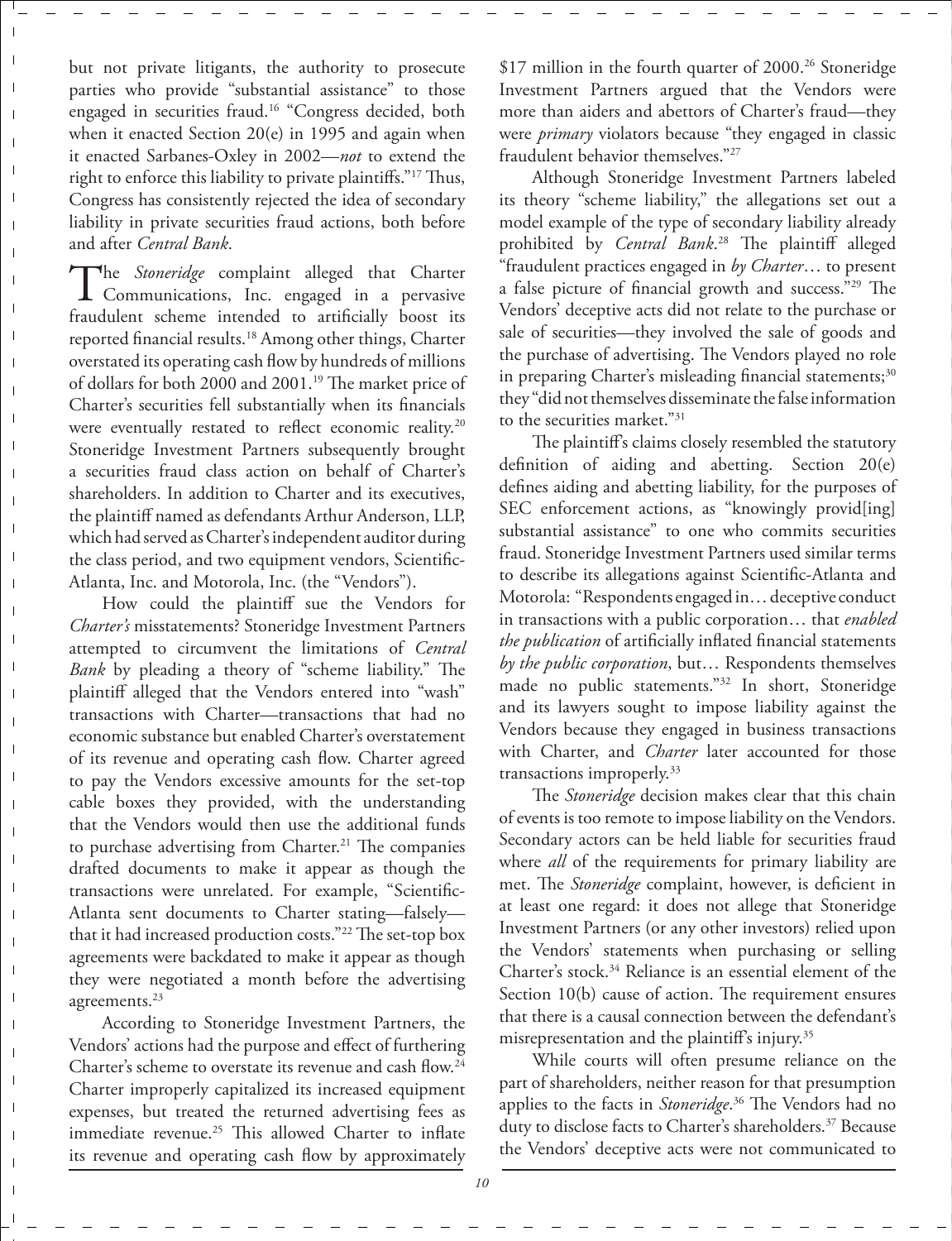but not private litigants, the authority to prosecute parties who provide "substantial assistance" to those engaged in securities fraud.[16] "Congress decided, both when it enacted Section 20(e) in 1995 and again when it enacted Sarbanes-Oxley in 2002—*not* to extend the right to enforce this liability to private plaintiffs."[17] Thus, Congress has consistently rejected the idea of secondary liability in private securities fraud actions, both before and after *Central Bank*.

The *Stoneridge* complaint alleged that Charter Communications, Inc. engaged in a pervasive fraudulent scheme intended to artificially boost its reported financial results.[18] Among other things, Charter overstated its operating cash flow by hundreds of millions of dollars for both 2000 and 2001.[19] The market price of Charter's securities fell substantially when its financials were eventually restated to reflect economic reality.[20] Stoneridge Investment Partners subsequently brought a securities fraud class action on behalf of Charter's shareholders. In addition to Charter and its executives, the plaintiff named as defendants Arthur Anderson, LLP, which had served as Charter's independent auditor during the class period, and two equipment vendors, Scientific-Atlanta, Inc. and Motorola, Inc. (the "Vendors").

How could the plaintiff sue the Vendors for *Charter's* misstatements? Stoneridge Investment Partners attempted to circumvent the limitations of *Central Bank* by pleading a theory of "scheme liability." The plaintiff alleged that the Vendors entered into "wash" transactions with Charter—transactions that had no economic substance but enabled Charter's overstatement of its revenue and operating cash flow. Charter agreed to pay the Vendors excessive amounts for the set-top cable boxes they provided, with the understanding that the Vendors would then use the additional funds to purchase advertising from Charter.[21] The companies drafted documents to make it appear as though the transactions were unrelated. For example, "Scientific-Atlanta sent documents to Charter stating—falsely—that it had increased production costs."[22] The set-top box agreements were backdated to make it appear as though they were negotiated a month before the advertising agreements.[23]

According to Stoneridge Investment Partners, the Vendors' actions had the purpose and effect of furthering Charter's scheme to overstate its revenue and cash flow.[24] Charter improperly capitalized its increased equipment expenses, but treated the returned advertising fees as immediate revenue.[25] This allowed Charter to inflate its revenue and operating cash flow by approximately $17 million in the fourth quarter of 2000.[26] Stoneridge Investment Partners argued that the Vendors were more than aiders and abettors of Charter's fraud—they were *primary* violators because "they engaged in classic fraudulent behavior themselves."[27]

Although Stoneridge Investment Partners labeled its theory "scheme liability," the allegations set out a model example of the type of secondary liability already prohibited by *Central Bank*.[28] The plaintiff alleged "fraudulent practices engaged in *by Charter*… to present a false picture of financial growth and success."[29] The Vendors' deceptive acts did not relate to the purchase or sale of securities—they involved the sale of goods and the purchase of advertising. The Vendors played no role in preparing Charter's misleading financial statements;[30] they "did not themselves disseminate the false information to the securities market."[31]

The plaintiff's claims closely resembled the statutory definition of aiding and abetting. Section 20(e) defines aiding and abetting liability, for the purposes of SEC enforcement actions, as "knowingly provid[ing] substantial assistance" to one who commits securities fraud. Stoneridge Investment Partners used similar terms to describe its allegations against Scientific-Atlanta and Motorola: "Respondents engaged in… deceptive conduct in transactions with a public corporation… that *enabled the publication* of artificially inflated financial statements *by the public corporation*, but… Respondents themselves made no public statements."[32] In short, Stoneridge and its lawyers sought to impose liability against the Vendors because they engaged in business transactions with Charter, and *Charter* later accounted for those transactions improperly.[33]

The *Stoneridge* decision makes clear that this chain of events is too remote to impose liability on the Vendors. Secondary actors can be held liable for securities fraud where *all* of the requirements for primary liability are met. The *Stoneridge* complaint, however, is deficient in at least one regard: it does not allege that Stoneridge Investment Partners (or any other investors) relied upon the Vendors' statements when purchasing or selling Charter's stock.[34] Reliance is an essential element of the Section 10(b) cause of action. The requirement ensures that there is a causal connection between the defendant's misrepresentation and the plaintiff's injury.[35]

While courts will often presume reliance on the part of shareholders, neither reason for that presumption applies to the facts in *Stoneridge*.[36] The Vendors had no duty to disclose facts to Charter's shareholders.[37] Because the Vendors' deceptive acts were not communicated to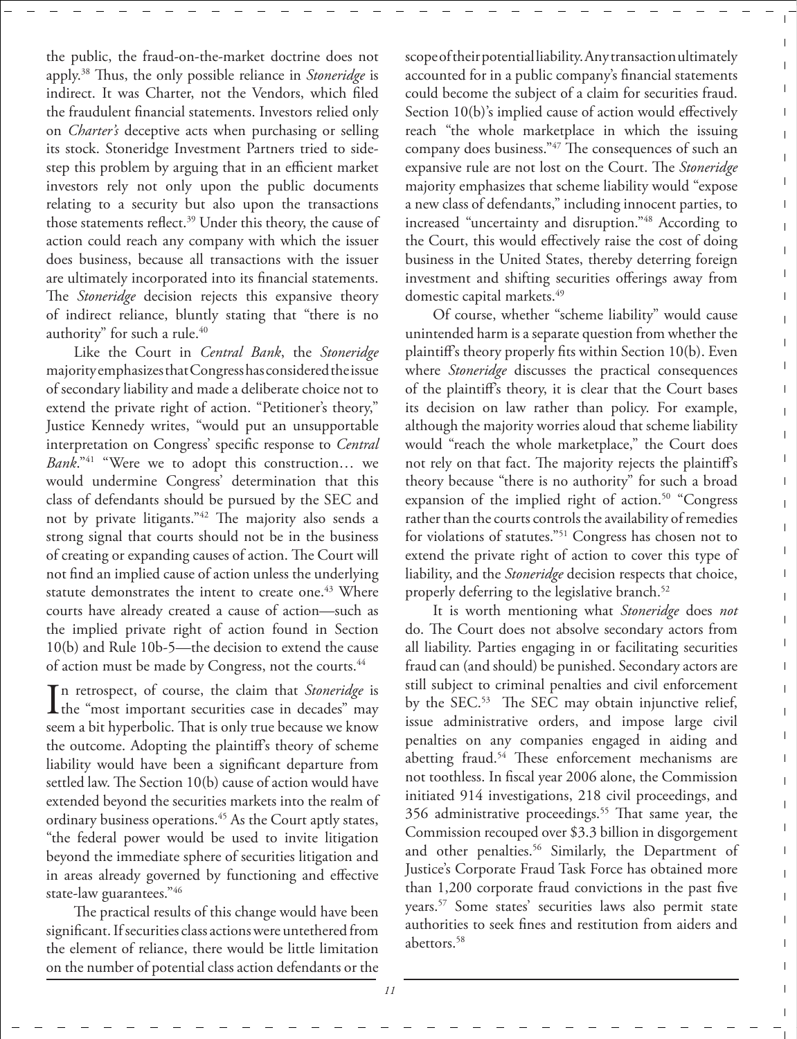the public, the fraud-on-the-market doctrine does not apply.[38] Thus, the only possible reliance in *Stoneridge* is indirect. It was Charter, not the Vendors, which filed the fraudulent financial statements. Investors relied only on *Charter's* deceptive acts when purchasing or selling its stock. Stoneridge Investment Partners tried to sidestep this problem by arguing that in an efficient market investors rely not only upon the public documents relating to a security but also upon the transactions those statements reflect.[39] Under this theory, the cause of action could reach any company with which the issuer does business, because all transactions with the issuer are ultimately incorporated into its financial statements. The *Stoneridge* decision rejects this expansive theory of indirect reliance, bluntly stating that "there is no authority" for such a rule.[40]

Like the Court in *Central Bank*, the *Stoneridge* majority emphasizes that Congress has considered the issue of secondary liability and made a deliberate choice not to extend the private right of action. "Petitioner's theory," Justice Kennedy writes, "would put an unsupportable interpretation on Congress' specific response to *Central Bank*."[41] "Were we to adopt this construction… we would undermine Congress' determination that this class of defendants should be pursued by the SEC and not by private litigants."[42] The majority also sends a strong signal that courts should not be in the business of creating or expanding causes of action. The Court will not find an implied cause of action unless the underlying statute demonstrates the intent to create one.[43] Where courts have already created a cause of action—such as the implied private right of action found in Section 10(b) and Rule 10b-5—the decision to extend the cause of action must be made by Congress, not the courts.[44]

In retrospect, of course, the claim that *Stoneridge* is the "most important securities case in decades" may seem a bit hyperbolic. That is only true because we know the outcome. Adopting the plaintiff's theory of scheme liability would have been a significant departure from settled law. The Section 10(b) cause of action would have extended beyond the securities markets into the realm of ordinary business operations.[45] As the Court aptly states, "the federal power would be used to invite litigation beyond the immediate sphere of securities litigation and in areas already governed by functioning and effective state-law guarantees."[46]

The practical results of this change would have been significant. If securities class actions were untethered from the element of reliance, there would be little limitation on the number of potential class action defendants or the scope of their potential liability. Any transaction ultimately accounted for in a public company's financial statements could become the subject of a claim for securities fraud. Section 10(b)'s implied cause of action would effectively reach "the whole marketplace in which the issuing company does business."[47] The consequences of such an expansive rule are not lost on the Court. The *Stoneridge* majority emphasizes that scheme liability would "expose a new class of defendants," including innocent parties, to increased "uncertainty and disruption."[48] According to the Court, this would effectively raise the cost of doing business in the United States, thereby deterring foreign investment and shifting securities offerings away from domestic capital markets.[49]

Of course, whether "scheme liability" would cause unintended harm is a separate question from whether the plaintiff's theory properly fits within Section 10(b). Even where *Stoneridge* discusses the practical consequences of the plaintiff's theory, it is clear that the Court bases its decision on law rather than policy. For example, although the majority worries aloud that scheme liability would "reach the whole marketplace," the Court does not rely on that fact. The majority rejects the plaintiff's theory because "there is no authority" for such a broad expansion of the implied right of action.[50] "Congress rather than the courts controls the availability of remedies for violations of statutes."[51] Congress has chosen not to extend the private right of action to cover this type of liability, and the *Stoneridge* decision respects that choice, properly deferring to the legislative branch.[52]

It is worth mentioning what *Stoneridge* does *not* do. The Court does not absolve secondary actors from all liability. Parties engaging in or facilitating securities fraud can (and should) be punished. Secondary actors are still subject to criminal penalties and civil enforcement by the SEC.[53] The SEC may obtain injunctive relief, issue administrative orders, and impose large civil penalties on any companies engaged in aiding and abetting fraud.[54] These enforcement mechanisms are not toothless. In fiscal year 2006 alone, the Commission initiated 914 investigations, 218 civil proceedings, and 356 administrative proceedings.[55] That same year, the Commission recouped over $3.3 billion in disgorgement and other penalties.[56] Similarly, the Department of Justice's Corporate Fraud Task Force has obtained more than 1,200 corporate fraud convictions in the past five years.[57] Some states' securities laws also permit state authorities to seek fines and restitution from aiders and abettors.[58]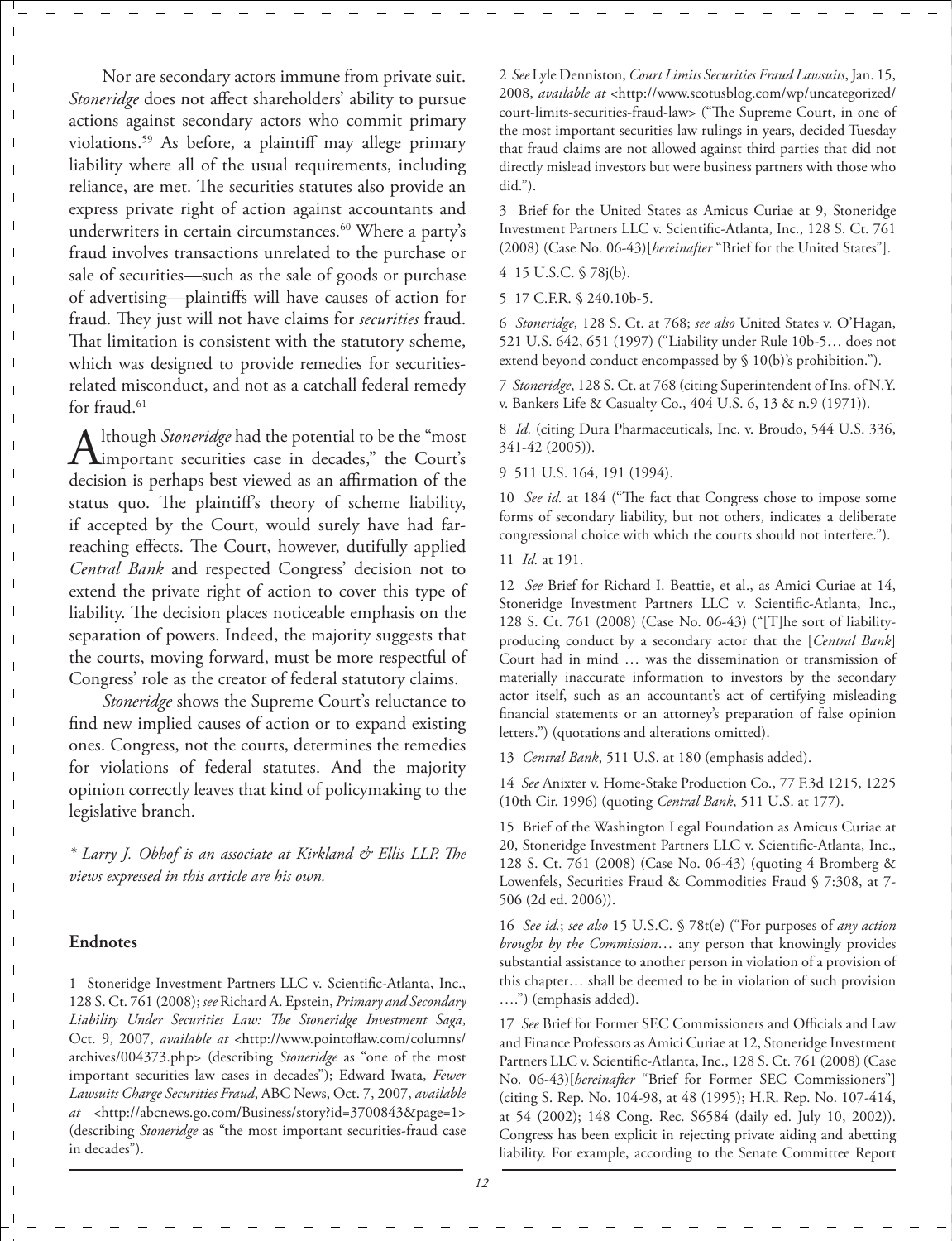Nor are secondary actors immune from private suit. *Stoneridge* does not affect shareholders' ability to pursue actions against secondary actors who commit primary violations.[59] As before, a plaintiff may allege primary liability where all of the usual requirements, including reliance, are met. The securities statutes also provide an express private right of action against accountants and underwriters in certain circumstances.[60] Where a party's fraud involves transactions unrelated to the purchase or sale of securities—such as the sale of goods or purchase of advertising—plaintiffs will have causes of action for fraud. They just will not have claims for *securities* fraud. That limitation is consistent with the statutory scheme, which was designed to provide remedies for securities-related misconduct, and not as a catchall federal remedy for fraud.[61]

Although *Stoneridge* had the potential to be the "most important securities case in decades," the Court's decision is perhaps best viewed as an affirmation of the status quo. The plaintiff's theory of scheme liability, if accepted by the Court, would surely have had far-reaching effects. The Court, however, dutifully applied *Central Bank* and respected Congress' decision not to extend the private right of action to cover this type of liability. The decision places noticeable emphasis on the separation of powers. Indeed, the majority suggests that the courts, moving forward, must be more respectful of Congress' role as the creator of federal statutory claims.

*Stoneridge* shows the Supreme Court's reluctance to find new implied causes of action or to expand existing ones. Congress, not the courts, determines the remedies for violations of federal statutes. And the majority opinion correctly leaves that kind of policymaking to the legislative branch.

*\* Larry J. Obhof is an associate at Kirkland & Ellis LLP. The views expressed in this article are his own.*

### Endnotes

1 Stoneridge Investment Partners LLC v. Scientific-Atlanta, Inc., 128 S. Ct. 761 (2008); *see* Richard A. Epstein, *Primary and Secondary Liability Under Securities Law: The Stoneridge Investment Saga*, Oct. 9, 2007, *available at* <http://www.pointoflaw.com/columns/archives/004373.php> (describing *Stoneridge* as "one of the most important securities law cases in decades"); Edward Iwata, *Fewer Lawsuits Charge Securities Fraud*, ABC News, Oct. 7, 2007, *available at* <http://abcnews.go.com/Business/story?id=3700843&page=1> (describing *Stoneridge* as "the most important securities-fraud case in decades").

2 *See* Lyle Denniston, *Court Limits Securities Fraud Lawsuits*, Jan. 15, 2008, *available at* <http://www.scotusblog.com/wp/uncategorized/court-limits-securities-fraud-law> ("The Supreme Court, in one of the most important securities law rulings in years, decided Tuesday that fraud claims are not allowed against third parties that did not directly mislead investors but were business partners with those who did.").

3 Brief for the United States as Amicus Curiae at 9, Stoneridge Investment Partners LLC v. Scientific-Atlanta, Inc., 128 S. Ct. 761 (2008) (Case No. 06-43)[*hereinafter* "Brief for the United States"].

4 15 U.S.C. § 78j(b).

5 17 C.F.R. § 240.10b-5.

6 *Stoneridge*, 128 S. Ct. at 768; *see also* United States v. O'Hagan, 521 U.S. 642, 651 (1997) ("Liability under Rule 10b-5… does not extend beyond conduct encompassed by § 10(b)'s prohibition.").

7 *Stoneridge*, 128 S. Ct. at 768 (citing Superintendent of Ins. of N.Y. v. Bankers Life & Casualty Co., 404 U.S. 6, 13 & n.9 (1971)).

8 *Id.* (citing Dura Pharmaceuticals, Inc. v. Broudo, 544 U.S. 336, 341-42 (2005)).

9 511 U.S. 164, 191 (1994).

10 *See id.* at 184 ("The fact that Congress chose to impose some forms of secondary liability, but not others, indicates a deliberate congressional choice with which the courts should not interfere.").

11 *Id.* at 191.

12 *See* Brief for Richard I. Beattie, et al., as Amici Curiae at 14, Stoneridge Investment Partners LLC v. Scientific-Atlanta, Inc., 128 S. Ct. 761 (2008) (Case No. 06-43) ("[T]he sort of liability-producing conduct by a secondary actor that the [*Central Bank*] Court had in mind … was the dissemination or transmission of materially inaccurate information to investors by the secondary actor itself, such as an accountant's act of certifying misleading financial statements or an attorney's preparation of false opinion letters.") (quotations and alterations omitted).

13 *Central Bank*, 511 U.S. at 180 (emphasis added).

14 *See* Anixter v. Home-Stake Production Co., 77 F.3d 1215, 1225 (10th Cir. 1996) (quoting *Central Bank*, 511 U.S. at 177).

15 Brief of the Washington Legal Foundation as Amicus Curiae at 20, Stoneridge Investment Partners LLC v. Scientific-Atlanta, Inc., 128 S. Ct. 761 (2008) (Case No. 06-43) (quoting 4 Bromberg & Lowenfels, Securities Fraud & Commodities Fraud § 7:308, at 7-506 (2d ed. 2006)).

16 *See id.*; *see also* 15 U.S.C. § 78t(e) ("For purposes of *any action brought by the Commission*… any person that knowingly provides substantial assistance to another person in violation of a provision of this chapter… shall be deemed to be in violation of such provision ….") (emphasis added).

17 *See* Brief for Former SEC Commissioners and Officials and Law and Finance Professors as Amici Curiae at 12, Stoneridge Investment Partners LLC v. Scientific-Atlanta, Inc., 128 S. Ct. 761 (2008) (Case No. 06-43)[*hereinafter* "Brief for Former SEC Commissioners"] (citing S. Rep. No. 104-98, at 48 (1995); H.R. Rep. No. 107-414, at 54 (2002); 148 Cong. Rec. S6584 (daily ed. July 10, 2002)). Congress has been explicit in rejecting private aiding and abetting liability. For example, according to the Senate Committee Report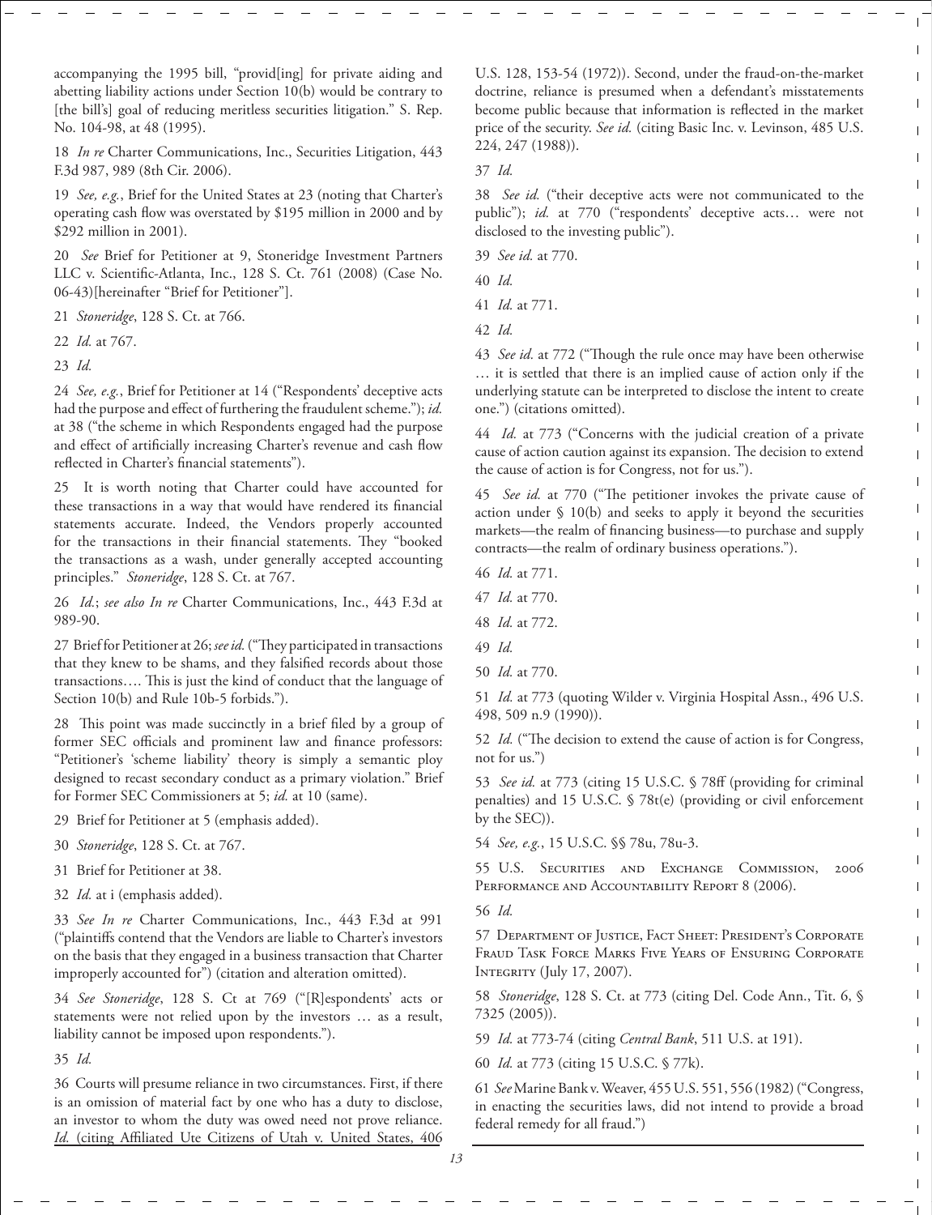accompanying the 1995 bill, "provid[ing] for private aiding and abetting liability actions under Section 10(b) would be contrary to [the bill's] goal of reducing meritless securities litigation." S. Rep. No. 104-98, at 48 (1995).

18 *In re* Charter Communications, Inc., Securities Litigation, 443 F.3d 987, 989 (8th Cir. 2006).

19 *See, e.g.*, Brief for the United States at 23 (noting that Charter's operating cash flow was overstated by $195 million in 2000 and by $292 million in 2001).

20 *See* Brief for Petitioner at 9, Stoneridge Investment Partners LLC v. Scientific-Atlanta, Inc., 128 S. Ct. 761 (2008) (Case No. 06-43)[hereinafter "Brief for Petitioner"].

21 *Stoneridge*, 128 S. Ct. at 766.

22 *Id.* at 767.

23 *Id.*

24 *See, e.g.*, Brief for Petitioner at 14 ("Respondents' deceptive acts had the purpose and effect of furthering the fraudulent scheme."); *id.* at 38 ("the scheme in which Respondents engaged had the purpose and effect of artificially increasing Charter's revenue and cash flow reflected in Charter's financial statements").

25 It is worth noting that Charter could have accounted for these transactions in a way that would have rendered its financial statements accurate. Indeed, the Vendors properly accounted for the transactions in their financial statements. They "booked the transactions as a wash, under generally accepted accounting principles." *Stoneridge*, 128 S. Ct. at 767.

26 *Id.*; *see also In re* Charter Communications, Inc., 443 F.3d at 989-90.

27 Brief for Petitioner at 26; *see id.* ("They participated in transactions that they knew to be shams, and they falsified records about those transactions…. This is just the kind of conduct that the language of Section 10(b) and Rule 10b-5 forbids.").

28 This point was made succinctly in a brief filed by a group of former SEC officials and prominent law and finance professors: "Petitioner's 'scheme liability' theory is simply a semantic ploy designed to recast secondary conduct as a primary violation." Brief for Former SEC Commissioners at 5; *id.* at 10 (same).

29 Brief for Petitioner at 5 (emphasis added).

30 *Stoneridge*, 128 S. Ct. at 767.

31 Brief for Petitioner at 38.

32 *Id.* at i (emphasis added).

33 *See In re* Charter Communications, Inc., 443 F.3d at 991 ("plaintiffs contend that the Vendors are liable to Charter's investors on the basis that they engaged in a business transaction that Charter improperly accounted for") (citation and alteration omitted).

34 *See Stoneridge*, 128 S. Ct at 769 ("[R]espondents' acts or statements were not relied upon by the investors … as a result, liability cannot be imposed upon respondents.").

35 *Id.*

36 Courts will presume reliance in two circumstances. First, if there is an omission of material fact by one who has a duty to disclose, an investor to whom the duty was owed need not prove reliance. *Id.* (citing Affiliated Ute Citizens of Utah v. United States, 406 U.S. 128, 153-54 (1972)). Second, under the fraud-on-the-market doctrine, reliance is presumed when a defendant's misstatements become public because that information is reflected in the market price of the security. *See id.* (citing Basic Inc. v. Levinson, 485 U.S. 224, 247 (1988)).

37 *Id.*

38 *See id.* ("their deceptive acts were not communicated to the public"); *id.* at 770 ("respondents' deceptive acts… were not disclosed to the investing public").

39 *See id.* at 770.

40 *Id.*

41 *Id.* at 771.

42 *Id.*

43 *See id.* at 772 ("Though the rule once may have been otherwise … it is settled that there is an implied cause of action only if the underlying statute can be interpreted to disclose the intent to create one.") (citations omitted).

44 *Id.* at 773 ("Concerns with the judicial creation of a private cause of action caution against its expansion. The decision to extend the cause of action is for Congress, not for us.").

45 *See id.* at 770 ("The petitioner invokes the private cause of action under § 10(b) and seeks to apply it beyond the securities markets—the realm of financing business—to purchase and supply contracts—the realm of ordinary business operations.").

46 *Id.* at 771.

47 *Id.* at 770.

48 *Id.* at 772.

49 *Id.*

50 *Id.* at 770.

51 *Id.* at 773 (quoting Wilder v. Virginia Hospital Assn., 496 U.S. 498, 509 n.9 (1990)).

52 *Id.* ("The decision to extend the cause of action is for Congress, not for us.")

53 *See id.* at 773 (citing 15 U.S.C. § 78ff (providing for criminal penalties) and 15 U.S.C. § 78t(e) (providing or civil enforcement by the SEC)).

54 *See, e.g.*, 15 U.S.C. §§ 78u, 78u-3.

55 U.S. Securities and Exchange Commission, 2006 Performance and Accountability Report 8 (2006).

56 *Id.*

57 Department of Justice, Fact Sheet: President's Corporate Fraud Task Force Marks Five Years of Ensuring Corporate Integrity (July 17, 2007).

58 *Stoneridge*, 128 S. Ct. at 773 (citing Del. Code Ann., Tit. 6, § 7325 (2005)).

59 *Id.* at 773-74 (citing *Central Bank*, 511 U.S. at 191).

60 *Id.* at 773 (citing 15 U.S.C. § 77k).

61 *See* Marine Bank v. Weaver, 455 U.S. 551, 556 (1982) ("Congress, in enacting the securities laws, did not intend to provide a broad federal remedy for all fraud.")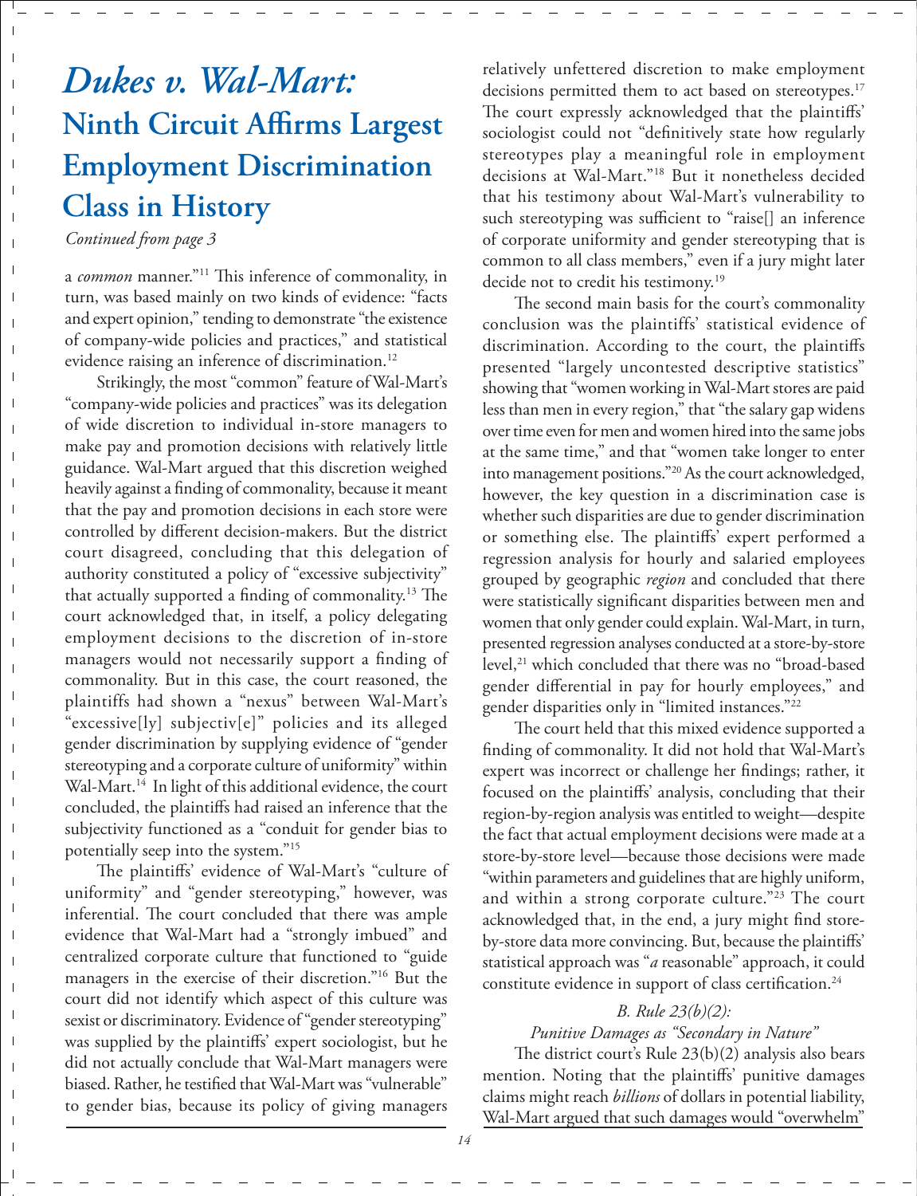# *Dukes v. Wal-Mart:* Ninth Circuit Affirms Largest Employment Discrimination Class in History

*Continued from page 3*

a *common* manner."[11] This inference of commonality, in turn, was based mainly on two kinds of evidence: "facts and expert opinion," tending to demonstrate "the existence of company-wide policies and practices," and statistical evidence raising an inference of discrimination.[12]

Strikingly, the most "common" feature of Wal-Mart's "company-wide policies and practices" was its delegation of wide discretion to individual in-store managers to make pay and promotion decisions with relatively little guidance. Wal-Mart argued that this discretion weighed heavily against a finding of commonality, because it meant that the pay and promotion decisions in each store were controlled by different decision-makers. But the district court disagreed, concluding that this delegation of authority constituted a policy of "excessive subjectivity" that actually supported a finding of commonality.[13] The court acknowledged that, in itself, a policy delegating employment decisions to the discretion of in-store managers would not necessarily support a finding of commonality. But in this case, the court reasoned, the plaintiffs had shown a "nexus" between Wal-Mart's "excessive[ly] subjectiv[e]" policies and its alleged gender discrimination by supplying evidence of "gender stereotyping and a corporate culture of uniformity" within Wal-Mart.[14] In light of this additional evidence, the court concluded, the plaintiffs had raised an inference that the subjectivity functioned as a "conduit for gender bias to potentially seep into the system."[15]

The plaintiffs' evidence of Wal-Mart's "culture of uniformity" and "gender stereotyping," however, was inferential. The court concluded that there was ample evidence that Wal-Mart had a "strongly imbued" and centralized corporate culture that functioned to "guide managers in the exercise of their discretion."[16] But the court did not identify which aspect of this culture was sexist or discriminatory. Evidence of "gender stereotyping" was supplied by the plaintiffs' expert sociologist, but he did not actually conclude that Wal-Mart managers were biased. Rather, he testified that Wal-Mart was "vulnerable" to gender bias, because its policy of giving managers relatively unfettered discretion to make employment decisions permitted them to act based on stereotypes.[17] The court expressly acknowledged that the plaintiffs' sociologist could not "definitively state how regularly stereotypes play a meaningful role in employment decisions at Wal-Mart."[18] But it nonetheless decided that his testimony about Wal-Mart's vulnerability to such stereotyping was sufficient to "raise[] an inference of corporate uniformity and gender stereotyping that is common to all class members," even if a jury might later decide not to credit his testimony.[19]

The second main basis for the court's commonality conclusion was the plaintiffs' statistical evidence of discrimination. According to the court, the plaintiffs presented "largely uncontested descriptive statistics" showing that "women working in Wal-Mart stores are paid less than men in every region," that "the salary gap widens over time even for men and women hired into the same jobs at the same time," and that "women take longer to enter into management positions."[20] As the court acknowledged, however, the key question in a discrimination case is whether such disparities are due to gender discrimination or something else. The plaintiffs' expert performed a regression analysis for hourly and salaried employees grouped by geographic *region* and concluded that there were statistically significant disparities between men and women that only gender could explain. Wal-Mart, in turn, presented regression analyses conducted at a store-by-store level,[21] which concluded that there was no "broad-based gender differential in pay for hourly employees," and gender disparities only in "limited instances."[22]

The court held that this mixed evidence supported a finding of commonality. It did not hold that Wal-Mart's expert was incorrect or challenge her findings; rather, it focused on the plaintiffs' analysis, concluding that their region-by-region analysis was entitled to weight—despite the fact that actual employment decisions were made at a store-by-store level—because those decisions were made "within parameters and guidelines that are highly uniform, and within a strong corporate culture."[23] The court acknowledged that, in the end, a jury might find store-by-store data more convincing. But, because the plaintiffs' statistical approach was "*a* reasonable" approach, it could constitute evidence in support of class certification.[24]

*B. Rule 23(b)(2): Punitive Damages as "Secondary in Nature"*

The district court's Rule 23(b)(2) analysis also bears mention. Noting that the plaintiffs' punitive damages claims might reach *billions* of dollars in potential liability, Wal-Mart argued that such damages would "overwhelm"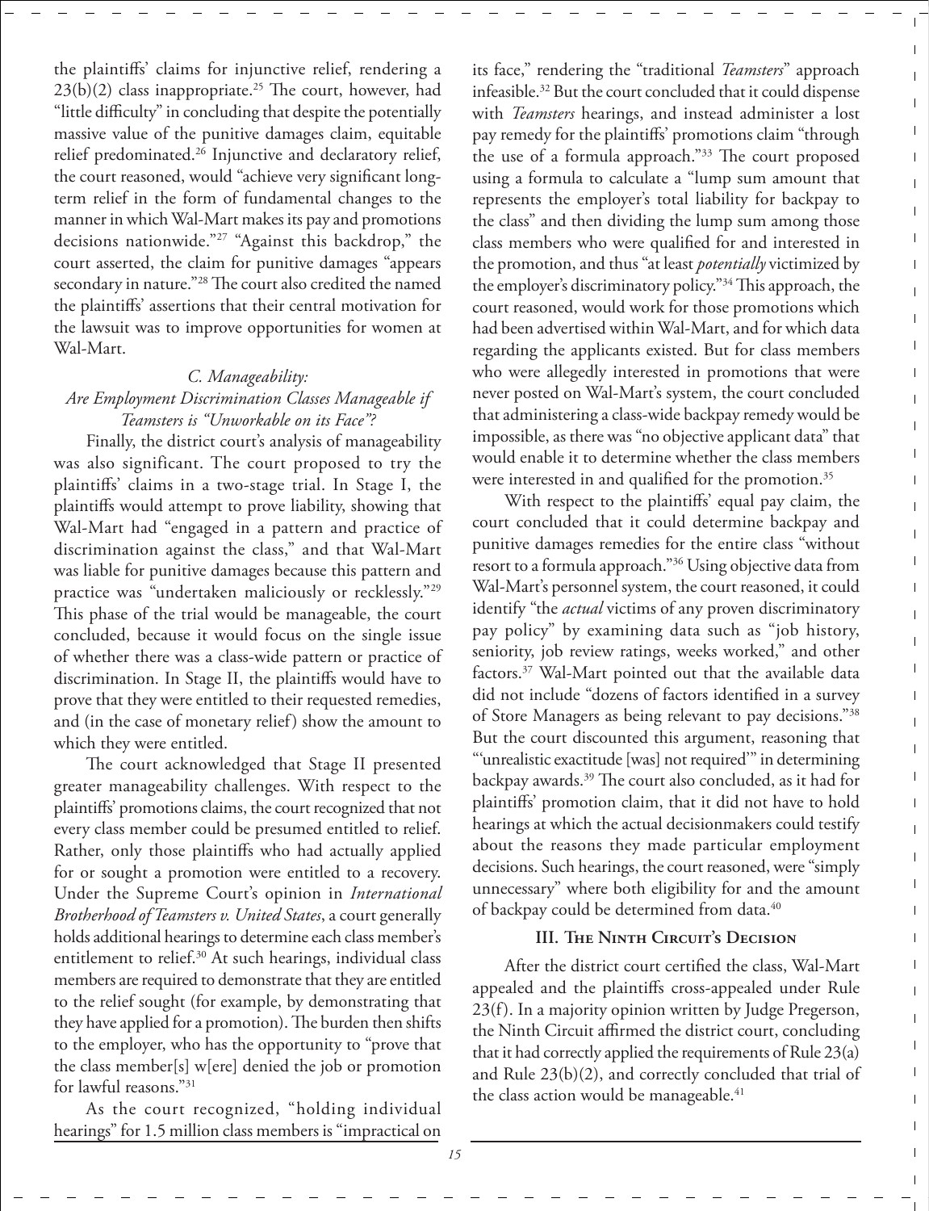the plaintiffs' claims for injunctive relief, rendering a 23(b)(2) class inappropriate.[25] The court, however, had "little difficulty" in concluding that despite the potentially massive value of the punitive damages claim, equitable relief predominated.[26] Injunctive and declaratory relief, the court reasoned, would "achieve very significant long-term relief in the form of fundamental changes to the manner in which Wal-Mart makes its pay and promotions decisions nationwide."[27] "Against this backdrop," the court asserted, the claim for punitive damages "appears secondary in nature."[28] The court also credited the named the plaintiffs' assertions that their central motivation for the lawsuit was to improve opportunities for women at Wal-Mart.

### *C. Manageability: Are Employment Discrimination Classes Manageable if Teamsters is "Unworkable on its Face"?*

Finally, the district court's analysis of manageability was also significant. The court proposed to try the plaintiffs' claims in a two-stage trial. In Stage I, the plaintiffs would attempt to prove liability, showing that Wal-Mart had "engaged in a pattern and practice of discrimination against the class," and that Wal-Mart was liable for punitive damages because this pattern and practice was "undertaken maliciously or recklessly."[29] This phase of the trial would be manageable, the court concluded, because it would focus on the single issue of whether there was a class-wide pattern or practice of discrimination. In Stage II, the plaintiffs would have to prove that they were entitled to their requested remedies, and (in the case of monetary relief) show the amount to which they were entitled.

The court acknowledged that Stage II presented greater manageability challenges. With respect to the plaintiffs' promotions claims, the court recognized that not every class member could be presumed entitled to relief. Rather, only those plaintiffs who had actually applied for or sought a promotion were entitled to a recovery. Under the Supreme Court's opinion in *International Brotherhood of Teamsters v. United States*, a court generally holds additional hearings to determine each class member's entitlement to relief.[30] At such hearings, individual class members are required to demonstrate that they are entitled to the relief sought (for example, by demonstrating that they have applied for a promotion). The burden then shifts to the employer, who has the opportunity to "prove that the class member[s] w[ere] denied the job or promotion for lawful reasons."[31]

As the court recognized, "holding individual hearings" for 1.5 million class members is "impractical on its face," rendering the "traditional *Teamsters*" approach infeasible.[32] But the court concluded that it could dispense with *Teamsters* hearings, and instead administer a lost pay remedy for the plaintiffs' promotions claim "through the use of a formula approach."[33] The court proposed using a formula to calculate a "lump sum amount that represents the employer's total liability for backpay to the class" and then dividing the lump sum among those class members who were qualified for and interested in the promotion, and thus "at least *potentially* victimized by the employer's discriminatory policy."[34] This approach, the court reasoned, would work for those promotions which had been advertised within Wal-Mart, and for which data regarding the applicants existed. But for class members who were allegedly interested in promotions that were never posted on Wal-Mart's system, the court concluded that administering a class-wide backpay remedy would be impossible, as there was "no objective applicant data" that would enable it to determine whether the class members were interested in and qualified for the promotion.[35]

With respect to the plaintiffs' equal pay claim, the court concluded that it could determine backpay and punitive damages remedies for the entire class "without resort to a formula approach."[36] Using objective data from Wal-Mart's personnel system, the court reasoned, it could identify "the *actual* victims of any proven discriminatory pay policy" by examining data such as "job history, seniority, job review ratings, weeks worked," and other factors.[37] Wal-Mart pointed out that the available data did not include "dozens of factors identified in a survey of Store Managers as being relevant to pay decisions."[38] But the court discounted this argument, reasoning that "'unrealistic exactitude [was] not required'" in determining backpay awards.[39] The court also concluded, as it had for plaintiffs' promotion claim, that it did not have to hold hearings at which the actual decisionmakers could testify about the reasons they made particular employment decisions. Such hearings, the court reasoned, were "simply unnecessary" where both eligibility for and the amount of backpay could be determined from data.[40]

## III. The Ninth Circuit's Decision

After the district court certified the class, Wal-Mart appealed and the plaintiffs cross-appealed under Rule 23(f). In a majority opinion written by Judge Pregerson, the Ninth Circuit affirmed the district court, concluding that it had correctly applied the requirements of Rule 23(a) and Rule 23(b)(2), and correctly concluded that trial of the class action would be manageable.[41]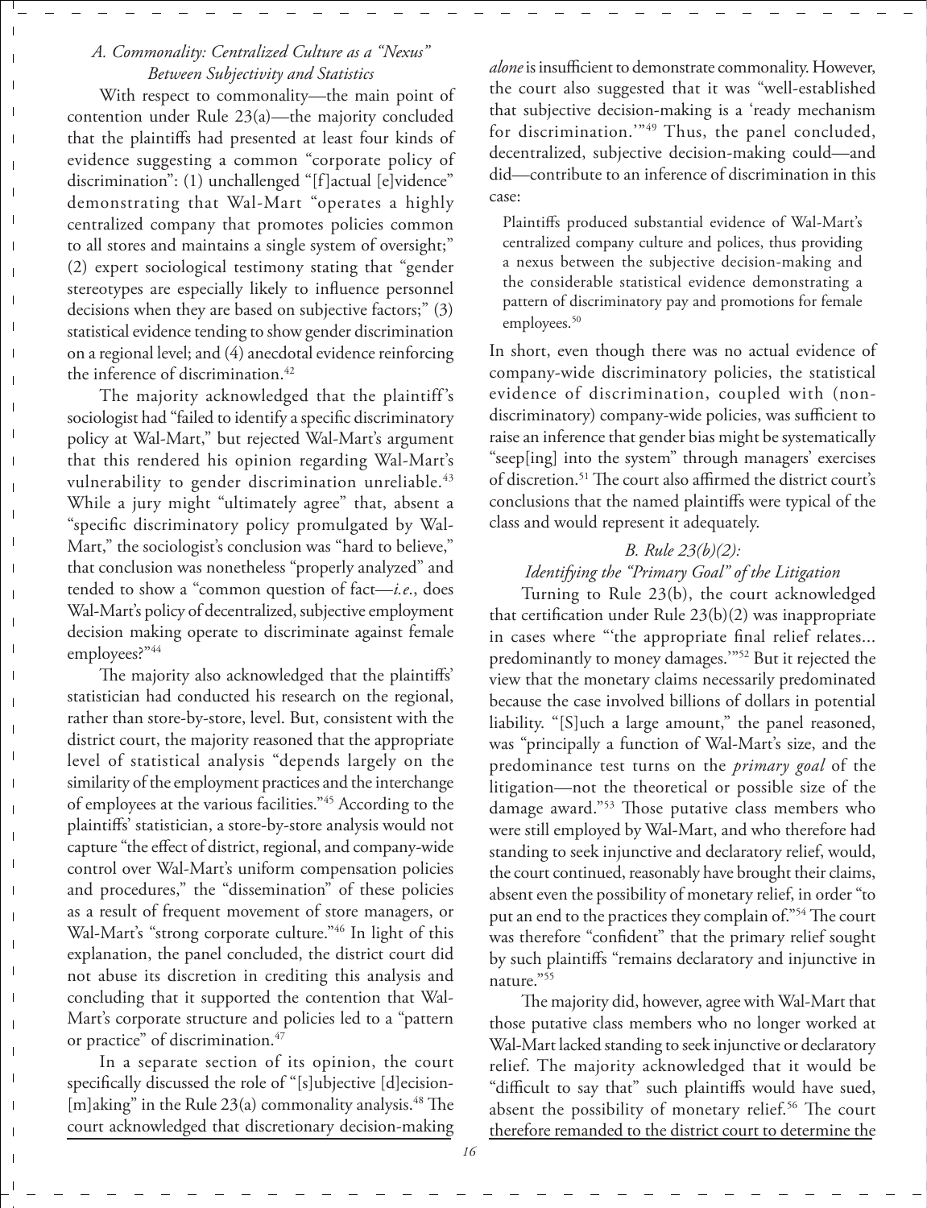### *A. Commonality: Centralized Culture as a "Nexus" Between Subjectivity and Statistics*

With respect to commonality—the main point of contention under Rule 23(a)—the majority concluded that the plaintiffs had presented at least four kinds of evidence suggesting a common "corporate policy of discrimination": (1) unchallenged "[f]actual [e]vidence" demonstrating that Wal-Mart "operates a highly centralized company that promotes policies common to all stores and maintains a single system of oversight;" (2) expert sociological testimony stating that "gender stereotypes are especially likely to influence personnel decisions when they are based on subjective factors;" (3) statistical evidence tending to show gender discrimination on a regional level; and (4) anecdotal evidence reinforcing the inference of discrimination.[42]

The majority acknowledged that the plaintiff's sociologist had "failed to identify a specific discriminatory policy at Wal-Mart," but rejected Wal-Mart's argument that this rendered his opinion regarding Wal-Mart's vulnerability to gender discrimination unreliable.[43] While a jury might "ultimately agree" that, absent a "specific discriminatory policy promulgated by Wal-Mart," the sociologist's conclusion was "hard to believe," that conclusion was nonetheless "properly analyzed" and tended to show a "common question of fact—*i.e.*, does Wal-Mart's policy of decentralized, subjective employment decision making operate to discriminate against female employees?"[44]

The majority also acknowledged that the plaintiffs' statistician had conducted his research on the regional, rather than store-by-store, level. But, consistent with the district court, the majority reasoned that the appropriate level of statistical analysis "depends largely on the similarity of the employment practices and the interchange of employees at the various facilities."[45] According to the plaintiffs' statistician, a store-by-store analysis would not capture "the effect of district, regional, and company-wide control over Wal-Mart's uniform compensation policies and procedures," the "dissemination" of these policies as a result of frequent movement of store managers, or Wal-Mart's "strong corporate culture."[46] In light of this explanation, the panel concluded, the district court did not abuse its discretion in crediting this analysis and concluding that it supported the contention that Wal-Mart's corporate structure and policies led to a "pattern or practice" of discrimination.[47]

In a separate section of its opinion, the court specifically discussed the role of "[s]ubjective [d]ecision-[m]aking" in the Rule 23(a) commonality analysis.[48] The court acknowledged that discretionary decision-making *alone* is insufficient to demonstrate commonality. However, the court also suggested that it was "well-established that subjective decision-making is a 'ready mechanism for discrimination.'"[49] Thus, the panel concluded, decentralized, subjective decision-making could—and did—contribute to an inference of discrimination in this case:

> Plaintiffs produced substantial evidence of Wal-Mart's centralized company culture and polices, thus providing a nexus between the subjective decision-making and the considerable statistical evidence demonstrating a pattern of discriminatory pay and promotions for female employees.[50]

In short, even though there was no actual evidence of company-wide discriminatory policies, the statistical evidence of discrimination, coupled with (non-discriminatory) company-wide policies, was sufficient to raise an inference that gender bias might be systematically "seep[ing] into the system" through managers' exercises of discretion.[51] The court also affirmed the district court's conclusions that the named plaintiffs were typical of the class and would represent it adequately.

### *B. Rule 23(b)(2): Identifying the "Primary Goal" of the Litigation*

Turning to Rule 23(b), the court acknowledged that certification under Rule 23(b)(2) was inappropriate in cases where "'the appropriate final relief relates... predominantly to money damages.'"[52] But it rejected the view that the monetary claims necessarily predominated because the case involved billions of dollars in potential liability. "[S]uch a large amount," the panel reasoned, was "principally a function of Wal-Mart's size, and the predominance test turns on the *primary goal* of the litigation—not the theoretical or possible size of the damage award."[53] Those putative class members who were still employed by Wal-Mart, and who therefore had standing to seek injunctive and declaratory relief, would, the court continued, reasonably have brought their claims, absent even the possibility of monetary relief, in order "to put an end to the practices they complain of."[54] The court was therefore "confident" that the primary relief sought by such plaintiffs "remains declaratory and injunctive in nature."[55]

The majority did, however, agree with Wal-Mart that those putative class members who no longer worked at Wal-Mart lacked standing to seek injunctive or declaratory relief. The majority acknowledged that it would be "difficult to say that" such plaintiffs would have sued, absent the possibility of monetary relief.[56] The court therefore remanded to the district court to determine the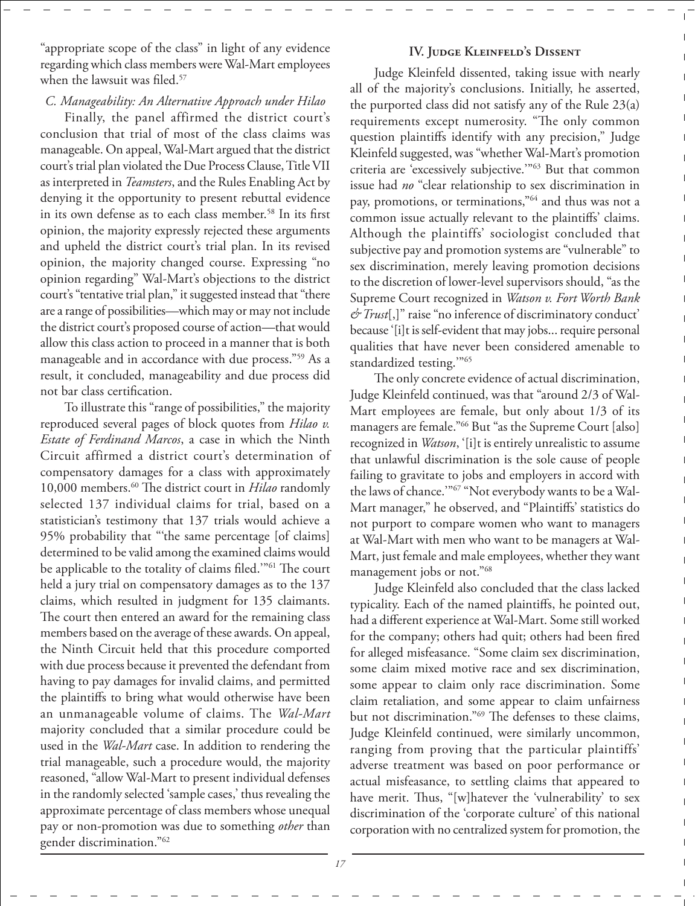"appropriate scope of the class" in light of any evidence regarding which class members were Wal-Mart employees when the lawsuit was filed.[57]

### C. Manageability: An Alternative Approach under Hilao

Finally, the panel affirmed the district court's conclusion that trial of most of the class claims was manageable. On appeal, Wal-Mart argued that the district court's trial plan violated the Due Process Clause, Title VII as interpreted in *Teamsters*, and the Rules Enabling Act by denying it the opportunity to present rebuttal evidence in its own defense as to each class member.[58] In its first opinion, the majority expressly rejected these arguments and upheld the district court's trial plan. In its revised opinion, the majority changed course. Expressing "no opinion regarding" Wal-Mart's objections to the district court's "tentative trial plan," it suggested instead that "there are a range of possibilities—which may or may not include the district court's proposed course of action—that would allow this class action to proceed in a manner that is both manageable and in accordance with due process."[59] As a result, it concluded, manageability and due process did not bar class certification.

To illustrate this "range of possibilities," the majority reproduced several pages of block quotes from *Hilao v. Estate of Ferdinand Marcos*, a case in which the Ninth Circuit affirmed a district court's determination of compensatory damages for a class with approximately 10,000 members.[60] The district court in *Hilao* randomly selected 137 individual claims for trial, based on a statistician's testimony that 137 trials would achieve a 95% probability that "'the same percentage [of claims] determined to be valid among the examined claims would be applicable to the totality of claims filed.'"[61] The court held a jury trial on compensatory damages as to the 137 claims, which resulted in judgment for 135 claimants. The court then entered an award for the remaining class members based on the average of these awards. On appeal, the Ninth Circuit held that this procedure comported with due process because it prevented the defendant from having to pay damages for invalid claims, and permitted the plaintiffs to bring what would otherwise have been an unmanageable volume of claims. The *Wal-Mart* majority concluded that a similar procedure could be used in the *Wal-Mart* case. In addition to rendering the trial manageable, such a procedure would, the majority reasoned, "allow Wal-Mart to present individual defenses in the randomly selected 'sample cases,' thus revealing the approximate percentage of class members whose unequal pay or non-promotion was due to something *other* than gender discrimination."[62]

## IV. Judge Kleinfeld's Dissent

Judge Kleinfeld dissented, taking issue with nearly all of the majority's conclusions. Initially, he asserted, the purported class did not satisfy any of the Rule 23(a) requirements except numerosity. "The only common question plaintiffs identify with any precision," Judge Kleinfeld suggested, was "whether Wal-Mart's promotion criteria are 'excessively subjective.'"[63] But that common issue had *no* "clear relationship to sex discrimination in pay, promotions, or terminations,"[64] and thus was not a common issue actually relevant to the plaintiffs' claims. Although the plaintiffs' sociologist concluded that subjective pay and promotion systems are "vulnerable" to sex discrimination, merely leaving promotion decisions to the discretion of lower-level supervisors should, "as the Supreme Court recognized in *Watson v. Fort Worth Bank & Trust*[,]" raise "no inference of discriminatory conduct' because '[i]t is self-evident that may jobs... require personal qualities that have never been considered amenable to standardized testing.'"[65]

The only concrete evidence of actual discrimination, Judge Kleinfeld continued, was that "around 2/3 of Wal-Mart employees are female, but only about 1/3 of its managers are female."[66] But "as the Supreme Court [also] recognized in *Watson*, '[i]t is entirely unrealistic to assume that unlawful discrimination is the sole cause of people failing to gravitate to jobs and employers in accord with the laws of chance.'"[67] "Not everybody wants to be a Wal-Mart manager," he observed, and "Plaintiffs' statistics do not purport to compare women who want to managers at Wal-Mart with men who want to be managers at Wal-Mart, just female and male employees, whether they want management jobs or not."[68]

Judge Kleinfeld also concluded that the class lacked typicality. Each of the named plaintiffs, he pointed out, had a different experience at Wal-Mart. Some still worked for the company; others had quit; others had been fired for alleged misfeasance. "Some claim sex discrimination, some claim mixed motive race and sex discrimination, some appear to claim only race discrimination. Some claim retaliation, and some appear to claim unfairness but not discrimination."[69] The defenses to these claims, Judge Kleinfeld continued, were similarly uncommon, ranging from proving that the particular plaintiffs' adverse treatment was based on poor performance or actual misfeasance, to settling claims that appeared to have merit. Thus, "[w]hatever the 'vulnerability' to sex discrimination of the 'corporate culture' of this national corporation with no centralized system for promotion, the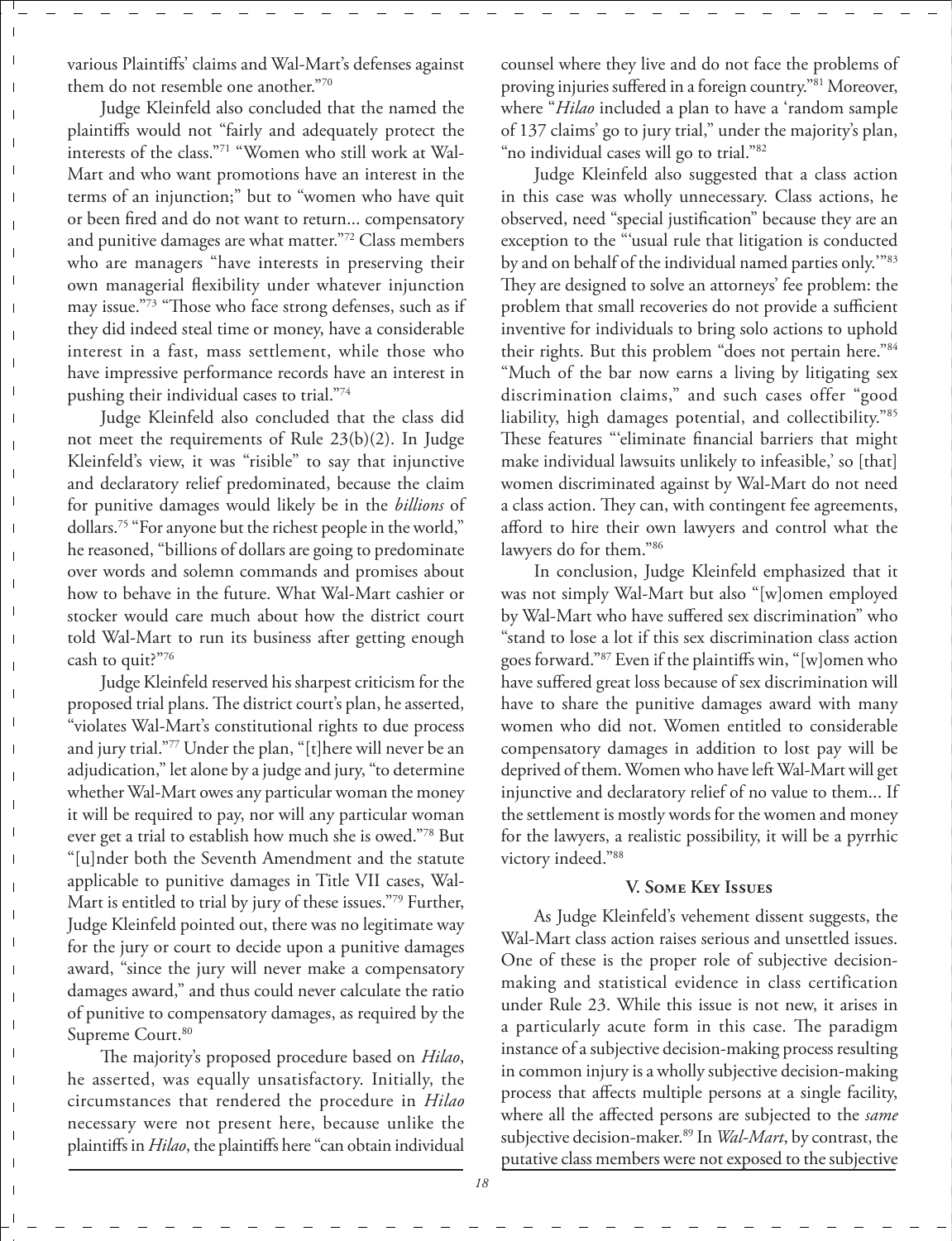various Plaintiffs' claims and Wal-Mart's defenses against them do not resemble one another."[70]

Judge Kleinfeld also concluded that the named the plaintiffs would not "fairly and adequately protect the interests of the class."[71] "Women who still work at Wal-Mart and who want promotions have an interest in the terms of an injunction;" but to "women who have quit or been fired and do not want to return... compensatory and punitive damages are what matter."[72] Class members who are managers "have interests in preserving their own managerial flexibility under whatever injunction may issue."[73] "Those who face strong defenses, such as if they did indeed steal time or money, have a considerable interest in a fast, mass settlement, while those who have impressive performance records have an interest in pushing their individual cases to trial."[74]

Judge Kleinfeld also concluded that the class did not meet the requirements of Rule 23(b)(2). In Judge Kleinfeld's view, it was "risible" to say that injunctive and declaratory relief predominated, because the claim for punitive damages would likely be in the *billions* of dollars.[75] "For anyone but the richest people in the world," he reasoned, "billions of dollars are going to predominate over words and solemn commands and promises about how to behave in the future. What Wal-Mart cashier or stocker would care much about how the district court told Wal-Mart to run its business after getting enough cash to quit?"[76]

Judge Kleinfeld reserved his sharpest criticism for the proposed trial plans. The district court's plan, he asserted, "violates Wal-Mart's constitutional rights to due process and jury trial."[77] Under the plan, "[t]here will never be an adjudication," let alone by a judge and jury, "to determine whether Wal-Mart owes any particular woman the money it will be required to pay, nor will any particular woman ever get a trial to establish how much she is owed."[78] But "[u]nder both the Seventh Amendment and the statute applicable to punitive damages in Title VII cases, Wal-Mart is entitled to trial by jury of these issues."[79] Further, Judge Kleinfeld pointed out, there was no legitimate way for the jury or court to decide upon a punitive damages award, "since the jury will never make a compensatory damages award," and thus could never calculate the ratio of punitive to compensatory damages, as required by the Supreme Court.[80]

The majority's proposed procedure based on *Hilao*, he asserted, was equally unsatisfactory. Initially, the circumstances that rendered the procedure in *Hilao* necessary were not present here, because unlike the plaintiffs in *Hilao*, the plaintiffs here "can obtain individual counsel where they live and do not face the problems of proving injuries suffered in a foreign country."[81] Moreover, where "*Hilao* included a plan to have a 'random sample of 137 claims' go to jury trial," under the majority's plan, "no individual cases will go to trial."[82]

Judge Kleinfeld also suggested that a class action in this case was wholly unnecessary. Class actions, he observed, need "special justification" because they are an exception to the "'usual rule that litigation is conducted by and on behalf of the individual named parties only.'"[83] They are designed to solve an attorneys' fee problem: the problem that small recoveries do not provide a sufficient inventive for individuals to bring solo actions to uphold their rights. But this problem "does not pertain here."[84] "Much of the bar now earns a living by litigating sex discrimination claims," and such cases offer "good liability, high damages potential, and collectibility."[85] These features "'eliminate financial barriers that might make individual lawsuits unlikely to infeasible,' so [that] women discriminated against by Wal-Mart do not need a class action. They can, with contingent fee agreements, afford to hire their own lawyers and control what the lawyers do for them."[86]

In conclusion, Judge Kleinfeld emphasized that it was not simply Wal-Mart but also "[w]omen employed by Wal-Mart who have suffered sex discrimination" who "stand to lose a lot if this sex discrimination class action goes forward."[87] Even if the plaintiffs win, "[w]omen who have suffered great loss because of sex discrimination will have to share the punitive damages award with many women who did not. Women entitled to considerable compensatory damages in addition to lost pay will be deprived of them. Women who have left Wal-Mart will get injunctive and declaratory relief of no value to them... If the settlement is mostly words for the women and money for the lawyers, a realistic possibility, it will be a pyrrhic victory indeed."[88]

## V. Some Key Issues

As Judge Kleinfeld's vehement dissent suggests, the Wal-Mart class action raises serious and unsettled issues. One of these is the proper role of subjective decision-making and statistical evidence in class certification under Rule 23. While this issue is not new, it arises in a particularly acute form in this case. The paradigm instance of a subjective decision-making process resulting in common injury is a wholly subjective decision-making process that affects multiple persons at a single facility, where all the affected persons are subjected to the *same* subjective decision-maker.[89] In *Wal-Mart*, by contrast, the putative class members were not exposed to the subjective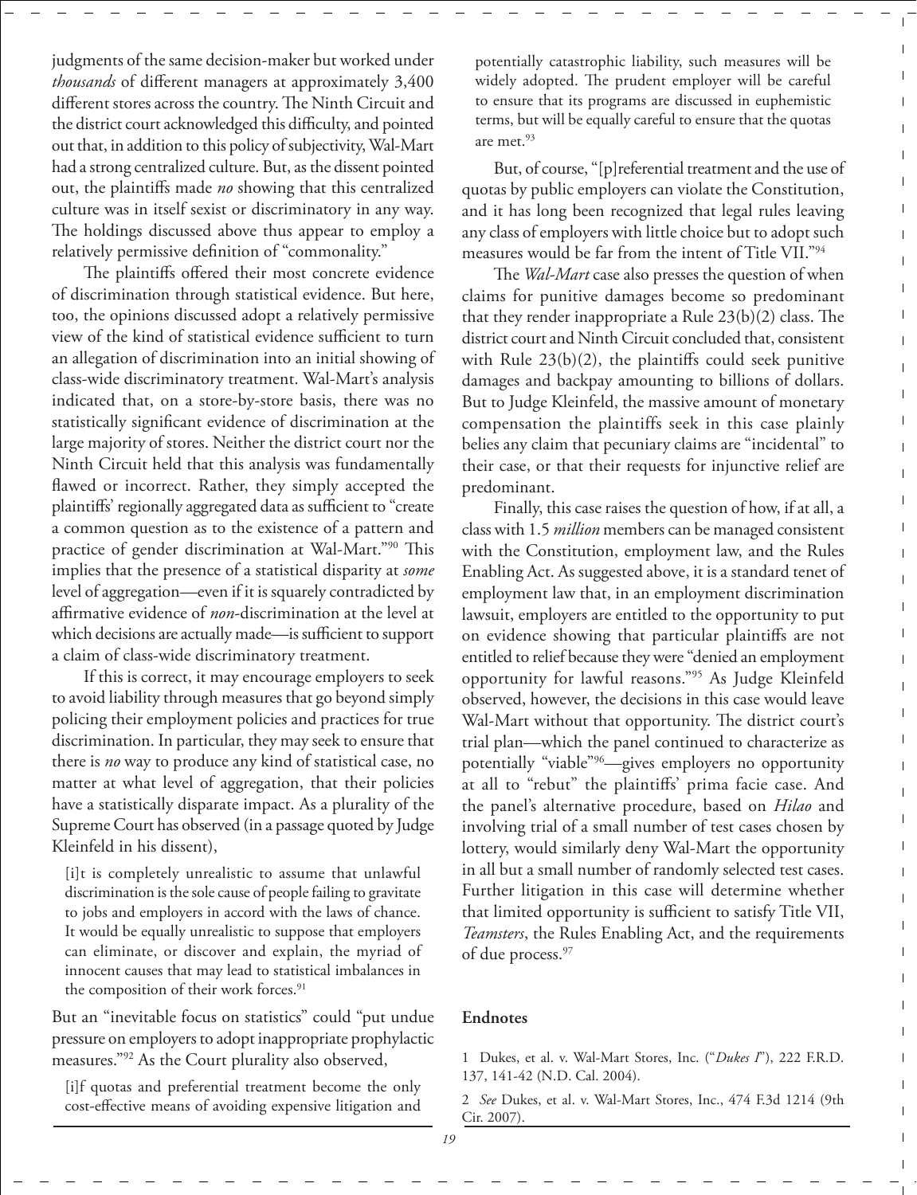judgments of the same decision-maker but worked under *thousands* of different managers at approximately 3,400 different stores across the country. The Ninth Circuit and the district court acknowledged this difficulty, and pointed out that, in addition to this policy of subjectivity, Wal-Mart had a strong centralized culture. But, as the dissent pointed out, the plaintiffs made *no* showing that this centralized culture was in itself sexist or discriminatory in any way. The holdings discussed above thus appear to employ a relatively permissive definition of "commonality."

The plaintiffs offered their most concrete evidence of discrimination through statistical evidence. But here, too, the opinions discussed adopt a relatively permissive view of the kind of statistical evidence sufficient to turn an allegation of discrimination into an initial showing of class-wide discriminatory treatment. Wal-Mart's analysis indicated that, on a store-by-store basis, there was no statistically significant evidence of discrimination at the large majority of stores. Neither the district court nor the Ninth Circuit held that this analysis was fundamentally flawed or incorrect. Rather, they simply accepted the plaintiffs' regionally aggregated data as sufficient to "create a common question as to the existence of a pattern and practice of gender discrimination at Wal-Mart."[90] This implies that the presence of a statistical disparity at *some* level of aggregation—even if it is squarely contradicted by affirmative evidence of *non*-discrimination at the level at which decisions are actually made—is sufficient to support a claim of class-wide discriminatory treatment.

If this is correct, it may encourage employers to seek to avoid liability through measures that go beyond simply policing their employment policies and practices for true discrimination. In particular, they may seek to ensure that there is *no* way to produce any kind of statistical case, no matter at what level of aggregation, that their policies have a statistically disparate impact. As a plurality of the Supreme Court has observed (in a passage quoted by Judge Kleinfeld in his dissent),

> [i]t is completely unrealistic to assume that unlawful discrimination is the sole cause of people failing to gravitate to jobs and employers in accord with the laws of chance. It would be equally unrealistic to suppose that employers can eliminate, or discover and explain, the myriad of innocent causes that may lead to statistical imbalances in the composition of their work forces.[91]

But an "inevitable focus on statistics" could "put undue pressure on employers to adopt inappropriate prophylactic measures."[92] As the Court plurality also observed,

> [i]f quotas and preferential treatment become the only cost-effective means of avoiding expensive litigation and potentially catastrophic liability, such measures will be widely adopted. The prudent employer will be careful to ensure that its programs are discussed in euphemistic terms, but will be equally careful to ensure that the quotas are met.[93]

But, of course, "[p]referential treatment and the use of quotas by public employers can violate the Constitution, and it has long been recognized that legal rules leaving any class of employers with little choice but to adopt such measures would be far from the intent of Title VII."[94]

The *Wal-Mart* case also presses the question of when claims for punitive damages become so predominant that they render inappropriate a Rule 23(b)(2) class. The district court and Ninth Circuit concluded that, consistent with Rule 23(b)(2), the plaintiffs could seek punitive damages and backpay amounting to billions of dollars. But to Judge Kleinfeld, the massive amount of monetary compensation the plaintiffs seek in this case plainly belies any claim that pecuniary claims are "incidental" to their case, or that their requests for injunctive relief are predominant.

Finally, this case raises the question of how, if at all, a class with 1.5 *million* members can be managed consistent with the Constitution, employment law, and the Rules Enabling Act. As suggested above, it is a standard tenet of employment law that, in an employment discrimination lawsuit, employers are entitled to the opportunity to put on evidence showing that particular plaintiffs are not entitled to relief because they were "denied an employment opportunity for lawful reasons."[95] As Judge Kleinfeld observed, however, the decisions in this case would leave Wal-Mart without that opportunity. The district court's trial plan—which the panel continued to characterize as potentially "viable"[96]—gives employers no opportunity at all to "rebut" the plaintiffs' prima facie case. And the panel's alternative procedure, based on *Hilao* and involving trial of a small number of test cases chosen by lottery, would similarly deny Wal-Mart the opportunity in all but a small number of randomly selected test cases. Further litigation in this case will determine whether that limited opportunity is sufficient to satisfy Title VII, *Teamsters*, the Rules Enabling Act, and the requirements of due process.[97]

## Endnotes

1 Dukes, et al. v. Wal-Mart Stores, Inc. ("*Dukes I*"), 222 F.R.D. 137, 141-42 (N.D. Cal. 2004).

2 *See* Dukes, et al. v. Wal-Mart Stores, Inc., 474 F.3d 1214 (9th Cir. 2007).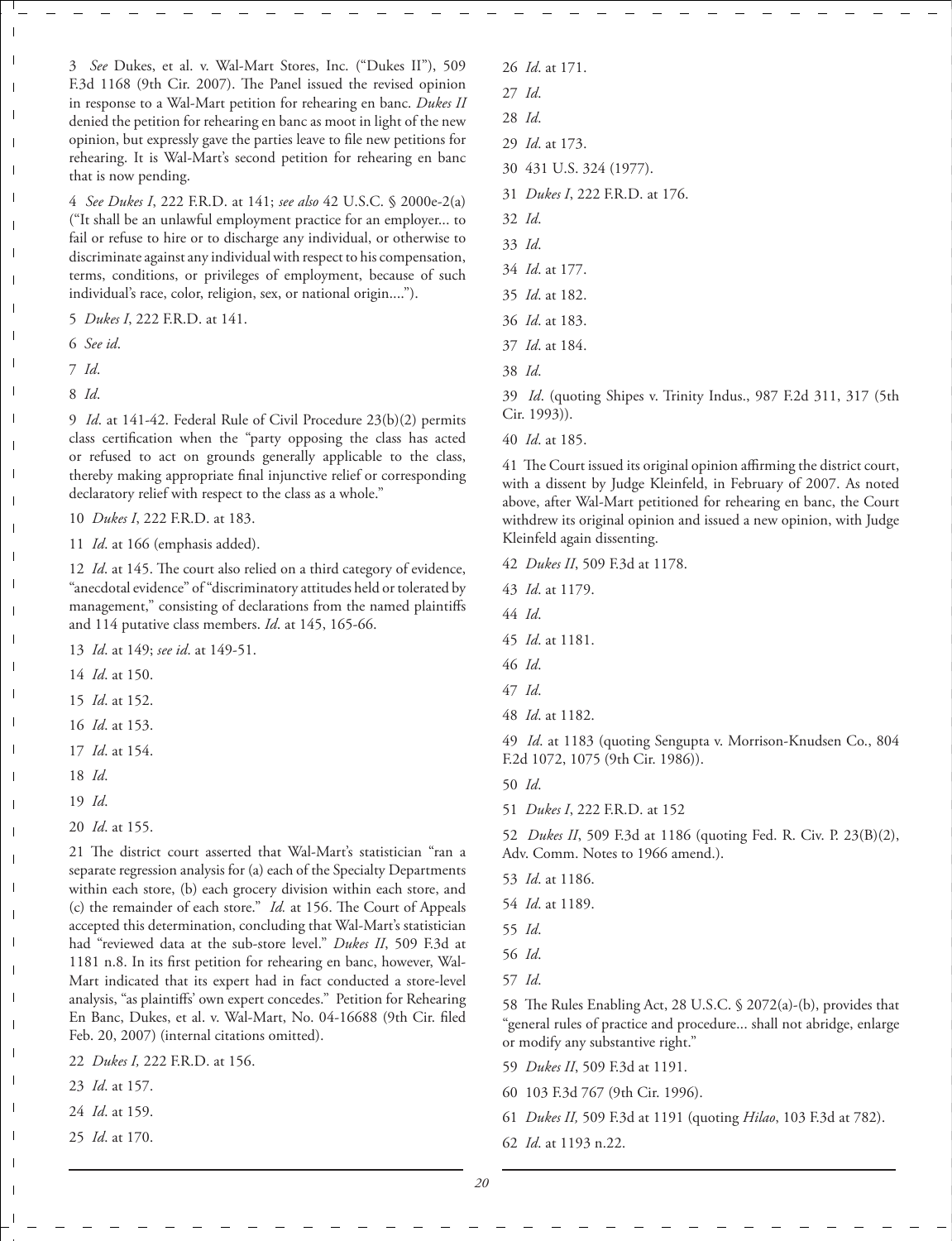3 *See* Dukes, et al. v. Wal-Mart Stores, Inc. ("Dukes II"), 509 F.3d 1168 (9th Cir. 2007). The Panel issued the revised opinion in response to a Wal-Mart petition for rehearing en banc. *Dukes II* denied the petition for rehearing en banc as moot in light of the new opinion, but expressly gave the parties leave to file new petitions for rehearing. It is Wal-Mart's second petition for rehearing en banc that is now pending.

4 *See Dukes I*, 222 F.R.D. at 141; *see also* 42 U.S.C. § 2000e-2(a) ("It shall be an unlawful employment practice for an employer... to fail or refuse to hire or to discharge any individual, or otherwise to discriminate against any individual with respect to his compensation, terms, conditions, or privileges of employment, because of such individual's race, color, religion, sex, or national origin....").

5 *Dukes I*, 222 F.R.D. at 141.

6 *See id*.

7 *Id*.

8 *Id*.

9 *Id*. at 141-42. Federal Rule of Civil Procedure 23(b)(2) permits class certification when the "party opposing the class has acted or refused to act on grounds generally applicable to the class, thereby making appropriate final injunctive relief or corresponding declaratory relief with respect to the class as a whole."

10 *Dukes I*, 222 F.R.D. at 183.

11 *Id*. at 166 (emphasis added).

12 *Id*. at 145. The court also relied on a third category of evidence, "anecdotal evidence" of "discriminatory attitudes held or tolerated by management," consisting of declarations from the named plaintiffs and 114 putative class members. *Id*. at 145, 165-66.

13 *Id*. at 149; *see id*. at 149-51.

14 *Id*. at 150.

15 *Id*. at 152.

16 *Id*. at 153.

17 *Id*. at 154.

18 *Id*.

19 *Id*.

20 *Id*. at 155.

21 The district court asserted that Wal-Mart's statistician "ran a separate regression analysis for (a) each of the Specialty Departments within each store, (b) each grocery division within each store, and (c) the remainder of each store." *Id.* at 156. The Court of Appeals accepted this determination, concluding that Wal-Mart's statistician had "reviewed data at the sub-store level." *Dukes II*, 509 F.3d at 1181 n.8. In its first petition for rehearing en banc, however, Wal-Mart indicated that its expert had in fact conducted a store-level analysis, "as plaintiffs' own expert concedes." Petition for Rehearing En Banc, Dukes, et al. v. Wal-Mart, No. 04-16688 (9th Cir. filed Feb. 20, 2007) (internal citations omitted).

22 *Dukes I,* 222 F.R.D. at 156.

23 *Id*. at 157.

24 *Id*. at 159.

25 *Id*. at 170.

26 *Id*. at 171.

27 *Id*.

28 *Id*.

29 *Id*. at 173.

30 431 U.S. 324 (1977).

31 *Dukes I*, 222 F.R.D. at 176.

32 *Id*.

33 *Id*.

34 *Id*. at 177.

35 *Id*. at 182.

36 *Id*. at 183.

37 *Id*. at 184.

38 *Id*.

39 *Id*. (quoting Shipes v. Trinity Indus., 987 F.2d 311, 317 (5th Cir. 1993)).

40 *Id*. at 185.

41 The Court issued its original opinion affirming the district court, with a dissent by Judge Kleinfeld, in February of 2007. As noted above, after Wal-Mart petitioned for rehearing en banc, the Court withdrew its original opinion and issued a new opinion, with Judge Kleinfeld again dissenting.

42 *Dukes II*, 509 F.3d at 1178.

43 *Id*. at 1179.

44 *Id*.

45 *Id*. at 1181.

46 *Id*.

47 *Id*.

48 *Id*. at 1182.

49 *Id*. at 1183 (quoting Sengupta v. Morrison-Knudsen Co., 804 F.2d 1072, 1075 (9th Cir. 1986)).

50 *Id*.

51 *Dukes I*, 222 F.R.D. at 152

52 *Dukes II*, 509 F.3d at 1186 (quoting Fed. R. Civ. P. 23(B)(2), Adv. Comm. Notes to 1966 amend.).

53 *Id*. at 1186.

54 *Id*. at 1189.

55 *Id*.

56 *Id*.

57 *Id*.

58 The Rules Enabling Act, 28 U.S.C. § 2072(a)-(b), provides that "general rules of practice and procedure... shall not abridge, enlarge or modify any substantive right."

59 *Dukes II*, 509 F.3d at 1191.

60 103 F.3d 767 (9th Cir. 1996).

61 *Dukes II,* 509 F.3d at 1191 (quoting *Hilao*, 103 F.3d at 782).

62 *Id*. at 1193 n.22.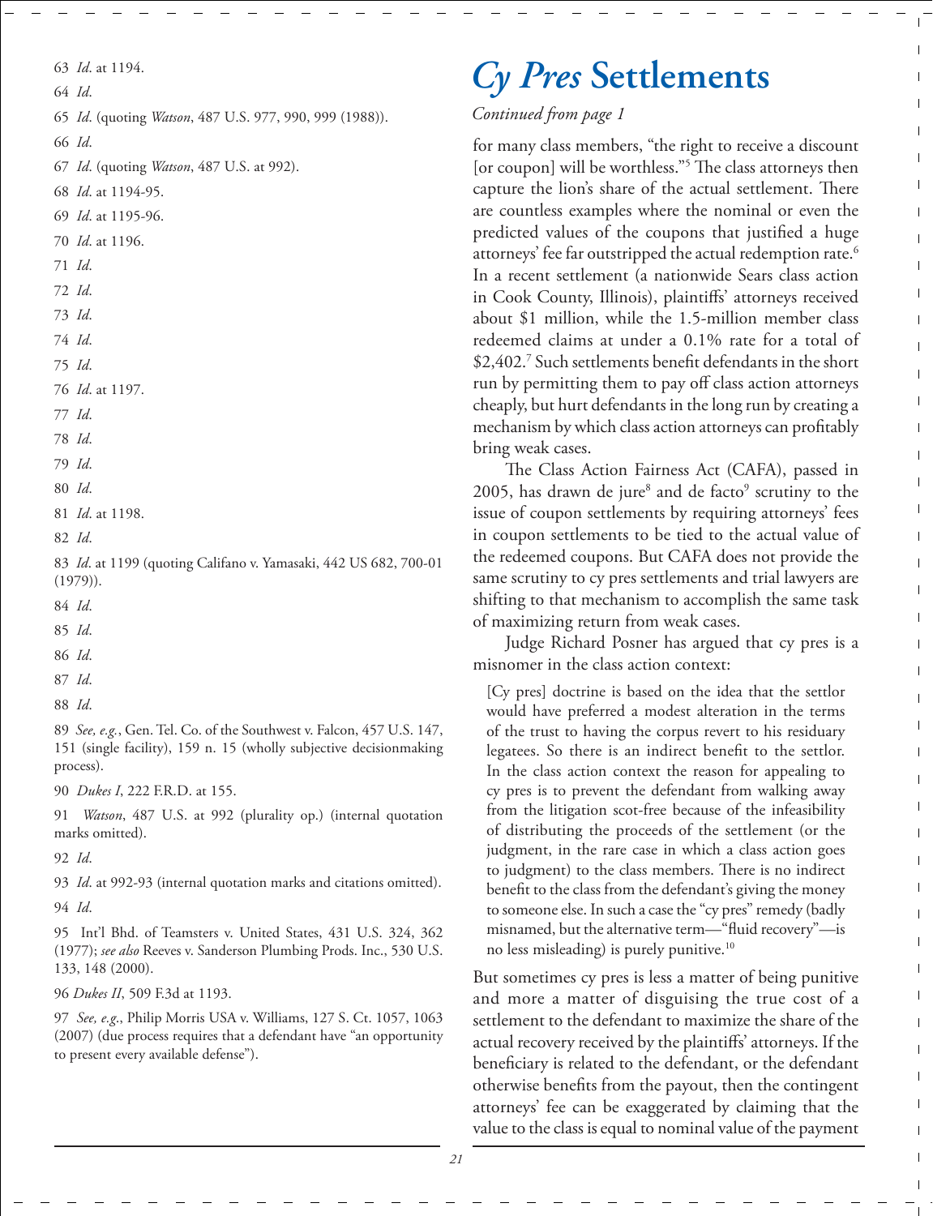63 *Id*. at 1194.

64 *Id*.

65 *Id*. (quoting *Watson*, 487 U.S. 977, 990, 999 (1988)).

66 *Id*.

67 *Id*. (quoting *Watson*, 487 U.S. at 992).

68 *Id*. at 1194-95.

69 *Id*. at 1195-96.

70 *Id*. at 1196.

71 *Id*.

72 *Id*.

73 *Id*.

74 *Id*.

75 *Id*.

76 *Id*. at 1197.

77 *Id*.

78 *Id*.

79 *Id*.

80 *Id*.

81 *Id*. at 1198.

82 *Id*.

83 *Id*. at 1199 (quoting Califano v. Yamasaki, 442 US 682, 700-01 (1979)).

84 *Id*.

85 *Id*.

86 *Id*.

87 *Id*.

88 *Id*.

89 *See, e.g.*, Gen. Tel. Co. of the Southwest v. Falcon, 457 U.S. 147, 151 (single facility), 159 n. 15 (wholly subjective decisionmaking process).

90 *Dukes I*, 222 F.R.D. at 155.

91 *Watson*, 487 U.S. at 992 (plurality op.) (internal quotation marks omitted).

92 *Id*.

93 *Id*. at 992-93 (internal quotation marks and citations omitted).

94 *Id*.

95 Int'l Bhd. of Teamsters v. United States, 431 U.S. 324, 362 (1977); *see also* Reeves v. Sanderson Plumbing Prods. Inc., 530 U.S. 133, 148 (2000).

96 *Dukes II*, 509 F.3d at 1193.

97 *See, e.g.*, Philip Morris USA v. Williams, 127 S. Ct. 1057, 1063 (2007) (due process requires that a defendant have "an opportunity to present every available defense").

# *Cy Pres* Settlements

*Continued from page 1*

for many class members, "the right to receive a discount [or coupon] will be worthless."[5] The class attorneys then capture the lion's share of the actual settlement. There are countless examples where the nominal or even the predicted values of the coupons that justified a huge attorneys' fee far outstripped the actual redemption rate.[6] In a recent settlement (a nationwide Sears class action in Cook County, Illinois), plaintiffs' attorneys received about $1 million, while the 1.5-million member class redeemed claims at under a 0.1% rate for a total of $2,402.[7] Such settlements benefit defendants in the short run by permitting them to pay off class action attorneys cheaply, but hurt defendants in the long run by creating a mechanism by which class action attorneys can profitably bring weak cases.

The Class Action Fairness Act (CAFA), passed in 2005, has drawn de jure[8] and de facto[9] scrutiny to the issue of coupon settlements by requiring attorneys' fees in coupon settlements to be tied to the actual value of the redeemed coupons. But CAFA does not provide the same scrutiny to cy pres settlements and trial lawyers are shifting to that mechanism to accomplish the same task of maximizing return from weak cases.

Judge Richard Posner has argued that cy pres is a misnomer in the class action context:

> [Cy pres] doctrine is based on the idea that the settlor would have preferred a modest alteration in the terms of the trust to having the corpus revert to his residuary legatees. So there is an indirect benefit to the settlor. In the class action context the reason for appealing to cy pres is to prevent the defendant from walking away from the litigation scot-free because of the infeasibility of distributing the proceeds of the settlement (or the judgment, in the rare case in which a class action goes to judgment) to the class members. There is no indirect benefit to the class from the defendant's giving the money to someone else. In such a case the "cy pres" remedy (badly misnamed, but the alternative term—"fluid recovery"—is no less misleading) is purely punitive.[10]

But sometimes cy pres is less a matter of being punitive and more a matter of disguising the true cost of a settlement to the defendant to maximize the share of the actual recovery received by the plaintiffs' attorneys. If the beneficiary is related to the defendant, or the defendant otherwise benefits from the payout, then the contingent attorneys' fee can be exaggerated by claiming that the value to the class is equal to nominal value of the payment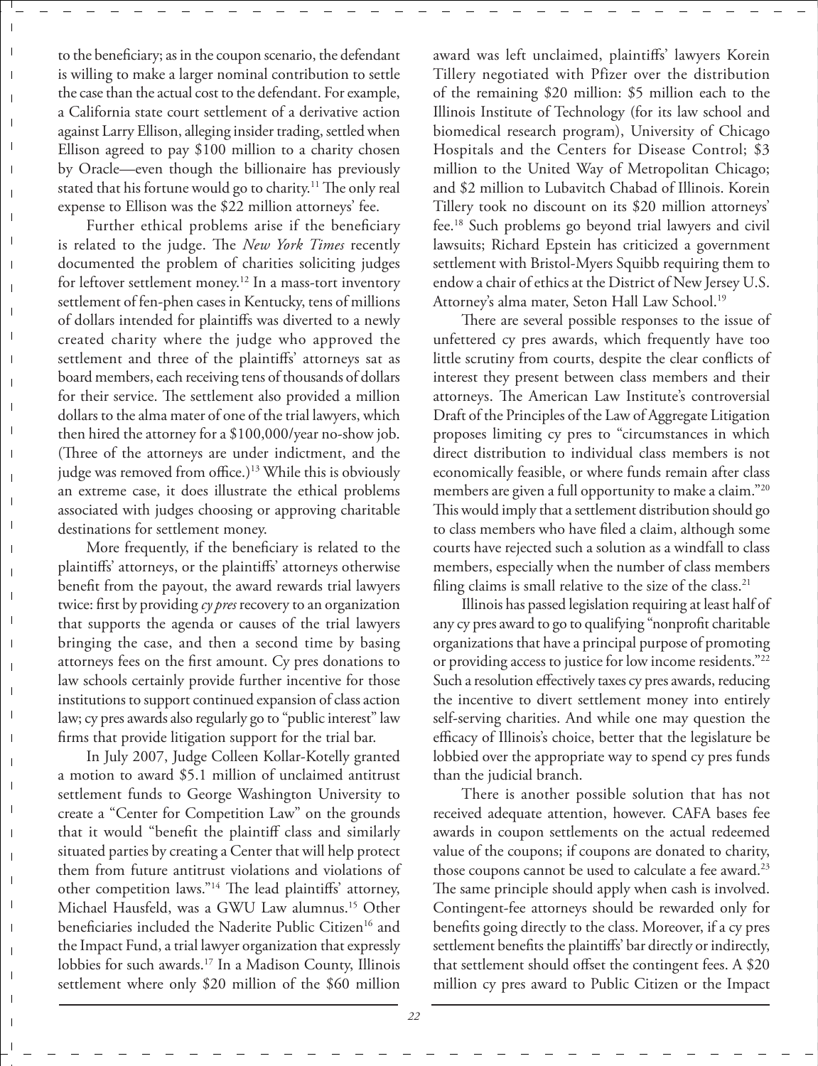to the beneficiary; as in the coupon scenario, the defendant is willing to make a larger nominal contribution to settle the case than the actual cost to the defendant. For example, a California state court settlement of a derivative action against Larry Ellison, alleging insider trading, settled when Ellison agreed to pay $100 million to a charity chosen by Oracle—even though the billionaire has previously stated that his fortune would go to charity.[11] The only real expense to Ellison was the $22 million attorneys' fee.

Further ethical problems arise if the beneficiary is related to the judge. The *New York Times* recently documented the problem of charities soliciting judges for leftover settlement money.[12] In a mass-tort inventory settlement of fen-phen cases in Kentucky, tens of millions of dollars intended for plaintiffs was diverted to a newly created charity where the judge who approved the settlement and three of the plaintiffs' attorneys sat as board members, each receiving tens of thousands of dollars for their service. The settlement also provided a million dollars to the alma mater of one of the trial lawyers, which then hired the attorney for a $100,000/year no-show job. (Three of the attorneys are under indictment, and the judge was removed from office.)[13] While this is obviously an extreme case, it does illustrate the ethical problems associated with judges choosing or approving charitable destinations for settlement money.

More frequently, if the beneficiary is related to the plaintiffs' attorneys, or the plaintiffs' attorneys otherwise benefit from the payout, the award rewards trial lawyers twice: first by providing *cy pres* recovery to an organization that supports the agenda or causes of the trial lawyers bringing the case, and then a second time by basing attorneys fees on the first amount. Cy pres donations to law schools certainly provide further incentive for those institutions to support continued expansion of class action law; cy pres awards also regularly go to "public interest" law firms that provide litigation support for the trial bar.

In July 2007, Judge Colleen Kollar-Kotelly granted a motion to award $5.1 million of unclaimed antitrust settlement funds to George Washington University to create a "Center for Competition Law" on the grounds that it would "benefit the plaintiff class and similarly situated parties by creating a Center that will help protect them from future antitrust violations and violations of other competition laws."[14] The lead plaintiffs' attorney, Michael Hausfeld, was a GWU Law alumnus.[15] Other beneficiaries included the Naderite Public Citizen[16] and the Impact Fund, a trial lawyer organization that expressly lobbies for such awards.[17] In a Madison County, Illinois settlement where only $20 million of the $60 million award was left unclaimed, plaintiffs' lawyers Korein Tillery negotiated with Pfizer over the distribution of the remaining $20 million: $5 million each to the Illinois Institute of Technology (for its law school and biomedical research program), University of Chicago Hospitals and the Centers for Disease Control; $3 million to the United Way of Metropolitan Chicago; and $2 million to Lubavitch Chabad of Illinois. Korein Tillery took no discount on its $20 million attorneys' fee.[18] Such problems go beyond trial lawyers and civil lawsuits; Richard Epstein has criticized a government settlement with Bristol-Myers Squibb requiring them to endow a chair of ethics at the District of New Jersey U.S. Attorney's alma mater, Seton Hall Law School.[19]

There are several possible responses to the issue of unfettered cy pres awards, which frequently have too little scrutiny from courts, despite the clear conflicts of interest they present between class members and their attorneys. The American Law Institute's controversial Draft of the Principles of the Law of Aggregate Litigation proposes limiting cy pres to "circumstances in which direct distribution to individual class members is not economically feasible, or where funds remain after class members are given a full opportunity to make a claim."[20] This would imply that a settlement distribution should go to class members who have filed a claim, although some courts have rejected such a solution as a windfall to class members, especially when the number of class members filing claims is small relative to the size of the class.[21]

Illinois has passed legislation requiring at least half of any cy pres award to go to qualifying "nonprofit charitable organizations that have a principal purpose of promoting or providing access to justice for low income residents."[22] Such a resolution effectively taxes cy pres awards, reducing the incentive to divert settlement money into entirely self-serving charities. And while one may question the efficacy of Illinois's choice, better that the legislature be lobbied over the appropriate way to spend cy pres funds than the judicial branch.

There is another possible solution that has not received adequate attention, however. CAFA bases fee awards in coupon settlements on the actual redeemed value of the coupons; if coupons are donated to charity, those coupons cannot be used to calculate a fee award.[23] The same principle should apply when cash is involved. Contingent-fee attorneys should be rewarded only for benefits going directly to the class. Moreover, if a cy pres settlement benefits the plaintiffs' bar directly or indirectly, that settlement should offset the contingent fees. A $20 million cy pres award to Public Citizen or the Impact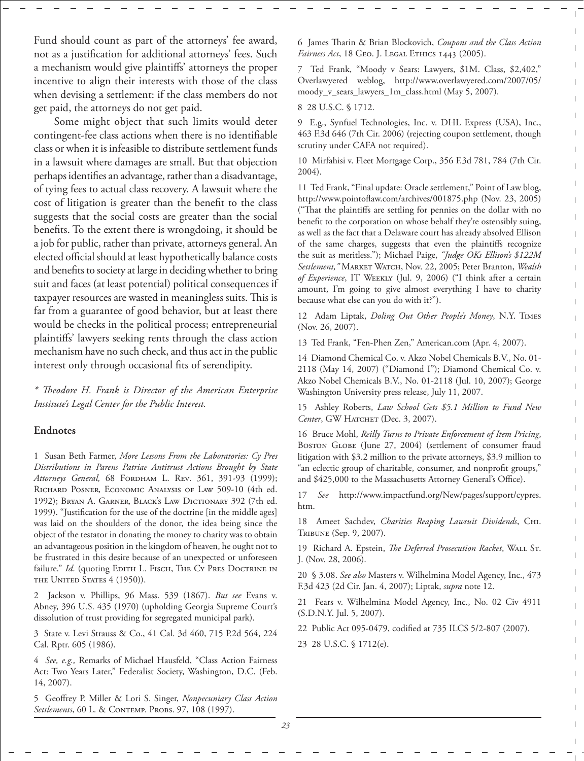Fund should count as part of the attorneys' fee award, not as a justification for additional attorneys' fees. Such a mechanism would give plaintiffs' attorneys the proper incentive to align their interests with those of the class when devising a settlement: if the class members do not get paid, the attorneys do not get paid.

Some might object that such limits would deter contingent-fee class actions when there is no identifiable class or when it is infeasible to distribute settlement funds in a lawsuit where damages are small. But that objection perhaps identifies an advantage, rather than a disadvantage, of tying fees to actual class recovery. A lawsuit where the cost of litigation is greater than the benefit to the class suggests that the social costs are greater than the social benefits. To the extent there is wrongdoing, it should be a job for public, rather than private, attorneys general. An elected official should at least hypothetically balance costs and benefits to society at large in deciding whether to bring suit and faces (at least potential) political consequences if taxpayer resources are wasted in meaningless suits. This is far from a guarantee of good behavior, but at least there would be checks in the political process; entrepreneurial plaintiffs' lawyers seeking rents through the class action mechanism have no such check, and thus act in the public interest only through occasional fits of serendipity.

*\* Theodore H. Frank is Director of the American Enterprise Institute's Legal Center for the Public Interest.*

## Endnotes

1 Susan Beth Farmer, *More Lessons From the Laboratories: Cy Pres Distributions in Parens Patriae Antitrust Actions Brought by State Attorneys General,* 68 Fordham L. Rev. 361, 391-93 (1999); Richard Posner, Economic Analysis of Law 509-10 (4th ed. 1992); Bryan A. Garner, Black's Law Dictionary 392 (7th ed. 1999). "Justification for the use of the doctrine [in the middle ages] was laid on the shoulders of the donor, the idea being since the object of the testator in donating the money to charity was to obtain an advantageous position in the kingdom of heaven, he ought not to be frustrated in this desire because of an unexpected or unforeseen failure." *Id*. (quoting Edith L. Fisch, The Cy Pres Doctrine in the United States 4 (1950)).

2 Jackson v. Phillips, 96 Mass. 539 (1867). *But see* Evans v. Abney, 396 U.S. 435 (1970) (upholding Georgia Supreme Court's dissolution of trust providing for segregated municipal park).

3 State v. Levi Strauss & Co., 41 Cal. 3d 460, 715 P.2d 564, 224 Cal. Rptr. 605 (1986).

4 *See, e.g.,* Remarks of Michael Hausfeld, "Class Action Fairness Act: Two Years Later," Federalist Society, Washington, D.C. (Feb. 14, 2007).

5 Geoffrey P. Miller & Lori S. Singer, *Nonpecuniary Class Action Settlements*, 60 L. & Contemp. Probs. 97, 108 (1997).

6 James Tharin & Brian Blockovich, *Coupons and the Class Action Fairness Act*, 18 Geo. J. Legal Ethics 1443 (2005).

7 Ted Frank, "Moody v Sears: Lawyers, $1M. Class, $2,402," Overlawyered weblog, http://www.overlawyered.com/2007/05/moody_v_sears_lawyers_1m_class.html (May 5, 2007).

8 28 U.S.C. § 1712.

9 E.g., Synfuel Technologies, Inc. v. DHL Express (USA), Inc., 463 F.3d 646 (7th Cir. 2006) (rejecting coupon settlement, though scrutiny under CAFA not required).

10 Mirfahisi v. Fleet Mortgage Corp., 356 F.3d 781, 784 (7th Cir. 2004).

11 Ted Frank, "Final update: Oracle settlement," Point of Law blog, http://www.pointoflaw.com/archives/001875.php (Nov. 23, 2005) ("That the plaintiffs are settling for pennies on the dollar with no benefit to the corporation on whose behalf they're ostensibly suing, as well as the fact that a Delaware court has already absolved Ellison of the same charges, suggests that even the plaintiffs recognize the suit as meritless."); Michael Paige, *"Judge OKs Ellison's $122M Settlement,"* Market Watch, Nov. 22, 2005; Peter Branton, *Wealth of Experience*, IT Weekly (Jul. 9, 2006) ("I think after a certain amount, I'm going to give almost everything I have to charity because what else can you do with it?").

12 Adam Liptak, *Doling Out Other People's Money*, N.Y. Times (Nov. 26, 2007).

13 Ted Frank, "Fen-Phen Zen," American.com (Apr. 4, 2007).

14 Diamond Chemical Co. v. Akzo Nobel Chemicals B.V., No. 01-2118 (May 14, 2007) ("Diamond I"); Diamond Chemical Co. v. Akzo Nobel Chemicals B.V., No. 01-2118 (Jul. 10, 2007); George Washington University press release, July 11, 2007.

15 Ashley Roberts, *Law School Gets $5.1 Million to Fund New Center*, GW Hatchet (Dec. 3, 2007).

16 Bruce Mohl, *Reilly Turns to Private Enforcement of Item Pricing*, Boston Globe (June 27, 2004) (settlement of consumer fraud litigation with $3.2 million to the private attorneys, $3.9 million to "an eclectic group of charitable, consumer, and nonprofit groups," and $425,000 to the Massachusetts Attorney General's Office).

17 *See* http://www.impactfund.org/New/pages/support/cypres.htm.

18 Ameet Sachdev, *Charities Reaping Lawsuit Dividends*, Chi. Tribune (Sep. 9, 2007).

19 Richard A. Epstein, *The Deferred Prosecution Racket*, Wall St. J. (Nov. 28, 2006).

20 § 3.08. *See also* Masters v. Wilhelmina Model Agency, Inc., 473 F.3d 423 (2d Cir. Jan. 4, 2007); Liptak, *supra* note 12.

21 Fears v. Wilhelmina Model Agency, Inc., No. 02 Civ 4911 (S.D.N.Y. Jul. 5, 2007).

22 Public Act 095-0479, codified at 735 ILCS 5/2-807 (2007).

23 28 U.S.C. § 1712(e).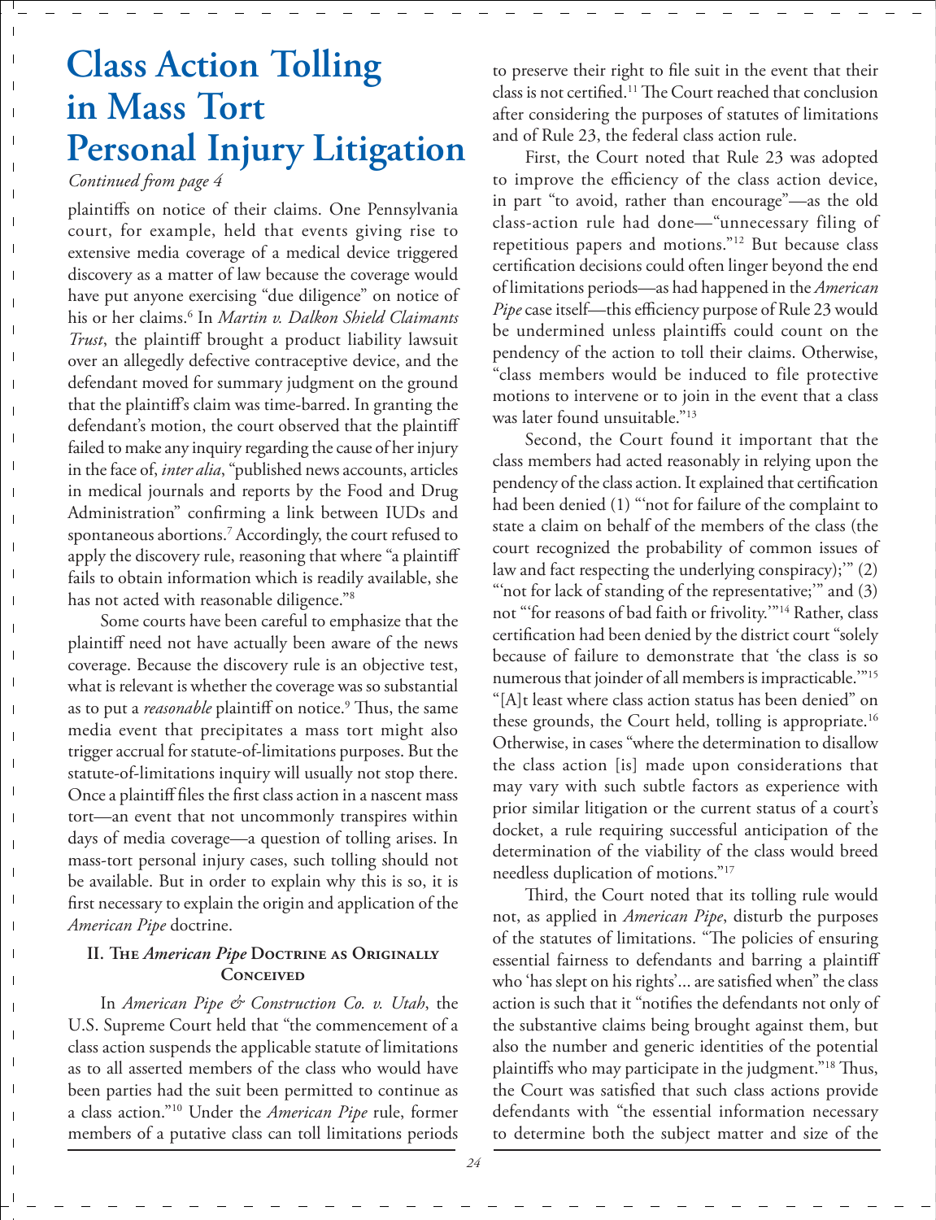# Class Action Tolling in Mass Tort Personal Injury Litigation

*Continued from page 4*

plaintiffs on notice of their claims. One Pennsylvania court, for example, held that events giving rise to extensive media coverage of a medical device triggered discovery as a matter of law because the coverage would have put anyone exercising "due diligence" on notice of his or her claims.[6] In *Martin v. Dalkon Shield Claimants Trust*, the plaintiff brought a product liability lawsuit over an allegedly defective contraceptive device, and the defendant moved for summary judgment on the ground that the plaintiff's claim was time-barred. In granting the defendant's motion, the court observed that the plaintiff failed to make any inquiry regarding the cause of her injury in the face of, *inter alia*, "published news accounts, articles in medical journals and reports by the Food and Drug Administration" confirming a link between IUDs and spontaneous abortions.[7] Accordingly, the court refused to apply the discovery rule, reasoning that where "a plaintiff fails to obtain information which is readily available, she has not acted with reasonable diligence."[8]

Some courts have been careful to emphasize that the plaintiff need not have actually been aware of the news coverage. Because the discovery rule is an objective test, what is relevant is whether the coverage was so substantial as to put a *reasonable* plaintiff on notice.[9] Thus, the same media event that precipitates a mass tort might also trigger accrual for statute-of-limitations purposes. But the statute-of-limitations inquiry will usually not stop there. Once a plaintiff files the first class action in a nascent mass tort—an event that not uncommonly transpires within days of media coverage—a question of tolling arises. In mass-tort personal injury cases, such tolling should not be available. But in order to explain why this is so, it is first necessary to explain the origin and application of the *American Pipe* doctrine.

### II. The *American Pipe* Doctrine as Originally Conceived

In *American Pipe & Construction Co. v. Utah*, the U.S. Supreme Court held that "the commencement of a class action suspends the applicable statute of limitations as to all asserted members of the class who would have been parties had the suit been permitted to continue as a class action."[10] Under the *American Pipe* rule, former members of a putative class can toll limitations periods to preserve their right to file suit in the event that their class is not certified.[11] The Court reached that conclusion after considering the purposes of statutes of limitations and of Rule 23, the federal class action rule.

First, the Court noted that Rule 23 was adopted to improve the efficiency of the class action device, in part "to avoid, rather than encourage"—as the old class-action rule had done—"unnecessary filing of repetitious papers and motions."[12] But because class certification decisions could often linger beyond the end of limitations periods—as had happened in the *American Pipe* case itself—this efficiency purpose of Rule 23 would be undermined unless plaintiffs could count on the pendency of the action to toll their claims. Otherwise, "class members would be induced to file protective motions to intervene or to join in the event that a class was later found unsuitable."[13]

Second, the Court found it important that the class members had acted reasonably in relying upon the pendency of the class action. It explained that certification had been denied (1) "'not for failure of the complaint to state a claim on behalf of the members of the class (the court recognized the probability of common issues of law and fact respecting the underlying conspiracy);'" (2) "'not for lack of standing of the representative;'" and (3) not "'for reasons of bad faith or frivolity.'"[14] Rather, class certification had been denied by the district court "solely because of failure to demonstrate that 'the class is so numerous that joinder of all members is impracticable.'"[15] "[A]t least where class action status has been denied" on these grounds, the Court held, tolling is appropriate.[16] Otherwise, in cases "where the determination to disallow the class action [is] made upon considerations that may vary with such subtle factors as experience with prior similar litigation or the current status of a court's docket, a rule requiring successful anticipation of the determination of the viability of the class would breed needless duplication of motions."[17]

Third, the Court noted that its tolling rule would not, as applied in *American Pipe*, disturb the purposes of the statutes of limitations. "The policies of ensuring essential fairness to defendants and barring a plaintiff who 'has slept on his rights'... are satisfied when" the class action is such that it "notifies the defendants not only of the substantive claims being brought against them, but also the number and generic identities of the potential plaintiffs who may participate in the judgment."[18] Thus, the Court was satisfied that such class actions provide defendants with "the essential information necessary to determine both the subject matter and size of the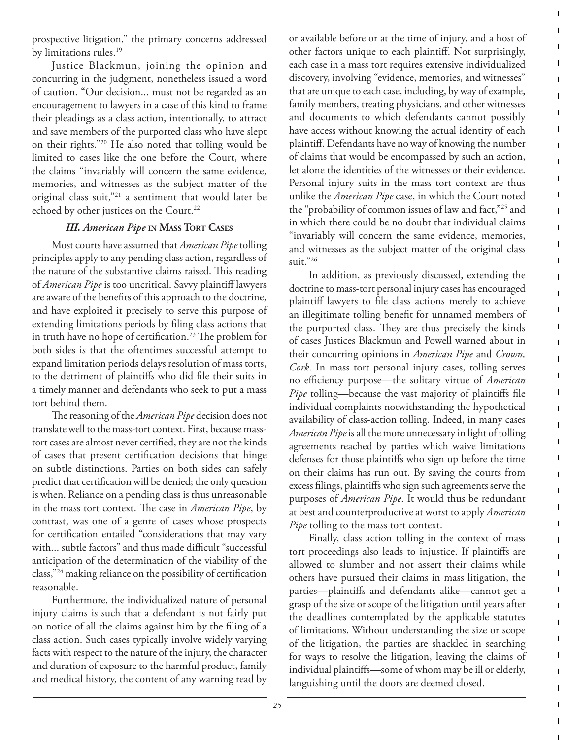prospective litigation," the primary concerns addressed by limitations rules.[19]

Justice Blackmun, joining the opinion and concurring in the judgment, nonetheless issued a word of caution. "Our decision... must not be regarded as an encouragement to lawyers in a case of this kind to frame their pleadings as a class action, intentionally, to attract and save members of the purported class who have slept on their rights."[20] He also noted that tolling would be limited to cases like the one before the Court, where the claims "invariably will concern the same evidence, memories, and witnesses as the subject matter of the original class suit,"[21] a sentiment that would later be echoed by other justices on the Court.[22]

### *III. American Pipe* in Mass Tort Cases

Most courts have assumed that *American Pipe* tolling principles apply to any pending class action, regardless of the nature of the substantive claims raised. This reading of *American Pipe* is too uncritical. Savvy plaintiff lawyers are aware of the benefits of this approach to the doctrine, and have exploited it precisely to serve this purpose of extending limitations periods by filing class actions that in truth have no hope of certification.[23] The problem for both sides is that the oftentimes successful attempt to expand limitation periods delays resolution of mass torts, to the detriment of plaintiffs who did file their suits in a timely manner and defendants who seek to put a mass tort behind them.

The reasoning of the *American Pipe* decision does not translate well to the mass-tort context. First, because mass-tort cases are almost never certified, they are not the kinds of cases that present certification decisions that hinge on subtle distinctions. Parties on both sides can safely predict that certification will be denied; the only question is when. Reliance on a pending class is thus unreasonable in the mass tort context. The case in *American Pipe*, by contrast, was one of a genre of cases whose prospects for certification entailed "considerations that may vary with... subtle factors" and thus made difficult "successful anticipation of the determination of the viability of the class,"[24] making reliance on the possibility of certification reasonable.

Furthermore, the individualized nature of personal injury claims is such that a defendant is not fairly put on notice of all the claims against him by the filing of a class action. Such cases typically involve widely varying facts with respect to the nature of the injury, the character and duration of exposure to the harmful product, family and medical history, the content of any warning read by or available before or at the time of injury, and a host of other factors unique to each plaintiff. Not surprisingly, each case in a mass tort requires extensive individualized discovery, involving "evidence, memories, and witnesses" that are unique to each case, including, by way of example, family members, treating physicians, and other witnesses and documents to which defendants cannot possibly have access without knowing the actual identity of each plaintiff. Defendants have no way of knowing the number of claims that would be encompassed by such an action, let alone the identities of the witnesses or their evidence. Personal injury suits in the mass tort context are thus unlike the *American Pipe* case, in which the Court noted the "probability of common issues of law and fact,"[25] and in which there could be no doubt that individual claims "invariably will concern the same evidence, memories, and witnesses as the subject matter of the original class suit."[26]

In addition, as previously discussed, extending the doctrine to mass-tort personal injury cases has encouraged plaintiff lawyers to file class actions merely to achieve an illegitimate tolling benefit for unnamed members of the purported class. They are thus precisely the kinds of cases Justices Blackmun and Powell warned about in their concurring opinions in *American Pipe* and *Crown, Cork*. In mass tort personal injury cases, tolling serves no efficiency purpose—the solitary virtue of *American Pipe* tolling—because the vast majority of plaintiffs file individual complaints notwithstanding the hypothetical availability of class-action tolling. Indeed, in many cases *American Pipe* is all the more unnecessary in light of tolling agreements reached by parties which waive limitations defenses for those plaintiffs who sign up before the time on their claims has run out. By saving the courts from excess filings, plaintiffs who sign such agreements serve the purposes of *American Pipe*. It would thus be redundant at best and counterproductive at worst to apply *American Pipe* tolling to the mass tort context.

Finally, class action tolling in the context of mass tort proceedings also leads to injustice. If plaintiffs are allowed to slumber and not assert their claims while others have pursued their claims in mass litigation, the parties—plaintiffs and defendants alike—cannot get a grasp of the size or scope of the litigation until years after the deadlines contemplated by the applicable statutes of limitations. Without understanding the size or scope of the litigation, the parties are shackled in searching for ways to resolve the litigation, leaving the claims of individual plaintiffs—some of whom may be ill or elderly, languishing until the doors are deemed closed.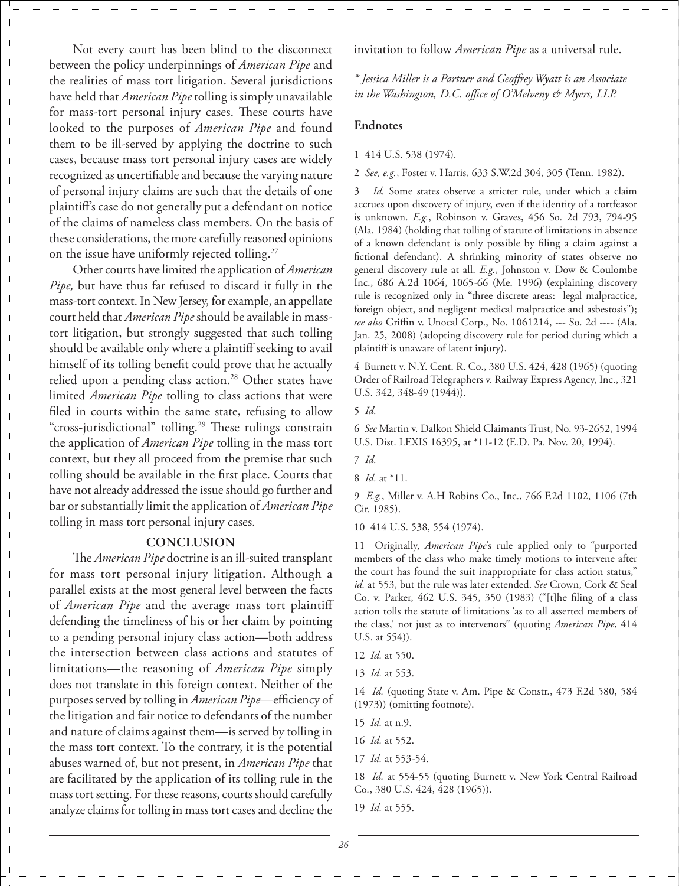Not every court has been blind to the disconnect between the policy underpinnings of *American Pipe* and the realities of mass tort litigation. Several jurisdictions have held that *American Pipe* tolling is simply unavailable for mass-tort personal injury cases. These courts have looked to the purposes of *American Pipe* and found them to be ill-served by applying the doctrine to such cases, because mass tort personal injury cases are widely recognized as uncertifiable and because the varying nature of personal injury claims are such that the details of one plaintiff's case do not generally put a defendant on notice of the claims of nameless class members. On the basis of these considerations, the more carefully reasoned opinions on the issue have uniformly rejected tolling.[27]

Other courts have limited the application of *American Pipe,* but have thus far refused to discard it fully in the mass-tort context. In New Jersey, for example, an appellate court held that *American Pipe* should be available in mass-tort litigation, but strongly suggested that such tolling should be available only where a plaintiff seeking to avail himself of its tolling benefit could prove that he actually relied upon a pending class action.[28] Other states have limited *American Pipe* tolling to class actions that were filed in courts within the same state, refusing to allow "cross-jurisdictional" tolling.[29] These rulings constrain the application of *American Pipe* tolling in the mass tort context, but they all proceed from the premise that such tolling should be available in the first place. Courts that have not already addressed the issue should go further and bar or substantially limit the application of *American Pipe* tolling in mass tort personal injury cases.

## CONCLUSION

The *American Pipe* doctrine is an ill-suited transplant for mass tort personal injury litigation. Although a parallel exists at the most general level between the facts of *American Pipe* and the average mass tort plaintiff defending the timeliness of his or her claim by pointing to a pending personal injury class action—both address the intersection between class actions and statutes of limitations—the reasoning of *American Pipe* simply does not translate in this foreign context. Neither of the purposes served by tolling in *American Pipe*—efficiency of the litigation and fair notice to defendants of the number and nature of claims against them—is served by tolling in the mass tort context. To the contrary, it is the potential abuses warned of, but not present, in *American Pipe* that are facilitated by the application of its tolling rule in the mass tort setting. For these reasons, courts should carefully analyze claims for tolling in mass tort cases and decline the invitation to follow *American Pipe* as a universal rule.

*\* Jessica Miller is a Partner and Geoffrey Wyatt is an Associate in the Washington, D.C. office of O'Melveny & Myers, LLP.*

### Endnotes

1 414 U.S. 538 (1974).

2 *See, e.g.*, Foster v. Harris, 633 S.W.2d 304, 305 (Tenn. 1982).

3 *Id.* Some states observe a stricter rule, under which a claim accrues upon discovery of injury, even if the identity of a tortfeasor is unknown. *E.g.*, Robinson v. Graves, 456 So. 2d 793, 794-95 (Ala. 1984) (holding that tolling of statute of limitations in absence of a known defendant is only possible by filing a claim against a fictional defendant). A shrinking minority of states observe no general discovery rule at all. *E.g.*, Johnston v. Dow & Coulombe Inc., 686 A.2d 1064, 1065-66 (Me. 1996) (explaining discovery rule is recognized only in "three discrete areas: legal malpractice, foreign object, and negligent medical malpractice and asbestosis"); *see also* Griffin v. Unocal Corp., No. 1061214, --- So. 2d ---- (Ala. Jan. 25, 2008) (adopting discovery rule for period during which a plaintiff is unaware of latent injury).

4 Burnett v. N.Y. Cent. R. Co., 380 U.S. 424, 428 (1965) (quoting Order of Railroad Telegraphers v. Railway Express Agency, Inc., 321 U.S. 342, 348-49 (1944)).

5 *Id.*

6 *See* Martin v. Dalkon Shield Claimants Trust, No. 93-2652, 1994 U.S. Dist. LEXIS 16395, at \*11-12 (E.D. Pa. Nov. 20, 1994).

7 *Id.*

8 *Id.* at \*11.

9 *E.g.*, Miller v. A.H Robins Co., Inc., 766 F.2d 1102, 1106 (7th Cir. 1985).

10 414 U.S. 538, 554 (1974).

11 Originally, *American Pipe*'s rule applied only to "purported members of the class who make timely motions to intervene after the court has found the suit inappropriate for class action status," *id.* at 553, but the rule was later extended. *See* Crown, Cork & Seal Co. v. Parker, 462 U.S. 345, 350 (1983) ("[t]he filing of a class action tolls the statute of limitations 'as to all asserted members of the class,' not just as to intervenors" (quoting *American Pipe*, 414 U.S. at 554)).

12 *Id.* at 550.

13 *Id.* at 553.

14 *Id.* (quoting State v. Am. Pipe & Constr., 473 F.2d 580, 584 (1973)) (omitting footnote).

15 *Id.* at n.9.

16 *Id.* at 552.

17 *Id.* at 553-54.

18 *Id.* at 554-55 (quoting Burnett v. New York Central Railroad Co., 380 U.S. 424, 428 (1965)).

19 *Id.* at 555.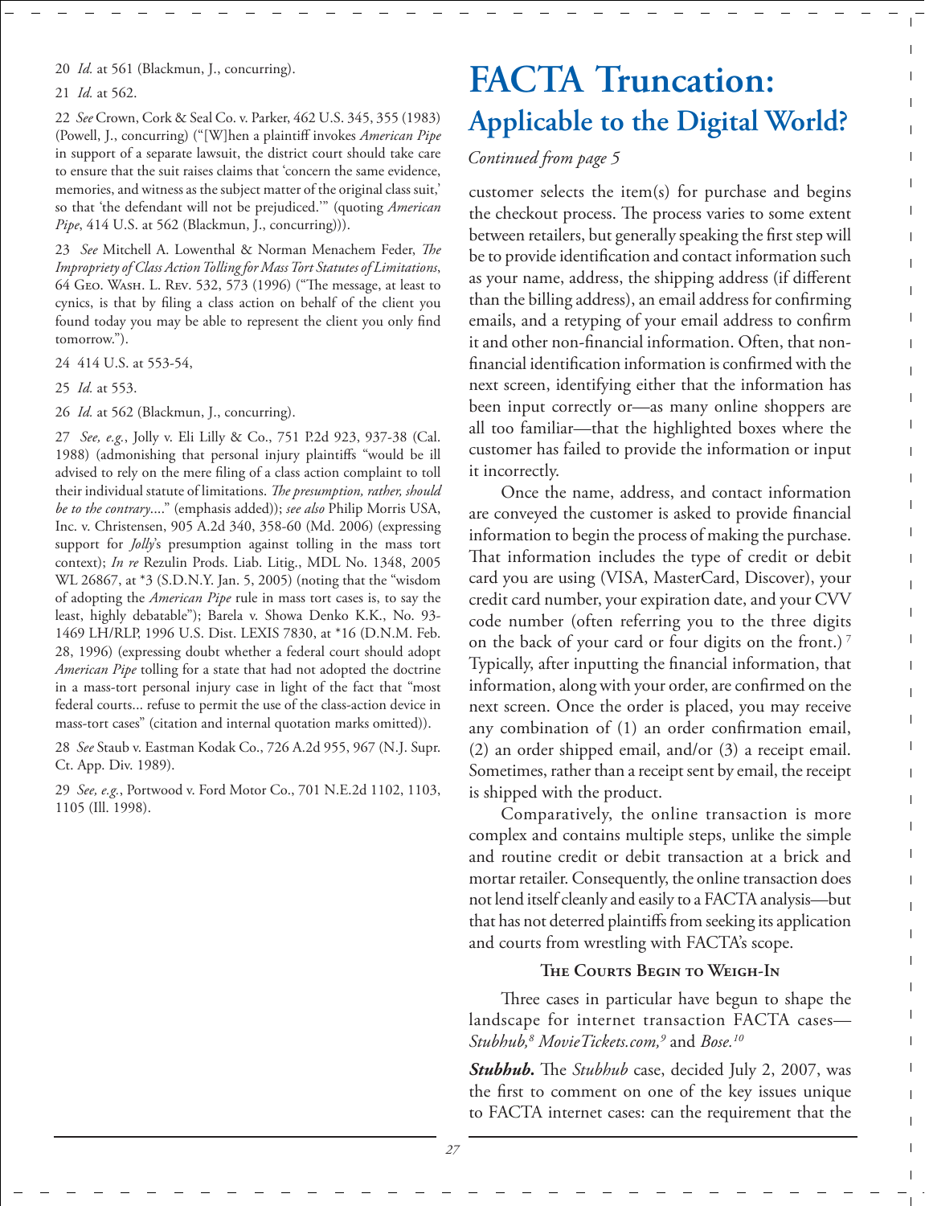20 *Id.* at 561 (Blackmun, J., concurring).

21 *Id.* at 562.

22 *See* Crown, Cork & Seal Co. v. Parker, 462 U.S. 345, 355 (1983) (Powell, J., concurring) ("[W]hen a plaintiff invokes *American Pipe* in support of a separate lawsuit, the district court should take care to ensure that the suit raises claims that 'concern the same evidence, memories, and witness as the subject matter of the original class suit,' so that 'the defendant will not be prejudiced.'" (quoting *American Pipe*, 414 U.S. at 562 (Blackmun, J., concurring))).

23 *See* Mitchell A. Lowenthal & Norman Menachem Feder, *The Impropriety of Class Action Tolling for Mass Tort Statutes of Limitations*, 64 Geo. Wash. L. Rev. 532, 573 (1996) ("The message, at least to cynics, is that by filing a class action on behalf of the client you found today you may be able to represent the client you only find tomorrow.").

24 414 U.S. at 553-54,

25 *Id.* at 553.

26 *Id.* at 562 (Blackmun, J., concurring).

27 *See, e.g.*, Jolly v. Eli Lilly & Co., 751 P.2d 923, 937-38 (Cal. 1988) (admonishing that personal injury plaintiffs "would be ill advised to rely on the mere filing of a class action complaint to toll their individual statute of limitations. *The presumption, rather, should be to the contrary*...." (emphasis added)); *see also* Philip Morris USA, Inc. v. Christensen, 905 A.2d 340, 358-60 (Md. 2006) (expressing support for *Jolly*'s presumption against tolling in the mass tort context); *In re* Rezulin Prods. Liab. Litig., MDL No. 1348, 2005 WL 26867, at *3 (S.D.N.Y. Jan. 5, 2005) (noting that the "wisdom of adopting the *American Pipe* rule in mass tort cases is, to say the least, highly debatable"); Barela v. Showa Denko K.K., No. 93-1469 LH/RLP, 1996 U.S. Dist. LEXIS 7830, at *16 (D.N.M. Feb. 28, 1996) (expressing doubt whether a federal court should adopt *American Pipe* tolling for a state that had not adopted the doctrine in a mass-tort personal injury case in light of the fact that "most federal courts... refuse to permit the use of the class-action device in mass-tort cases" (citation and internal quotation marks omitted)).

28 *See* Staub v. Eastman Kodak Co., 726 A.2d 955, 967 (N.J. Supr. Ct. App. Div. 1989).

29 *See, e.g.*, Portwood v. Ford Motor Co., 701 N.E.2d 1102, 1103, 1105 (Ill. 1998).

# FACTA Truncation:
## Applicable to the Digital World?

*Continued from page 5*

customer selects the item(s) for purchase and begins the checkout process. The process varies to some extent between retailers, but generally speaking the first step will be to provide identification and contact information such as your name, address, the shipping address (if different than the billing address), an email address for confirming emails, and a retyping of your email address to confirm it and other non-financial information. Often, that non-financial identification information is confirmed with the next screen, identifying either that the information has been input correctly or—as many online shoppers are all too familiar—that the highlighted boxes where the customer has failed to provide the information or input it incorrectly.

Once the name, address, and contact information are conveyed the customer is asked to provide financial information to begin the process of making the purchase. That information includes the type of credit or debit card you are using (VISA, MasterCard, Discover), your credit card number, your expiration date, and your CVV code number (often referring you to the three digits on the back of your card or four digits on the front.)[7] Typically, after inputting the financial information, that information, along with your order, are confirmed on the next screen. Once the order is placed, you may receive any combination of (1) an order confirmation email, (2) an order shipped email, and/or (3) a receipt email. Sometimes, rather than a receipt sent by email, the receipt is shipped with the product.

Comparatively, the online transaction is more complex and contains multiple steps, unlike the simple and routine credit or debit transaction at a brick and mortar retailer. Consequently, the online transaction does not lend itself cleanly and easily to a FACTA analysis—but that has not deterred plaintiffs from seeking its application and courts from wrestling with FACTA's scope.

### The Courts Begin to Weigh-In

Three cases in particular have begun to shape the landscape for internet transaction FACTA cases—*Stubhub,*[8] *MovieTickets.com,*[9] and *Bose.*[10]

***Stubhub.*** The *Stubhub* case, decided July 2, 2007, was the first to comment on one of the key issues unique to FACTA internet cases: can the requirement that the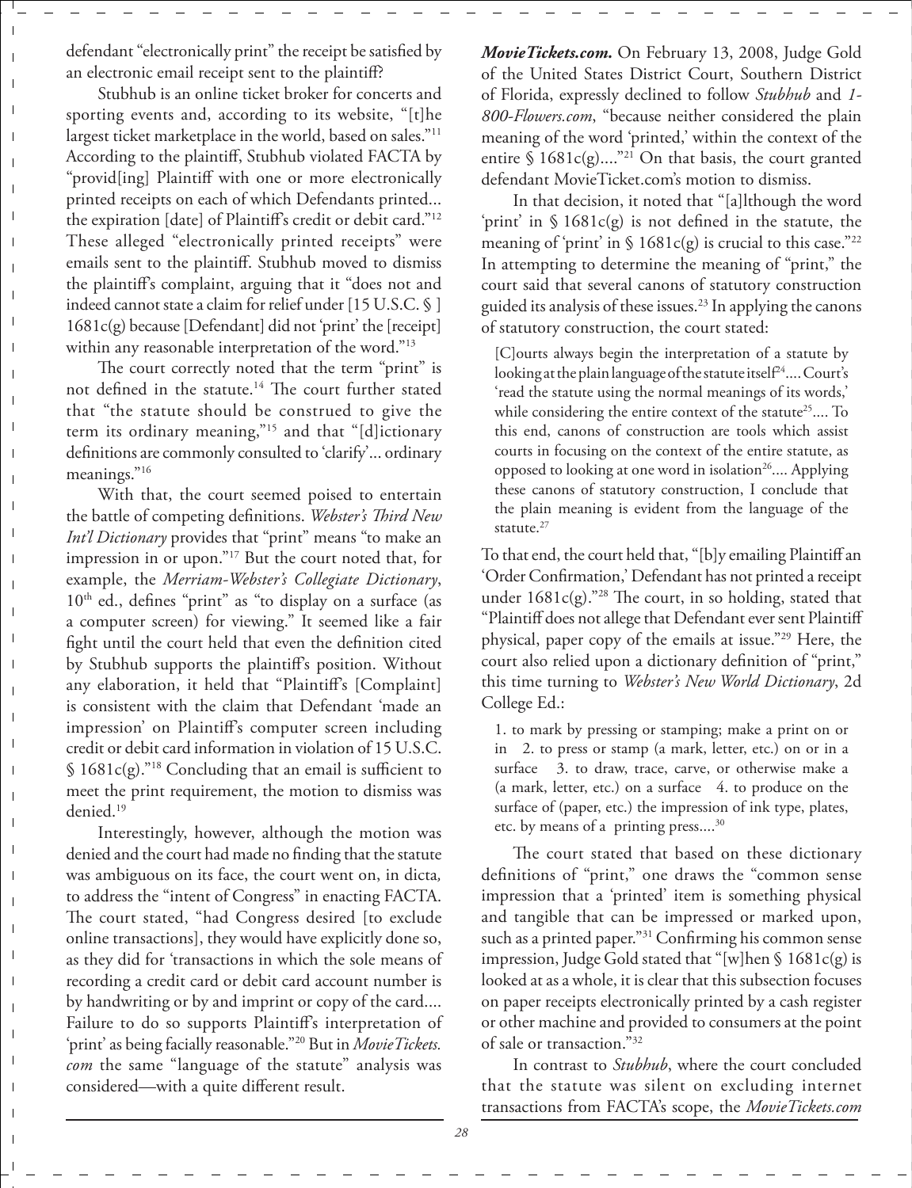defendant "electronically print" the receipt be satisfied by an electronic email receipt sent to the plaintiff?

Stubhub is an online ticket broker for concerts and sporting events and, according to its website, "[t]he largest ticket marketplace in the world, based on sales."[11] According to the plaintiff, Stubhub violated FACTA by "provid[ing] Plaintiff with one or more electronically printed receipts on each of which Defendants printed... the expiration [date] of Plaintiff's credit or debit card."[12] These alleged "electronically printed receipts" were emails sent to the plaintiff. Stubhub moved to dismiss the plaintiff's complaint, arguing that it "does not and indeed cannot state a claim for relief under [15 U.S.C. § ] 1681c(g) because [Defendant] did not 'print' the [receipt] within any reasonable interpretation of the word."[13]

The court correctly noted that the term "print" is not defined in the statute.[14] The court further stated that "the statute should be construed to give the term its ordinary meaning,"[15] and that "[d]ictionary definitions are commonly consulted to 'clarify'... ordinary meanings."[16]

With that, the court seemed poised to entertain the battle of competing definitions. *Webster's Third New Int'l Dictionary* provides that "print" means "to make an impression in or upon."[17] But the court noted that, for example, the *Merriam-Webster's Collegiate Dictionary*, 10th ed., defines "print" as "to display on a surface (as a computer screen) for viewing." It seemed like a fair fight until the court held that even the definition cited by Stubhub supports the plaintiff's position. Without any elaboration, it held that "Plaintiff's [Complaint] is consistent with the claim that Defendant 'made an impression' on Plaintiff's computer screen including credit or debit card information in violation of 15 U.S.C. § 1681c(g)."[18] Concluding that an email is sufficient to meet the print requirement, the motion to dismiss was denied.[19]

Interestingly, however, although the motion was denied and the court had made no finding that the statute was ambiguous on its face, the court went on, in dicta*,* to address the "intent of Congress" in enacting FACTA. The court stated, "had Congress desired [to exclude online transactions], they would have explicitly done so, as they did for 'transactions in which the sole means of recording a credit card or debit card account number is by handwriting or by and imprint or copy of the card.... Failure to do so supports Plaintiff's interpretation of 'print' as being facially reasonable."[20] But in *MovieTickets.com* the same "language of the statute" analysis was considered—with a quite different result.

***MovieTickets.com.*** On February 13, 2008, Judge Gold of the United States District Court, Southern District of Florida, expressly declined to follow *Stubhub* and *1-800-Flowers.com*, "because neither considered the plain meaning of the word 'printed,' within the context of the entire § 1681c(g)...."[21] On that basis, the court granted defendant MovieTicket.com's motion to dismiss.

In that decision, it noted that "[a]lthough the word 'print' in § 1681c(g) is not defined in the statute, the meaning of 'print' in § 1681c(g) is crucial to this case."[22] In attempting to determine the meaning of "print," the court said that several canons of statutory construction guided its analysis of these issues.[23] In applying the canons of statutory construction, the court stated:

> [C]ourts always begin the interpretation of a statute by looking at the plain language of the statute itself[24].... Court's 'read the statute using the normal meanings of its words,' while considering the entire context of the statute[25].... To this end, canons of construction are tools which assist courts in focusing on the context of the entire statute, as opposed to looking at one word in isolation[26].... Applying these canons of statutory construction, I conclude that the plain meaning is evident from the language of the statute.[27]

To that end, the court held that, "[b]y emailing Plaintiff an 'Order Confirmation,' Defendant has not printed a receipt under 1681c(g)."[28] The court, in so holding, stated that "Plaintiff does not allege that Defendant ever sent Plaintiff physical, paper copy of the emails at issue."[29] Here, the court also relied upon a dictionary definition of "print," this time turning to *Webster's New World Dictionary*, 2d College Ed.:

> 1. to mark by pressing or stamping; make a print on or in 2. to press or stamp (a mark, letter, etc.) on or in a surface 3. to draw, trace, carve, or otherwise make a (a mark, letter, etc.) on a surface 4. to produce on the surface of (paper, etc.) the impression of ink type, plates, etc. by means of a printing press....[30]

The court stated that based on these dictionary definitions of "print," one draws the "common sense impression that a 'printed' item is something physical and tangible that can be impressed or marked upon, such as a printed paper."[31] Confirming his common sense impression, Judge Gold stated that "[w]hen § 1681c(g) is looked at as a whole, it is clear that this subsection focuses on paper receipts electronically printed by a cash register or other machine and provided to consumers at the point of sale or transaction."[32]

In contrast to *Stubhub*, where the court concluded that the statute was silent on excluding internet transactions from FACTA's scope, the *MovieTickets.com*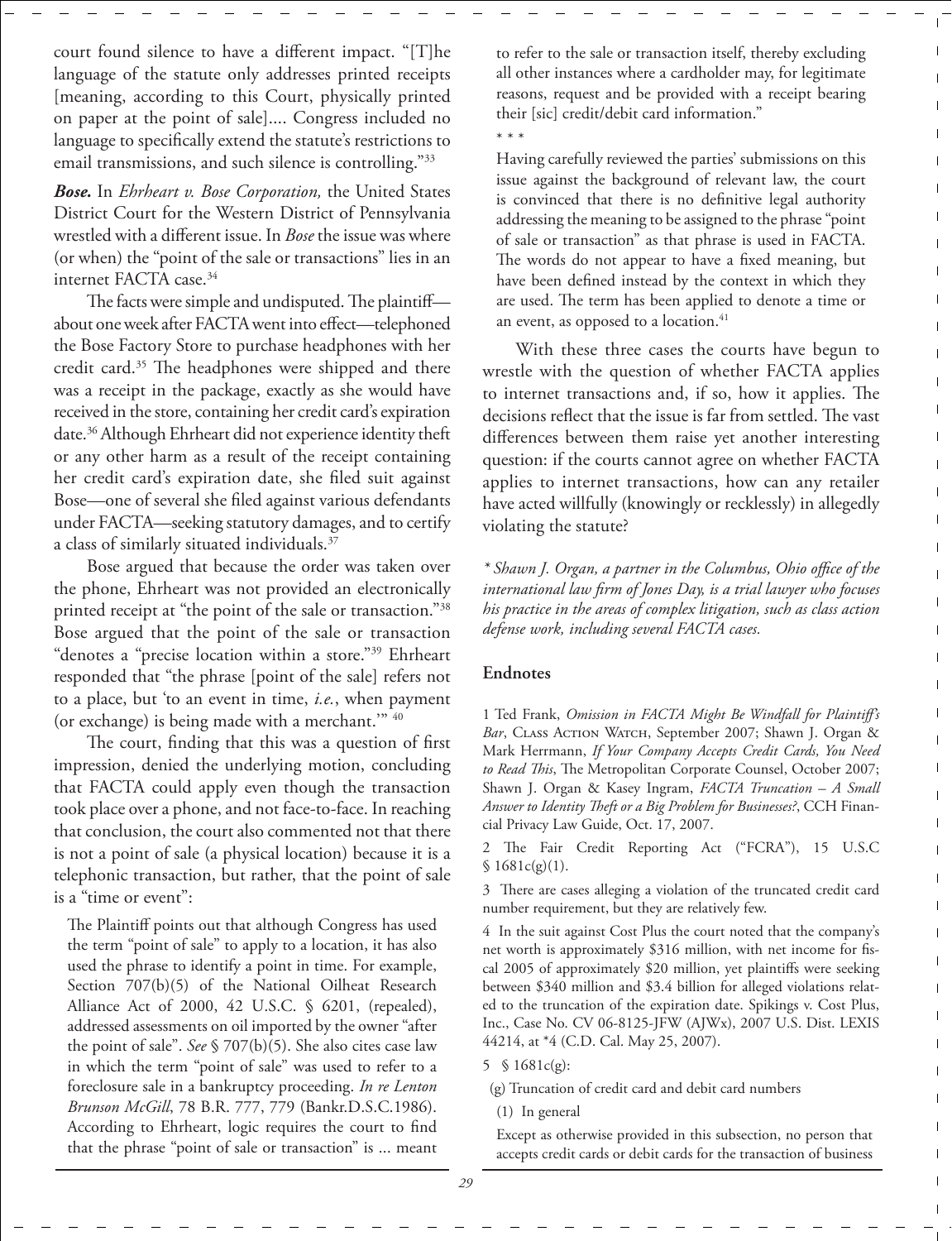court found silence to have a different impact. "[T]he language of the statute only addresses printed receipts [meaning, according to this Court, physically printed on paper at the point of sale].... Congress included no language to specifically extend the statute's restrictions to email transmissions, and such silence is controlling."[33]

***Bose.*** In *Ehrheart v. Bose Corporation,* the United States District Court for the Western District of Pennsylvania wrestled with a different issue. In *Bose* the issue was where (or when) the "point of the sale or transactions" lies in an internet FACTA case.[34]

The facts were simple and undisputed. The plaintiff—about one week after FACTA went into effect—telephoned the Bose Factory Store to purchase headphones with her credit card.[35] The headphones were shipped and there was a receipt in the package, exactly as she would have received in the store, containing her credit card's expiration date.[36] Although Ehrheart did not experience identity theft or any other harm as a result of the receipt containing her credit card's expiration date, she filed suit against Bose—one of several she filed against various defendants under FACTA—seeking statutory damages, and to certify a class of similarly situated individuals.[37]

Bose argued that because the order was taken over the phone, Ehrheart was not provided an electronically printed receipt at "the point of the sale or transaction."[38] Bose argued that the point of the sale or transaction "denotes a "precise location within a store."[39] Ehrheart responded that "the phrase [point of the sale] refers not to a place, but 'to an event in time, *i.e.*, when payment (or exchange) is being made with a merchant.'" [40]

The court, finding that this was a question of first impression, denied the underlying motion, concluding that FACTA could apply even though the transaction took place over a phone, and not face-to-face. In reaching that conclusion, the court also commented not that there is not a point of sale (a physical location) because it is a telephonic transaction, but rather, that the point of sale is a "time or event":

> The Plaintiff points out that although Congress has used the term "point of sale" to apply to a location, it has also used the phrase to identify a point in time. For example, Section 707(b)(5) of the National Oilheat Research Alliance Act of 2000, 42 U.S.C. § 6201, (repealed), addressed assessments on oil imported by the owner "after the point of sale". *See* § 707(b)(5). She also cites case law in which the term "point of sale" was used to refer to a foreclosure sale in a bankruptcy proceeding. *In re Lenton Brunson McGill*, 78 B.R. 777, 779 (Bankr.D.S.C.1986). According to Ehrheart, logic requires the court to find that the phrase "point of sale or transaction" is ... meant to refer to the sale or transaction itself, thereby excluding all other instances where a cardholder may, for legitimate reasons, request and be provided with a receipt bearing their [sic] credit/debit card information."
>
> \* \* \*
>
> Having carefully reviewed the parties' submissions on this issue against the background of relevant law, the court is convinced that there is no definitive legal authority addressing the meaning to be assigned to the phrase "point of sale or transaction" as that phrase is used in FACTA. The words do not appear to have a fixed meaning, but have been defined instead by the context in which they are used. The term has been applied to denote a time or an event, as opposed to a location.[41]

With these three cases the courts have begun to wrestle with the question of whether FACTA applies to internet transactions and, if so, how it applies. The decisions reflect that the issue is far from settled. The vast differences between them raise yet another interesting question: if the courts cannot agree on whether FACTA applies to internet transactions, how can any retailer have acted willfully (knowingly or recklessly) in allegedly violating the statute?

*\* Shawn J. Organ, a partner in the Columbus, Ohio office of the international law firm of Jones Day, is a trial lawyer who focuses his practice in the areas of complex litigation, such as class action defense work, including several FACTA cases.*

## Endnotes

1 Ted Frank, *Omission in FACTA Might Be Windfall for Plaintiff's Bar*, Class Action Watch, September 2007; Shawn J. Organ & Mark Herrmann, *If Your Company Accepts Credit Cards, You Need to Read This*, The Metropolitan Corporate Counsel, October 2007; Shawn J. Organ & Kasey Ingram, *FACTA Truncation – A Small Answer to Identity Theft or a Big Problem for Businesses?*, CCH Financial Privacy Law Guide, Oct. 17, 2007.

2 The Fair Credit Reporting Act ("FCRA"), 15 U.S.C § 1681c(g)(1).

3 There are cases alleging a violation of the truncated credit card number requirement, but they are relatively few.

4 In the suit against Cost Plus the court noted that the company's net worth is approximately $316 million, with net income for fiscal 2005 of approximately $20 million, yet plaintiffs were seeking between $340 million and $3.4 billion for alleged violations related to the truncation of the expiration date. Spikings v. Cost Plus, Inc., Case No. CV 06-8125-JFW (AJWx), 2007 U.S. Dist. LEXIS 44214, at *4 (C.D. Cal. May 25, 2007).

5 § 1681c(g):

(g) Truncation of credit card and debit card numbers

(1) In general

Except as otherwise provided in this subsection, no person that accepts credit cards or debit cards for the transaction of business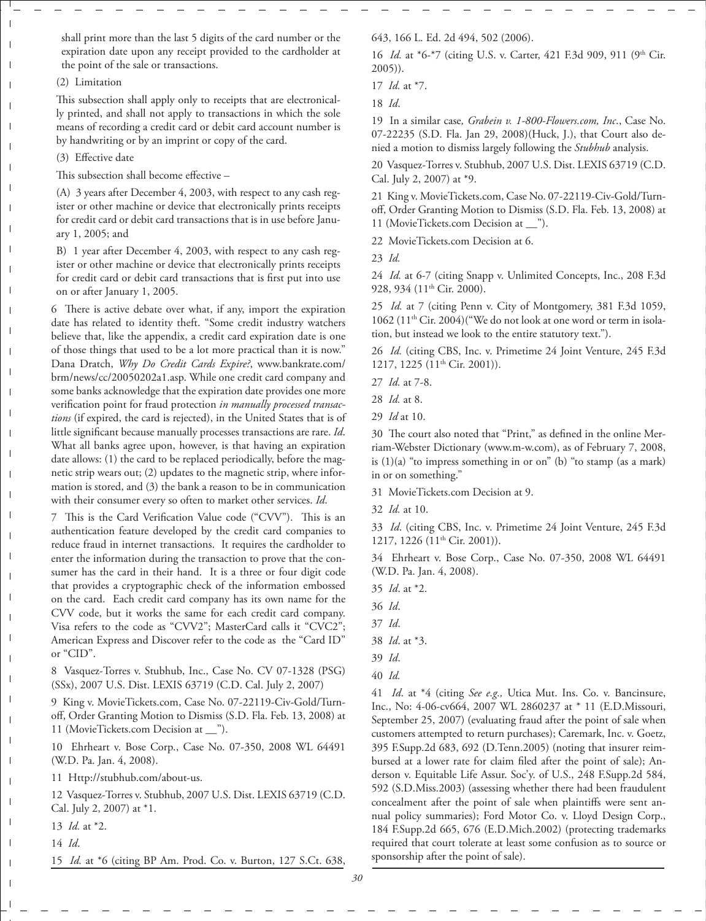shall print more than the last 5 digits of the card number or the expiration date upon any receipt provided to the cardholder at the point of the sale or transactions.

(2) Limitation

This subsection shall apply only to receipts that are electronically printed, and shall not apply to transactions in which the sole means of recording a credit card or debit card account number is by handwriting or by an imprint or copy of the card.

(3) Effective date

This subsection shall become effective –

(A) 3 years after December 4, 2003, with respect to any cash register or other machine or device that electronically prints receipts for credit card or debit card transactions that is in use before January 1, 2005; and

B) 1 year after December 4, 2003, with respect to any cash register or other machine or device that electronically prints receipts for credit card or debit card transactions that is first put into use on or after January 1, 2005.

6 There is active debate over what, if any, import the expiration date has related to identity theft. "Some credit industry watchers believe that, like the appendix, a credit card expiration date is one of those things that used to be a lot more practical than it is now." Dana Dratch, *Why Do Credit Cards Expire?*, www.bankrate.com/brm/news/cc/20050202a1.asp. While one credit card company and some banks acknowledge that the expiration date provides one more verification point for fraud protection *in manually processed transactions* (if expired, the card is rejected), in the United States that is of little significant because manually processes transactions are rare. *Id*. What all banks agree upon, however, is that having an expiration date allows: (1) the card to be replaced periodically, before the magnetic strip wears out; (2) updates to the magnetic strip, where information is stored, and (3) the bank a reason to be in communication with their consumer every so often to market other services. *Id*.

7 This is the Card Verification Value code ("CVV"). This is an authentication feature developed by the credit card companies to reduce fraud in internet transactions. It requires the cardholder to enter the information during the transaction to prove that the consumer has the card in their hand. It is a three or four digit code that provides a cryptographic check of the information embossed on the card. Each credit card company has its own name for the CVV code, but it works the same for each credit card company. Visa refers to the code as "CVV2"; MasterCard calls it "CVC2"; American Express and Discover refer to the code as the "Card ID" or "CID".

8 Vasquez-Torres v. Stubhub, Inc., Case No. CV 07-1328 (PSG) (SSx), 2007 U.S. Dist. LEXIS 63719 (C.D. Cal. July 2, 2007)

9 King v. MovieTickets.com, Case No. 07-22119-Civ-Gold/Turnoff, Order Granting Motion to Dismiss (S.D. Fla. Feb. 13, 2008) at 11 (MovieTickets.com Decision at __").

10 Ehrheart v. Bose Corp., Case No. 07-350, 2008 WL 64491 (W.D. Pa. Jan. 4, 2008).

11 Http://stubhub.com/about-us.

12 Vasquez-Torres v. Stubhub, 2007 U.S. Dist. LEXIS 63719 (C.D. Cal. July 2, 2007) at *1.

13 *Id.* at *2.

14 *Id*.

15 *Id.* at *6 (citing BP Am. Prod. Co. v. Burton, 127 S.Ct. 638, 643, 166 L. Ed. 2d 494, 502 (2006).

16 *Id.* at *6-*7 (citing U.S. v. Carter, 421 F.3d 909, 911 (9th Cir. 2005)).

17 *Id.* at *7.

18 *Id*.

19 In a similar case*, Grabein v. 1-800-Flowers.com, Inc*., Case No. 07-22235 (S.D. Fla. Jan 29, 2008)(Huck, J.), that Court also denied a motion to dismiss largely following the *Stubhub* analysis.

20 Vasquez-Torres v. Stubhub, 2007 U.S. Dist. LEXIS 63719 (C.D. Cal. July 2, 2007) at *9.

21 King v. MovieTickets.com, Case No. 07-22119-Civ-Gold/Turnoff, Order Granting Motion to Dismiss (S.D. Fla. Feb. 13, 2008) at 11 (MovieTickets.com Decision at __").

22 MovieTickets.com Decision at 6.

23 *Id.*

24 *Id.* at 6-7 (citing Snapp v. Unlimited Concepts, Inc., 208 F.3d 928, 934 (11th Cir. 2000).

25 *Id.* at 7 (citing Penn v. City of Montgomery, 381 F.3d 1059, 1062 (11th Cir. 2004)("We do not look at one word or term in isolation, but instead we look to the entire statutory text.").

26 *Id.* (citing CBS, Inc. v. Primetime 24 Joint Venture, 245 F.3d 1217, 1225 (11th Cir. 2001)).

27 *Id.* at 7-8.

28 *Id.* at 8.

29 *Id* at 10.

30 The court also noted that "Print," as defined in the online Merriam-Webster Dictionary (www.m-w.com), as of February 7, 2008, is (1)(a) "to impress something in or on" (b) "to stamp (as a mark) in or on something."

31 MovieTickets.com Decision at 9.

32 *Id.* at 10.

33 *Id*. (citing CBS, Inc. v. Primetime 24 Joint Venture, 245 F.3d 1217, 1226 (11th Cir. 2001)).

34 Ehrheart v. Bose Corp., Case No. 07-350, 2008 WL 64491 (W.D. Pa. Jan. 4, 2008).

35 *Id*. at *2.

36 *Id*.

37 *Id*.

38 *Id*. at *3.

39 *Id*.

40 *Id.*

41 *Id*. at *4 (citing *See e.g.,* Utica Mut. Ins. Co. v. Bancinsure, Inc., No: 4-06-cv664, 2007 WL 2860237 at * 11 (E.D.Missouri, September 25, 2007) (evaluating fraud after the point of sale when customers attempted to return purchases); Caremark, Inc. v. Goetz, 395 F.Supp.2d 683, 692 (D.Tenn.2005) (noting that insurer reimbursed at a lower rate for claim filed after the point of sale); Anderson v. Equitable Life Assur. Soc'y. of U.S., 248 F.Supp.2d 584, 592 (S.D.Miss.2003) (assessing whether there had been fraudulent concealment after the point of sale when plaintiffs were sent annual policy summaries); Ford Motor Co. v. Lloyd Design Corp., 184 F.Supp.2d 665, 676 (E.D.Mich.2002) (protecting trademarks required that court tolerate at least some confusion as to source or sponsorship after the point of sale).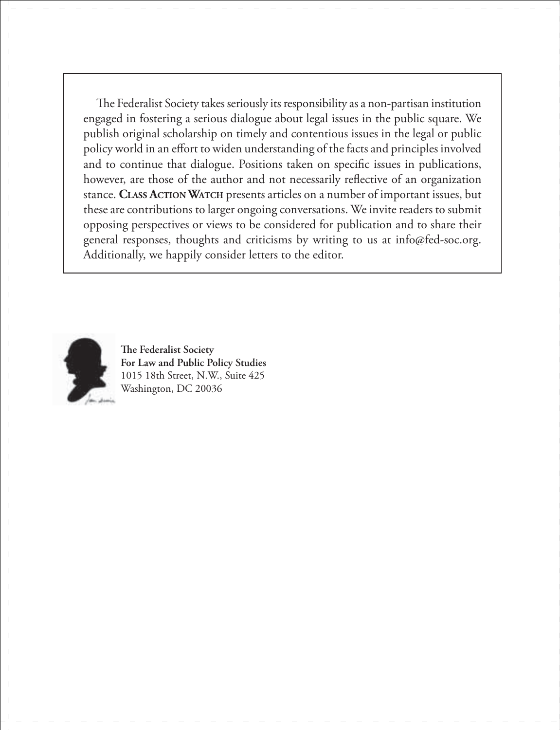The Federalist Society takes seriously its responsibility as a non-partisan institution engaged in fostering a serious dialogue about legal issues in the public square. We publish original scholarship on timely and contentious issues in the legal or public policy world in an effort to widen understanding of the facts and principles involved and to continue that dialogue. Positions taken on specific issues in publications, however, are those of the author and not necessarily reflective of an organization stance. **Class Action Watch** presents articles on a number of important issues, but these are contributions to larger ongoing conversations. We invite readers to submit opposing perspectives or views to be considered for publication and to share their general responses, thoughts and criticisms by writing to us at info@fed-soc.org. Additionally, we happily consider letters to the editor.

**The Federalist Society**
**For Law and Public Policy Studies**
1015 18th Street, N.W., Suite 425
Washington, DC 20036